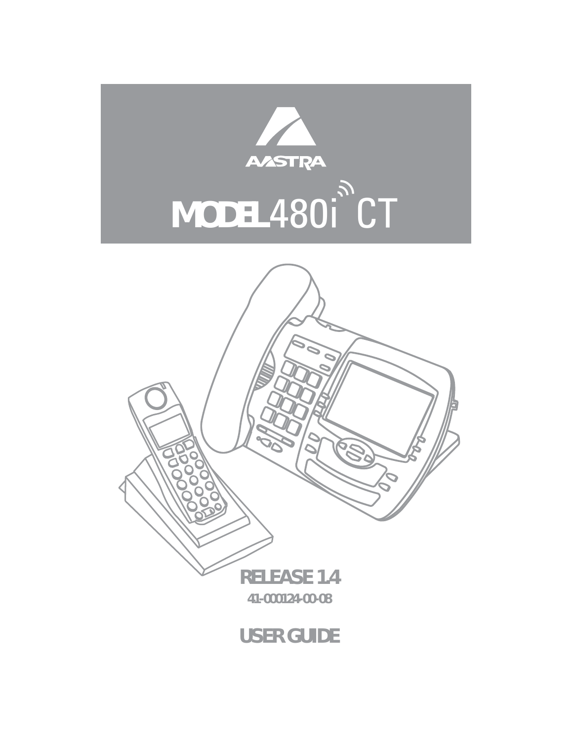AASTRA

# MODEL 480i CT

RELEASE 1.4

41-000124-00-08

## USER GUIDE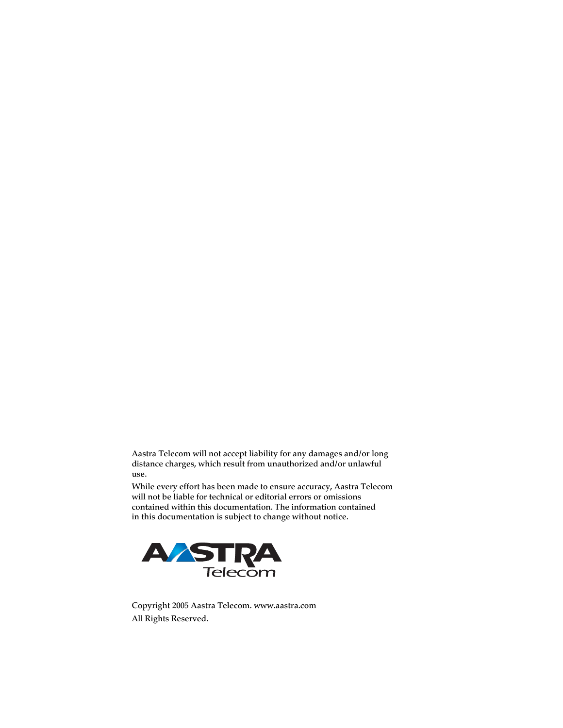Aastra Telecom will not accept liability for any damages and/or long distance charges, which result from unauthorized and/or unlawful use.

While every effort has been made to ensure accuracy, Aastra Telecom will not be liable for technical or editorial errors or omissions contained within this documentation. The information contained in this documentation is subject to change without notice.

Copyright 2005 Aastra Telecom. www.aastra.com

All Rights Reserved.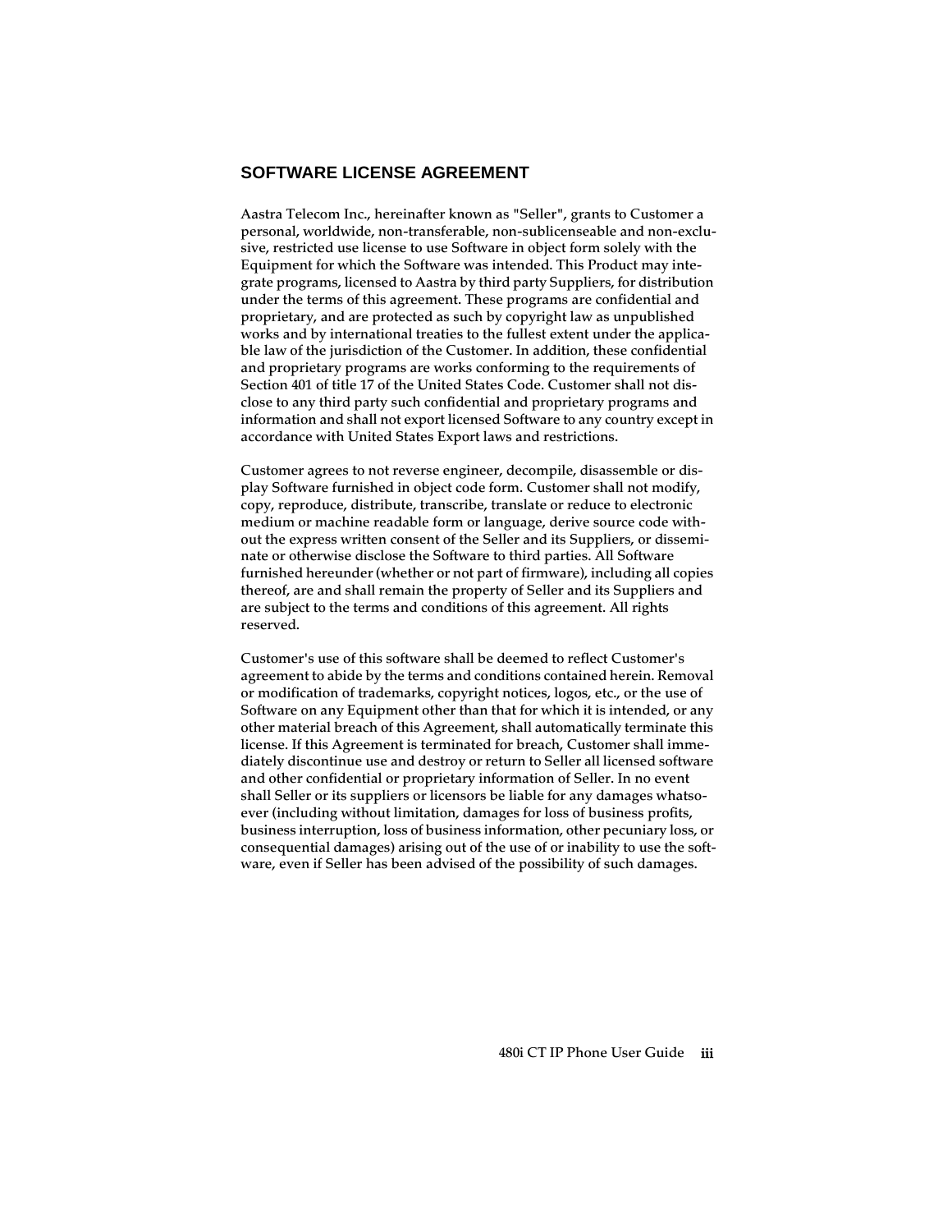## SOFTWARE LICENSE AGREEMENT

Aastra Telecom Inc., hereinafter known as "Seller", grants to Customer a personal, worldwide, non-transferable, non-sublicenseable and non-exclusive, restricted use license to use Software in object form solely with the Equipment for which the Software was intended. This Product may integrate programs, licensed to Aastra by third party Suppliers, for distribution under the terms of this agreement. These programs are confidential and proprietary, and are protected as such by copyright law as unpublished works and by international treaties to the fullest extent under the applicable law of the jurisdiction of the Customer. In addition, these confidential and proprietary programs are works conforming to the requirements of Section 401 of title 17 of the United States Code. Customer shall not disclose to any third party such confidential and proprietary programs and information and shall not export licensed Software to any country except in accordance with United States Export laws and restrictions.

Customer agrees to not reverse engineer, decompile, disassemble or display Software furnished in object code form. Customer shall not modify, copy, reproduce, distribute, transcribe, translate or reduce to electronic medium or machine readable form or language, derive source code without the express written consent of the Seller and its Suppliers, or disseminate or otherwise disclose the Software to third parties. All Software furnished hereunder (whether or not part of firmware), including all copies thereof, are and shall remain the property of Seller and its Suppliers and are subject to the terms and conditions of this agreement. All rights reserved.

Customer's use of this software shall be deemed to reflect Customer's agreement to abide by the terms and conditions contained herein. Removal or modification of trademarks, copyright notices, logos, etc., or the use of Software on any Equipment other than that for which it is intended, or any other material breach of this Agreement, shall automatically terminate this license. If this Agreement is terminated for breach, Customer shall immediately discontinue use and destroy or return to Seller all licensed software and other confidential or proprietary information of Seller. In no event shall Seller or its suppliers or licensors be liable for any damages whatsoever (including without limitation, damages for loss of business profits, business interruption, loss of business information, other pecuniary loss, or consequential damages) arising out of the use of or inability to use the software, even if Seller has been advised of the possibility of such damages.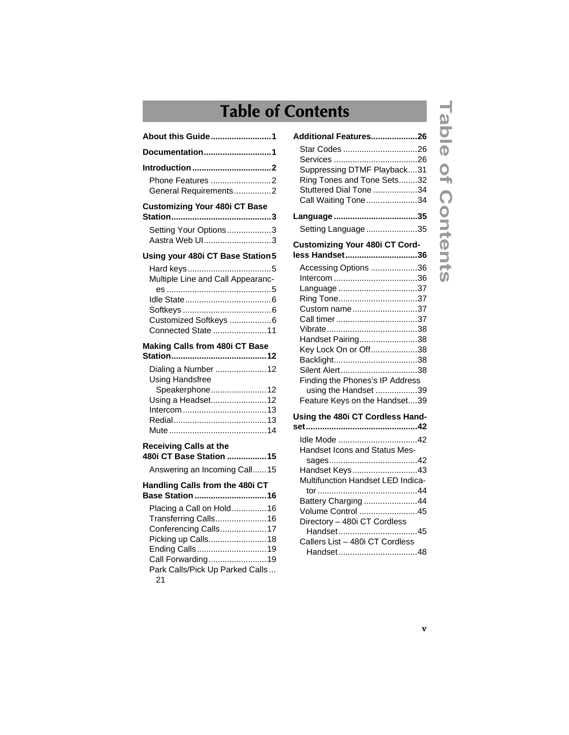# Table of Contents

**About this Guide .......................... 1**

**Documentation ............................ 1**

**Introduction ................................. 2**

- Phone Features .......................... 2
- General Requirements ................ 2

**Customizing Your 480i CT Base Station ........................................... 3**

- Setting Your Options ................... 3
- Aastra Web UI ............................. 3

**Using your 480i CT Base Station 5**

- Hard keys .................................... 5
- Multiple Line and Call Appearances ............................................. 5
- Idle State ..................................... 6
- Softkeys ...................................... 6
- Customized Softkeys .................. 6
- Connected State ....................... 11

**Making Calls from 480i CT Base Station ......................................... 12**

- Dialing a Number ...................... 12
- Using Handsfree Speakerphone ........................ 12
- Using a Headset ........................ 12
- Intercom .................................... 13
- Redial ........................................ 13
- Mute .......................................... 14

**Receiving Calls at the 480i CT Base Station ................. 15**

- Answering an Incoming Call ...... 15

**Handling Calls from the 480i CT Base Station ............................... 16**

- Placing a Call on Hold ............... 16
- Transferring Calls ...................... 16
- Conferencing Calls .................... 17
- Picking up Calls ......................... 18
- Ending Calls .............................. 19
- Call Forwarding ......................... 19
- Park Calls/Pick Up Parked Calls ... 21

**Additional Features .................... 26**

- Star Codes ................................ 26
- Services .................................... 26
- Suppressing DTMF Playback .... 31
- Ring Tones and Tone Sets ........ 32
- Stuttered Dial Tone ................... 34
- Call Waiting Tone ...................... 34

**Language .................................... 35**

- Setting Language ...................... 35

**Customizing Your 480i CT Cordless Handset ............................... 36**

- Accessing Options .................... 36
- Intercom .................................... 36
- Language .................................. 37
- Ring Tone .................................. 37
- Custom name ............................ 37
- Call timer ................................... 37
- Vibrate ....................................... 38
- Handset Pairing ......................... 38
- Key Lock On or Off .................... 38
- Backlight .................................... 38
- Silent Alert ................................. 38
- Finding the Phones's IP Address using the Handset .................. 39
- Feature Keys on the Handset .... 39

**Using the 480i CT Cordless Handset ................................................ 42**

- Idle Mode .................................. 42
- Handset Icons and Status Messages ...................................... 42
- Handset Keys ............................ 43
- Multifunction Handset LED Indicator ........................................... 44
- Battery Charging ....................... 44
- Volume Control ......................... 45
- Directory – 480i CT Cordless Handset .................................. 45
- Callers List – 480i CT Cordless Handset .................................. 48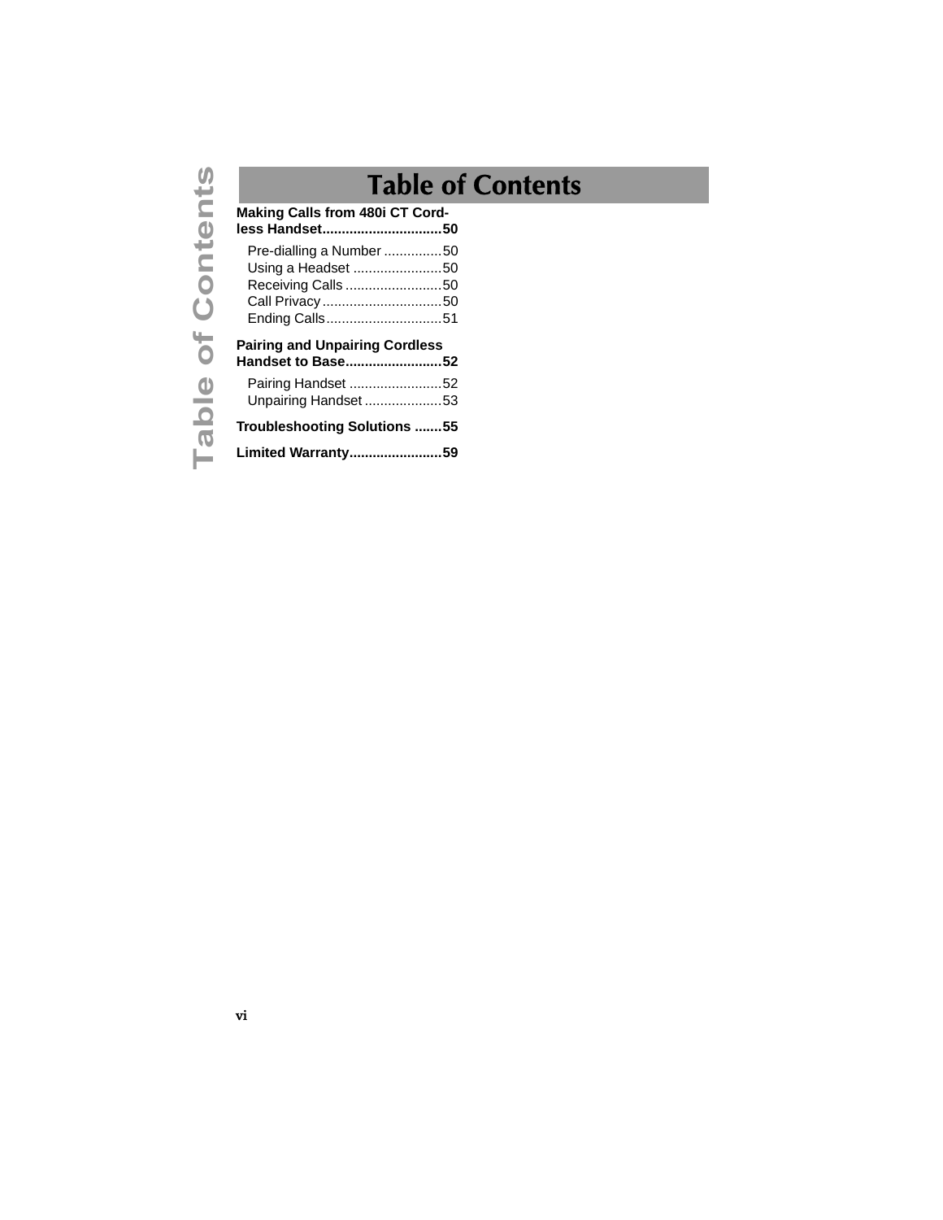# Table of Contents

**Making Calls from 480i CT Cordless Handset..............................50**

- Pre-dialling a Number ...............50
- Using a Headset .......................50
- Receiving Calls .........................50
- Call Privacy ...............................50
- Ending Calls..............................51

**Pairing and Unpairing Cordless Handset to Base.........................52**

- Pairing Handset ........................52
- Unpairing Handset ....................53

**Troubleshooting Solutions .......55**

**Limited Warranty........................59**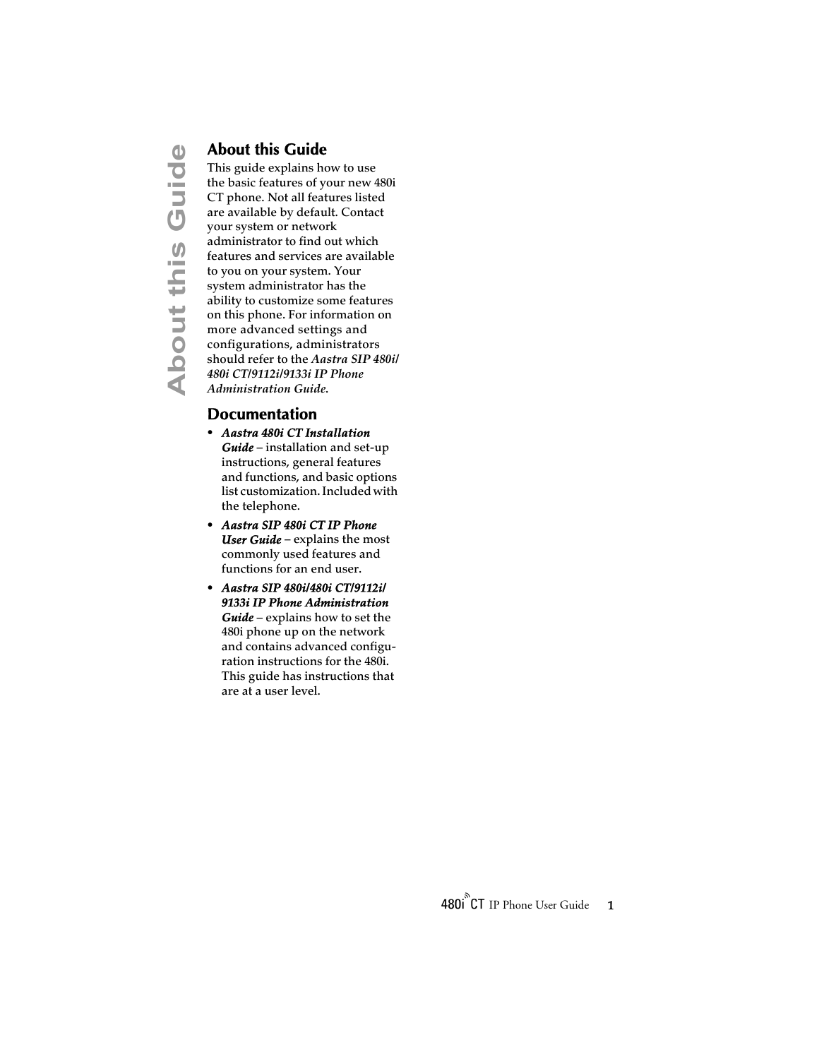## About this Guide

This guide explains how to use the basic features of your new 480i CT phone. Not all features listed are available by default. Contact your system or network administrator to find out which features and services are available to you on your system. Your system administrator has the ability to customize some features on this phone. For information on more advanced settings and configurations, administrators should refer to the *Aastra SIP 480i/ 480i CT/9112i/9133i IP Phone Administration Guide.*

## Documentation

- ***Aastra 480i CT Installation Guide*** – installation and set-up instructions, general features and functions, and basic options list customization. Included with the telephone.
- ***Aastra SIP 480i CT IP Phone User Guide*** – explains the most commonly used features and functions for an end user.
- ***Aastra SIP 480i/480i CT/9112i/ 9133i IP Phone Administration Guide*** – explains how to set the 480i phone up on the network and contains advanced configuration instructions for the 480i. This guide has instructions that are at a user level.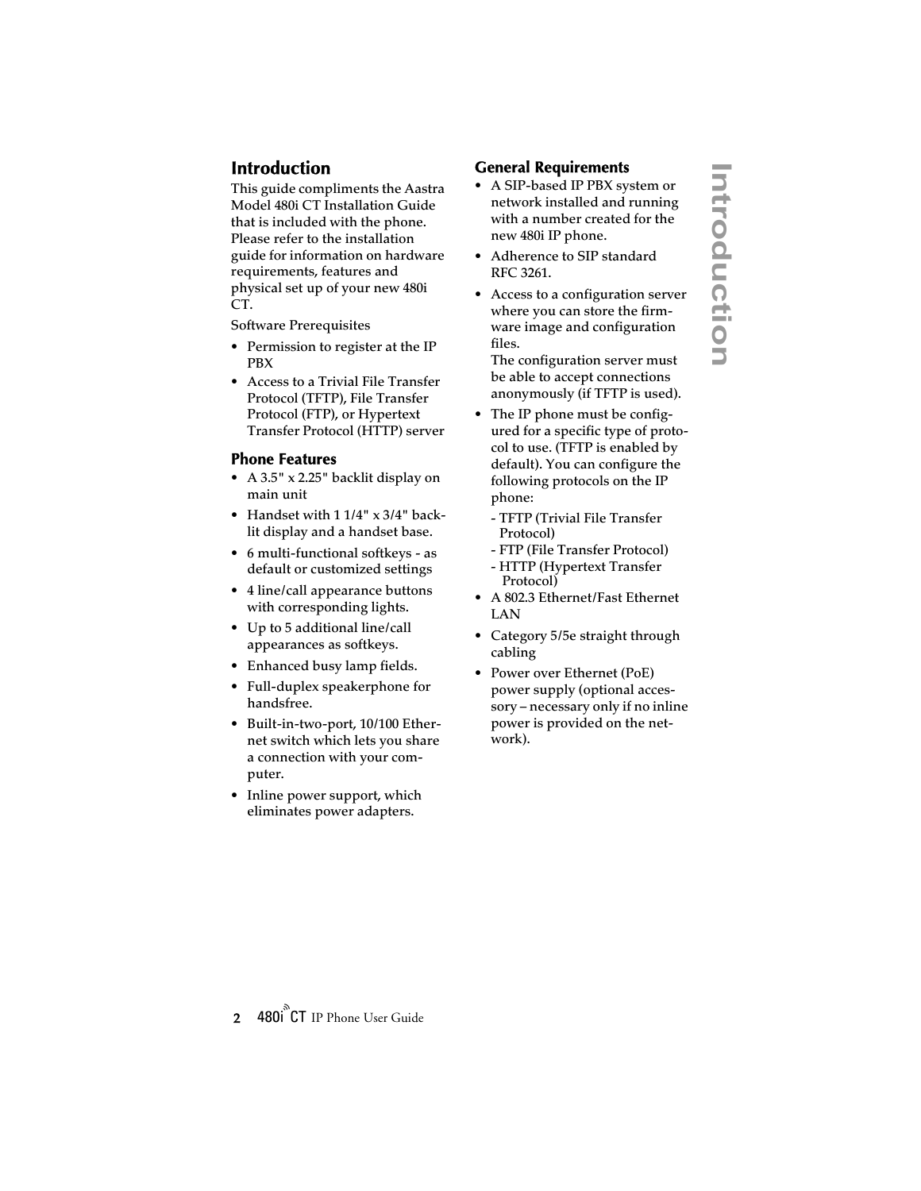## Introduction

This guide compliments the Aastra Model 480i CT Installation Guide that is included with the phone. Please refer to the installation guide for information on hardware requirements, features and physical set up of your new 480i CT.

Software Prerequisites

- Permission to register at the IP PBX
- Access to a Trivial File Transfer Protocol (TFTP), File Transfer Protocol (FTP), or Hypertext Transfer Protocol (HTTP) server

### Phone Features

- A 3.5" x 2.25" backlit display on main unit
- Handset with 1 1/4" x 3/4" backlit display and a handset base.
- 6 multi-functional softkeys - as default or customized settings
- 4 line/call appearance buttons with corresponding lights.
- Up to 5 additional line/call appearances as softkeys.
- Enhanced busy lamp fields.
- Full-duplex speakerphone for handsfree.
- Built-in-two-port, 10/100 Ethernet switch which lets you share a connection with your computer.
- Inline power support, which eliminates power adapters.

### General Requirements

- A SIP-based IP PBX system or network installed and running with a number created for the new 480i IP phone.
- Adherence to SIP standard RFC 3261.
- Access to a configuration server where you can store the firmware image and configuration files.
  The configuration server must be able to accept connections anonymously (if TFTP is used).
- The IP phone must be configured for a specific type of protocol to use. (TFTP is enabled by default). You can configure the following protocols on the IP phone:
  - TFTP (Trivial File Transfer Protocol)
  - FTP (File Transfer Protocol)
  - HTTP (Hypertext Transfer Protocol)
- A 802.3 Ethernet/Fast Ethernet LAN
- Category 5/5e straight through cabling
- Power over Ethernet (PoE) power supply (optional accessory – necessary only if no inline power is provided on the network).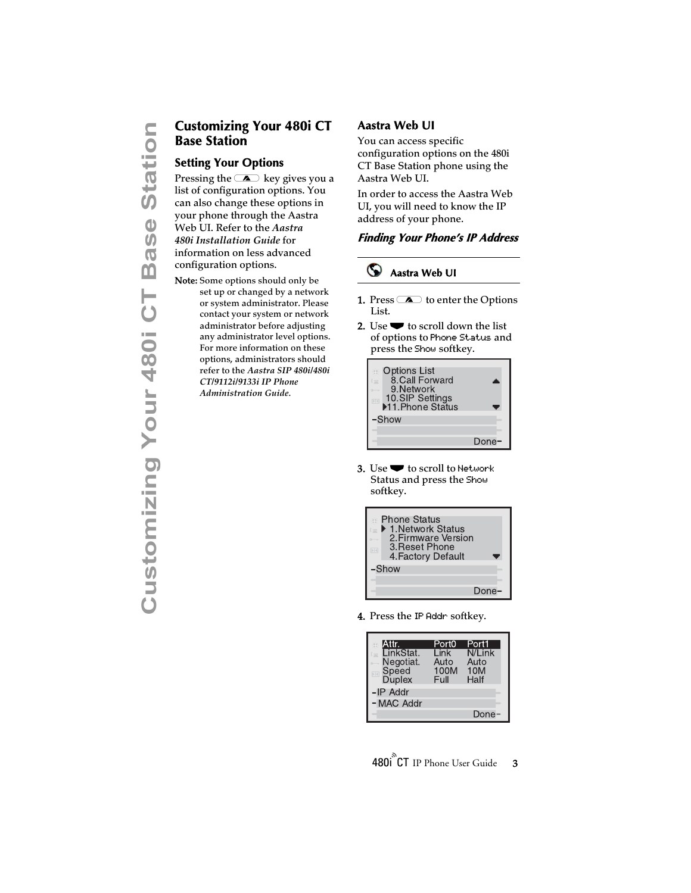# Customizing Your 480i CT Base Station

## Setting Your Options

Pressing the [Options] key gives you a list of configuration options. You can also change these options in your phone through the Aastra Web UI. Refer to the *Aastra 480i Installation Guide* for information on less advanced configuration options.

**Note:** Some options should only be set up or changed by a network or system administrator. Please contact your system or network administrator before adjusting any administrator level options. For more information on these options, administrators should refer to the *Aastra SIP 480i/480i CT/9112i/9133i IP Phone Administration Guide*.

## Aastra Web UI

You can access specific configuration options on the 480i CT Base Station phone using the Aastra Web UI.

In order to access the Aastra Web UI, you will need to know the IP address of your phone.

### *Finding Your Phone's IP Address*

**Aastra Web UI**

1. Press [Options] to enter the Options List.
2. Use [Down] to scroll down the list of options to Phone Status and press the Show softkey.

```
Options List
  8.Call Forward
  9.Network
 10.SIP Settings
▶11.Phone Status
-Show
                Done-
```

3. Use [Down] to scroll to Network Status and press the Show softkey.

```
Phone Status
▶ 1.Network Status
  2.Firmware Version
  3.Reset Phone
  4.Factory Default
-Show
                Done-
```

4. Press the IP Addr softkey.

```
Attr.       Port0   Port1
LinkStat.   Link    N/Link
Negotiat.   Auto    Auto
Speed       100M    10M
Duplex      Full    Half
-IP Addr
-MAC Addr
                Done-
```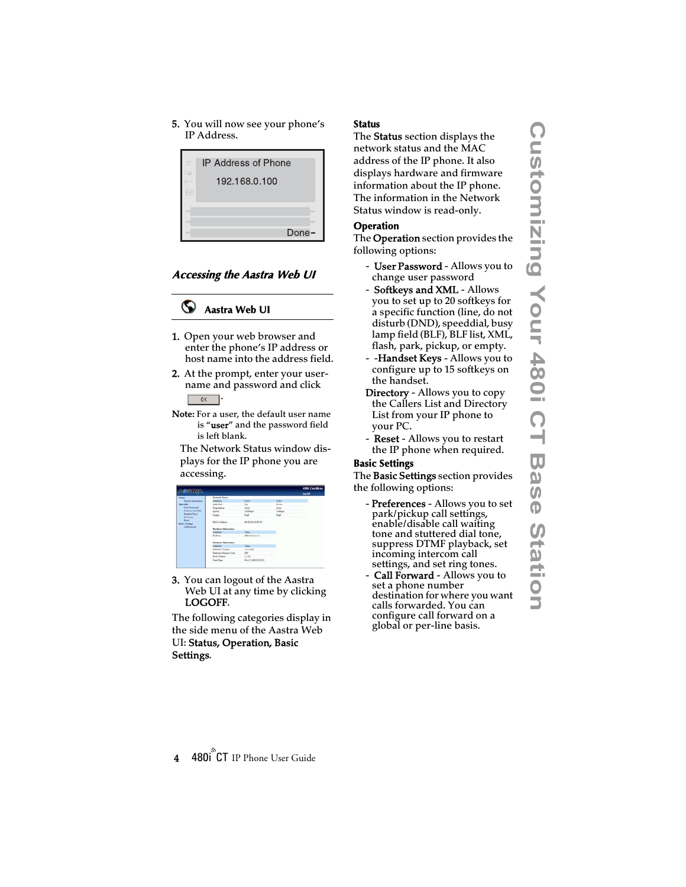5. You will now see your phone's IP Address.

IP Address of Phone

192.168.0.100

Done

## Accessing the Aastra Web UI

**Aastra Web UI**

1. Open your web browser and enter the phone's IP address or host name into the address field.
2. At the prompt, enter your username and password and click OK.

**Note:** For a user, the default user name is "**user**" and the password field is left blank.

The Network Status window displays for the IP phone you are accessing.

3. You can logout of the Aastra Web UI at any time by clicking **LOGOFF**.

The following categories display in the side menu of the Aastra Web UI: **Status, Operation, Basic Settings**.

### Status

The **Status** section displays the network status and the MAC address of the IP phone. It also displays hardware and firmware information about the IP phone. The information in the Network Status window is read-only.

### Operation

The **Operation** section provides the following options:

- **User Password** - Allows you to change user password
- **Softkeys and XML** - Allows you to set up to 20 softkeys for a specific function (line, do not disturb (DND), speeddial, busy lamp field (BLF), BLF list, XML, flash, park, pickup, or empty.
- -**Handset Keys** - Allows you to configure up to 15 softkeys on the handset.

**Directory** - Allows you to copy the Callers List and Directory List from your IP phone to your PC.

- **Reset** - Allows you to restart the IP phone when required.

### Basic Settings

The **Basic Settings** section provides the following options:

- **Preferences** - Allows you to set park/pickup call settings, enable/disable call waiting tone and stuttered dial tone, suppress DTMF playback, set incoming intercom call settings, and set ring tones.
- **Call Forward** - Allows you to set a phone number destination for where you want calls forwarded. You can configure call forward on a global or per-line basis.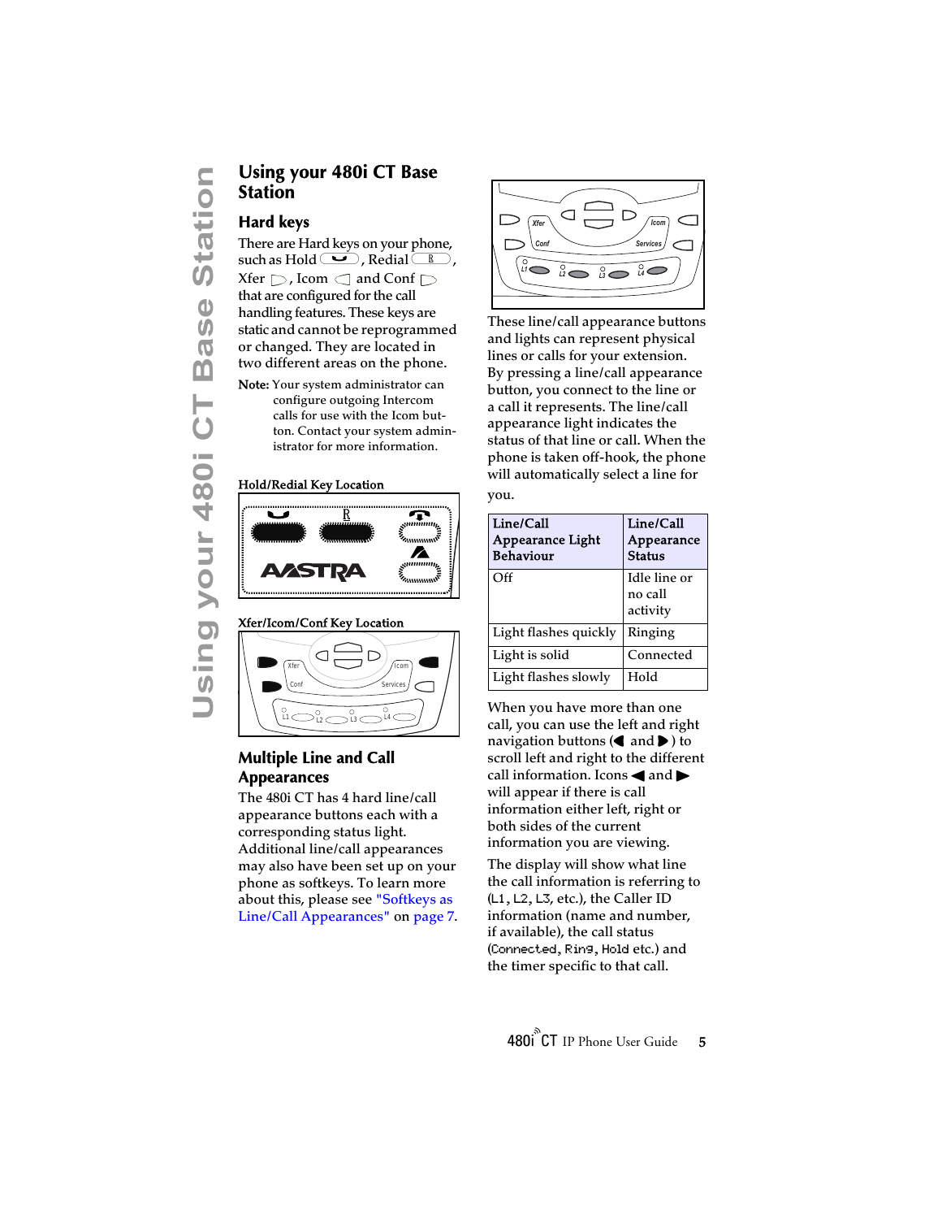## Using your 480i CT Base Station

### Hard keys

There are Hard keys on your phone, such as Hold, Redial, Xfer, Icom and Conf that are configured for the call handling features. These keys are static and cannot be reprogrammed or changed. They are located in two different areas on the phone.

**Note:** Your system administrator can configure outgoing Intercom calls for use with the Icom button. Contact your system administrator for more information.

Hold/Redial Key Location

Xfer/Icom/Conf Key Location

### Multiple Line and Call Appearances

The 480i CT has 4 hard line/call appearance buttons each with a corresponding status light. Additional line/call appearances may also have been set up on your phone as softkeys. To learn more about this, please see "Softkeys as Line/Call Appearances" on page 7.

These line/call appearance buttons and lights can represent physical lines or calls for your extension. By pressing a line/call appearance button, you connect to the line or a call it represents. The line/call appearance light indicates the status of that line or call. When the phone is taken off-hook, the phone will automatically select a line for you.

| Line/Call Appearance Light Behaviour | Line/Call Appearance Status |
|---|---|
| Off | Idle line or no call activity |
| Light flashes quickly | Ringing |
| Light is solid | Connected |
| Light flashes slowly | Hold |

When you have more than one call, you can use the left and right navigation buttons (◀ and ▶) to scroll left and right to the different call information. Icons ◀ and ▶ will appear if there is call information either left, right or both sides of the current information you are viewing.

The display will show what line the call information is referring to (L1, L2, L3, etc.), the Caller ID information (name and number, if available), the call status (Connected, Ring, Hold etc.) and the timer specific to that call.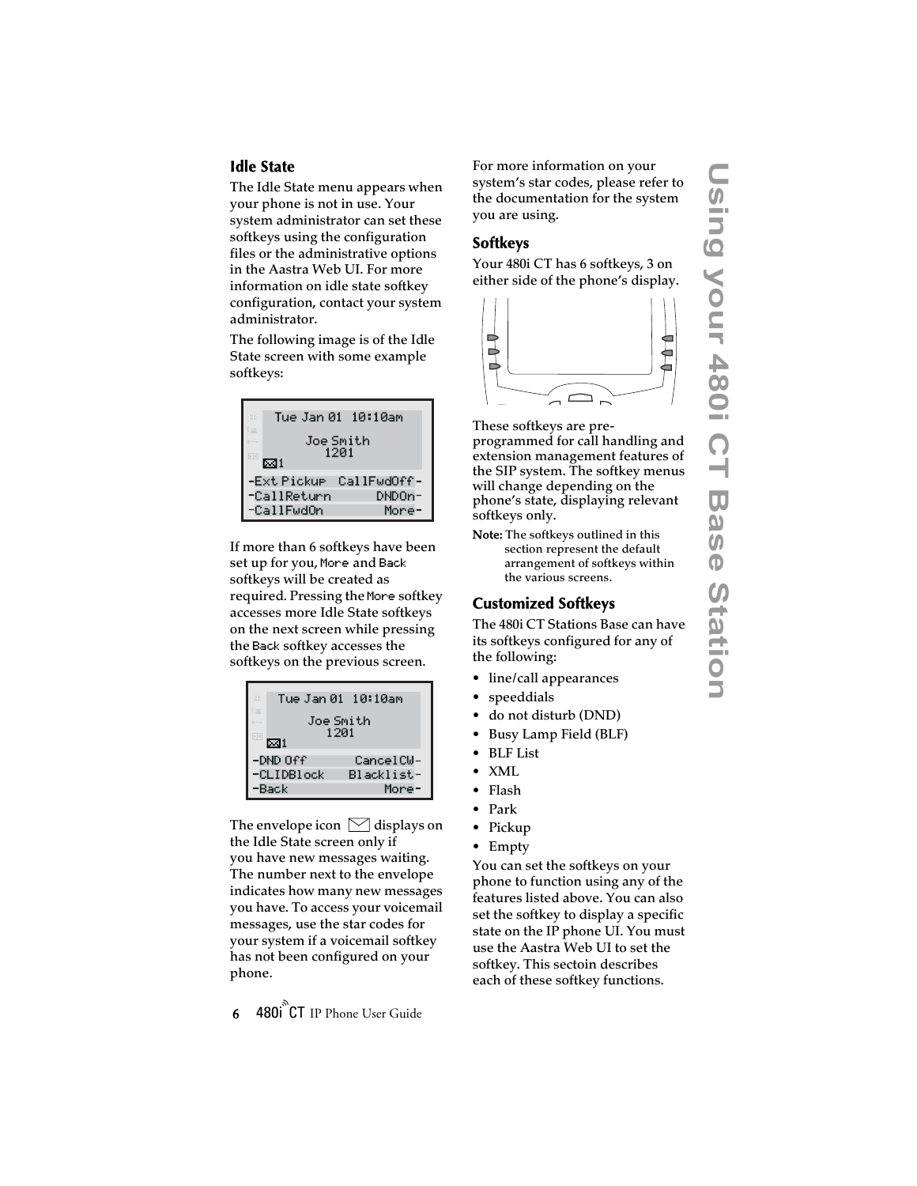## Idle State

The Idle State menu appears when your phone is not in use. Your system administrator can set these softkeys using the configuration files or the administrative options in the Aastra Web UI. For more information on idle state softkey configuration, contact your system administrator.

The following image is of the Idle State screen with some example softkeys:

If more than 6 softkeys have been set up for you, More and Back softkeys will be created as required. Pressing the More softkey accesses more Idle State softkeys on the next screen while pressing the Back softkey accesses the softkeys on the previous screen.

The envelope icon displays on the Idle State screen only if you have new messages waiting. The number next to the envelope indicates how many new messages you have. To access your voicemail messages, use the star codes for your system if a voicemail softkey has not been configured on your phone.

For more information on your system's star codes, please refer to the documentation for the system you are using.

## Softkeys

Your 480i CT has 6 softkeys, 3 on either side of the phone's display.

These softkeys are pre-programmed for call handling and extension management features of the SIP system. The softkey menus will change depending on the phone's state, displaying relevant softkeys only.

**Note:** The softkeys outlined in this section represent the default arrangement of softkeys within the various screens.

## Customized Softkeys

The 480i CT Stations Base can have its softkeys configured for any of the following:

- line/call appearances
- speeddials
- do not disturb (DND)
- Busy Lamp Field (BLF)
- BLF List
- XML
- Flash
- Park
- Pickup
- Empty

You can set the softkeys on your phone to function using any of the features listed above. You can also set the softkey to display a specific state on the IP phone UI. You must use the Aastra Web UI to set the softkey. This sectoin describes each of these softkey functions.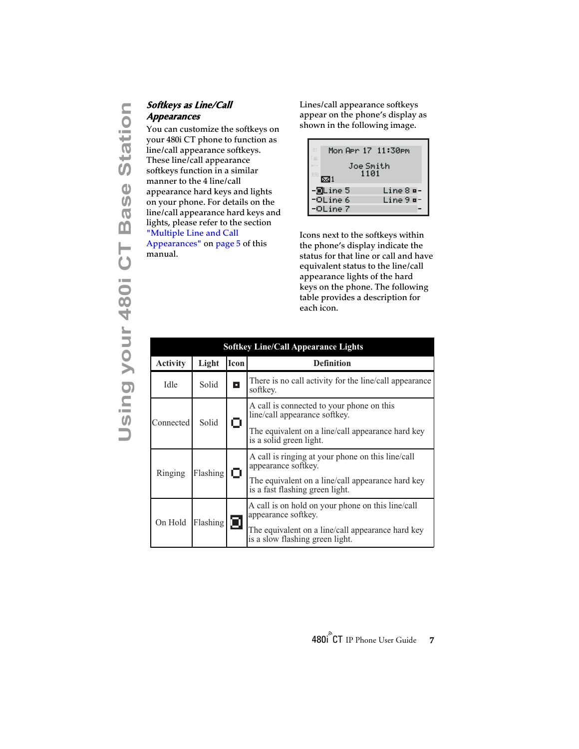### *Softkeys as Line/Call Appearances*

You can customize the softkeys on your 480i CT phone to function as line/call appearance softkeys. These line/call appearance softkeys function in a similar manner to the 4 line/call appearance hard keys and lights on your phone. For details on the line/call appearance hard keys and lights, please refer to the section "Multiple Line and Call Appearances" on page 5 of this manual.

Lines/call appearance softkeys appear on the phone's display as shown in the following image.

Icons next to the softkeys within the phone's display indicate the status for that line or call and have equivalent status to the line/call appearance lights of the hard keys on the phone. The following table provides a description for each icon.

| Softkey Line/Call Appearance Lights | | | |
|---|---|---|---|
| **Activity** | **Light** | **Icon** | **Definition** |
| Idle | Solid | ▪ | There is no call activity for the line/call appearance softkey. |
| Connected | Solid | ▢ | A call is connected to your phone on this line/call appearance softkey.<br><br>The equivalent on a line/call appearance hard key is a solid green light. |
| Ringing | Flashing | ▢ | A call is ringing at your phone on this line/call appearance softkey.<br><br>The equivalent on a line/call appearance hard key is a fast flashing green light. |
| On Hold | Flashing | ▣ | A call is on hold on your phone on this line/call appearance softkey.<br><br>The equivalent on a line/call appearance hard key is a slow flashing green light. |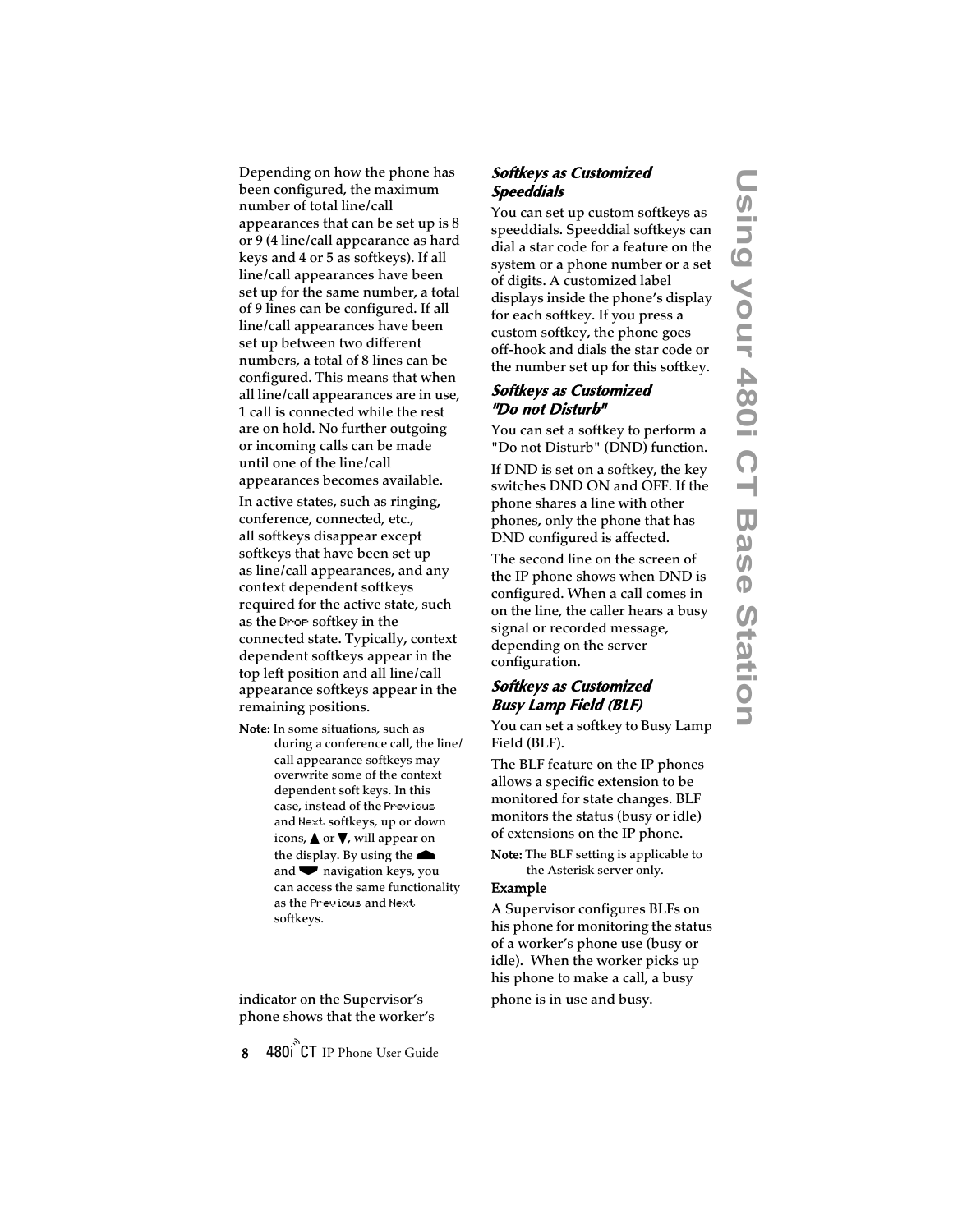Depending on how the phone has been configured, the maximum number of total line/call appearances that can be set up is 8 or 9 (4 line/call appearance as hard keys and 4 or 5 as softkeys). If all line/call appearances have been set up for the same number, a total of 9 lines can be configured. If all line/call appearances have been set up between two different numbers, a total of 8 lines can be configured. This means that when all line/call appearances are in use, 1 call is connected while the rest are on hold. No further outgoing or incoming calls can be made until one of the line/call appearances becomes available.

In active states, such as ringing, conference, connected, etc., all softkeys disappear except softkeys that have been set up as line/call appearances, and any context dependent softkeys required for the active state, such as the Drop softkey in the connected state. Typically, context dependent softkeys appear in the top left position and all line/call appearance softkeys appear in the remaining positions.

**Note:** In some situations, such as during a conference call, the line/call appearance softkeys may overwrite some of the context dependent soft keys. In this case, instead of the Previous and Next softkeys, up or down icons, ▲ or ▼, will appear on the display. By using the ▲ and ▼ navigation keys, you can access the same functionality as the Previous and Next softkeys.

### Softkeys as Customized Speeddials

You can set up custom softkeys as speeddials. Speeddial softkeys can dial a star code for a feature on the system or a phone number or a set of digits. A customized label displays inside the phone's display for each softkey. If you press a custom softkey, the phone goes off-hook and dials the star code or the number set up for this softkey.

### Softkeys as Customized "Do not Disturb"

You can set a softkey to perform a "Do not Disturb" (DND) function.

If DND is set on a softkey, the key switches DND ON and OFF. If the phone shares a line with other phones, only the phone that has DND configured is affected.

The second line on the screen of the IP phone shows when DND is configured. When a call comes in on the line, the caller hears a busy signal or recorded message, depending on the server configuration.

### Softkeys as Customized Busy Lamp Field (BLF)

You can set a softkey to Busy Lamp Field (BLF).

The BLF feature on the IP phones allows a specific extension to be monitored for state changes. BLF monitors the status (busy or idle) of extensions on the IP phone.

**Note:** The BLF setting is applicable to the Asterisk server only.

**Example**

A Supervisor configures BLFs on his phone for monitoring the status of a worker's phone use (busy or idle). When the worker picks up his phone to make a call, a busy indicator on the Supervisor's phone shows that the worker's phone is in use and busy.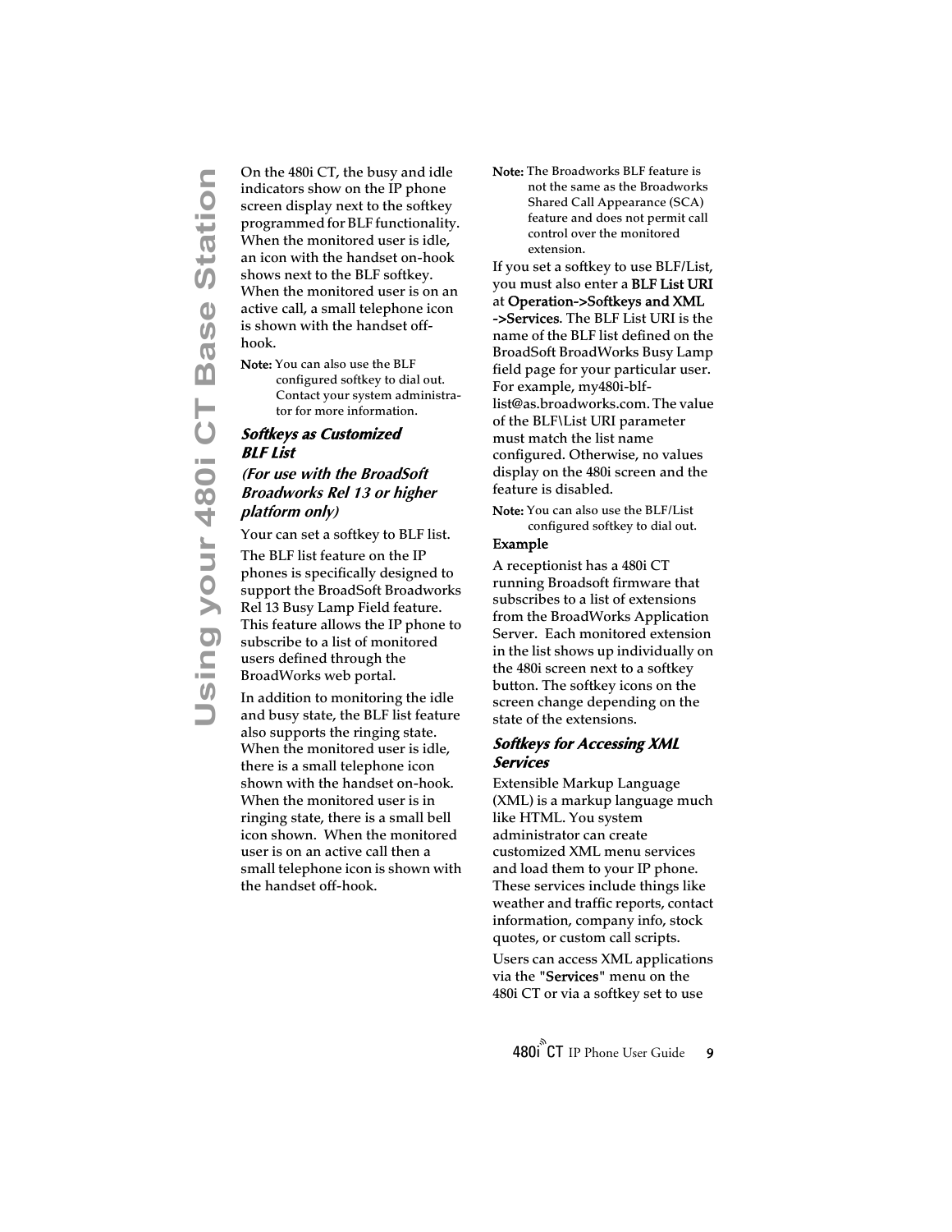On the 480i CT, the busy and idle indicators show on the IP phone screen display next to the softkey programmed for BLF functionality. When the monitored user is idle, an icon with the handset on-hook shows next to the BLF softkey. When the monitored user is on an active call, a small telephone icon is shown with the handset off-hook.

**Note:** You can also use the BLF configured softkey to dial out. Contact your system administrator for more information.

### *Softkeys as Customized BLF List*

#### *(For use with the BroadSoft Broadworks Rel 13 or higher platform only)*

Your can set a softkey to BLF list.

The BLF list feature on the IP phones is specifically designed to support the BroadSoft Broadworks Rel 13 Busy Lamp Field feature. This feature allows the IP phone to subscribe to a list of monitored users defined through the BroadWorks web portal.

In addition to monitoring the idle and busy state, the BLF list feature also supports the ringing state. When the monitored user is idle, there is a small telephone icon shown with the handset on-hook. When the monitored user is in ringing state, there is a small bell icon shown. When the monitored user is on an active call then a small telephone icon is shown with the handset off-hook.

**Note:** The Broadworks BLF feature is not the same as the Broadworks Shared Call Appearance (SCA) feature and does not permit call control over the monitored extension.

If you set a softkey to use BLF/List, you must also enter a **BLF List URI** at **Operation->Softkeys and XML ->Services**. The BLF List URI is the name of the BLF list defined on the BroadSoft BroadWorks Busy Lamp field page for your particular user. For example, my480i-blf-list@as.broadworks.com. The value of the BLF\List URI parameter must match the list name configured. Otherwise, no values display on the 480i screen and the feature is disabled.

**Note:** You can also use the BLF/List configured softkey to dial out.

**Example**

A receptionist has a 480i CT running Broadsoft firmware that subscribes to a list of extensions from the BroadWorks Application Server. Each monitored extension in the list shows up individually on the 480i screen next to a softkey button. The softkey icons on the screen change depending on the state of the extensions.

### *Softkeys for Accessing XML Services*

Extensible Markup Language (XML) is a markup language much like HTML. You system administrator can create customized XML menu services and load them to your IP phone. These services include things like weather and traffic reports, contact information, company info, stock quotes, or custom call scripts.

Users can access XML applications via the "**Services**" menu on the 480i CT or via a softkey set to use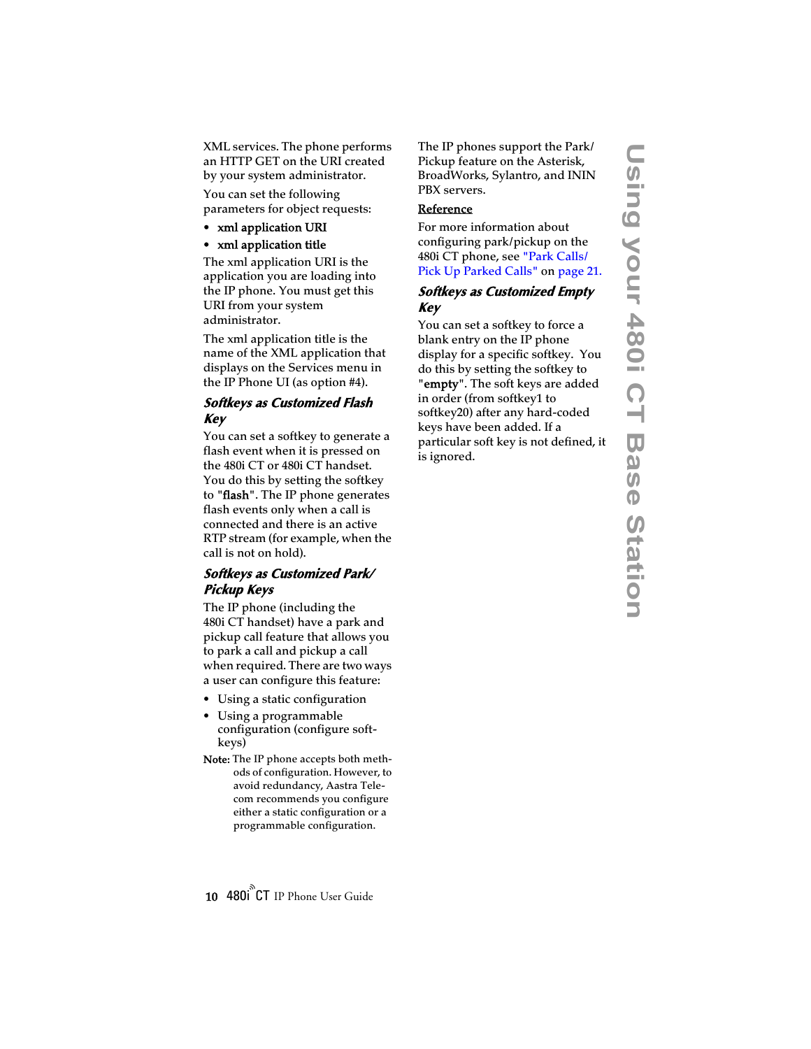XML services. The phone performs an HTTP GET on the URI created by your system administrator.

You can set the following parameters for object requests:

- **xml application URI**
- **xml application title**

The xml application URI is the application you are loading into the IP phone. You must get this URI from your system administrator.

The xml application title is the name of the XML application that displays on the Services menu in the IP Phone UI (as option #4).

### *Softkeys as Customized Flash Key*

You can set a softkey to generate a flash event when it is pressed on the 480i CT or 480i CT handset. You do this by setting the softkey to "**flash**". The IP phone generates flash events only when a call is connected and there is an active RTP stream (for example, when the call is not on hold).

### *Softkeys as Customized Park/ Pickup Keys*

The IP phone (including the 480i CT handset) have a park and pickup call feature that allows you to park a call and pickup a call when required. There are two ways a user can configure this feature:

- Using a static configuration
- Using a programmable configuration (configure soft-keys)

**Note:** The IP phone accepts both methods of configuration. However, to avoid redundancy, Aastra Telecom recommends you configure either a static configuration or a programmable configuration.

The IP phones support the Park/ Pickup feature on the Asterisk, BroadWorks, Sylantro, and ININ PBX servers.

**Reference**

For more information about configuring park/pickup on the 480i CT phone, see "Park Calls/ Pick Up Parked Calls" on page 21.

### *Softkeys as Customized Empty Key*

You can set a softkey to force a blank entry on the IP phone display for a specific softkey. You do this by setting the softkey to "**empty**". The soft keys are added in order (from softkey1 to softkey20) after any hard-coded keys have been added. If a particular soft key is not defined, it is ignored.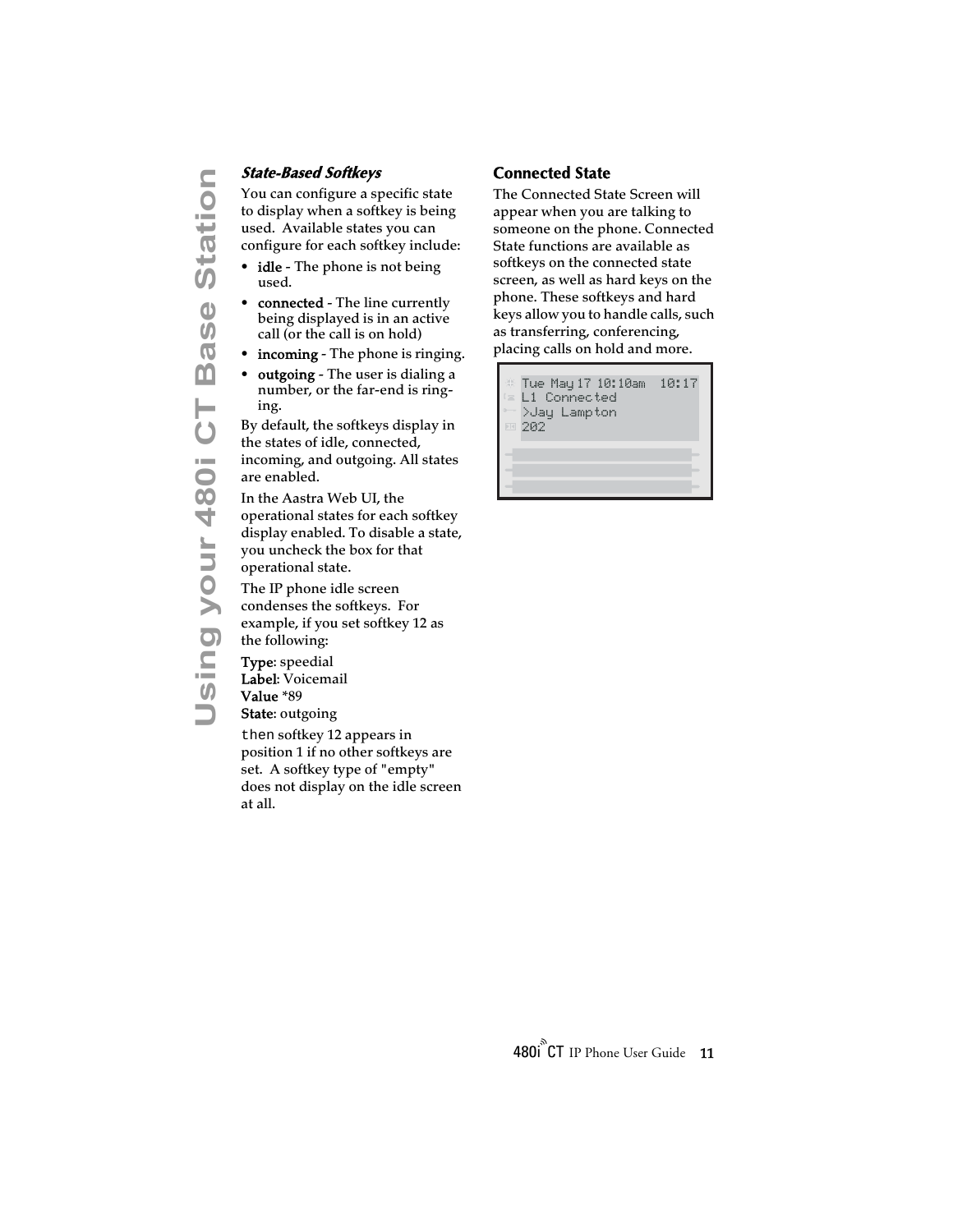### *State-Based Softkeys*

You can configure a specific state to display when a softkey is being used. Available states you can configure for each softkey include:

- **idle** - The phone is not being used.
- **connected** - The line currently being displayed is in an active call (or the call is on hold)
- **incoming** - The phone is ringing.
- **outgoing** - The user is dialing a number, or the far-end is ringing.

By default, the softkeys display in the states of idle, connected, incoming, and outgoing. All states are enabled.

In the Aastra Web UI, the operational states for each softkey display enabled. To disable a state, you uncheck the box for that operational state.

The IP phone idle screen condenses the softkeys. For example, if you set softkey 12 as the following:

**Type**: speedial
**Label**: Voicemail
**Value** *89
**State**: outgoing

then softkey 12 appears in position 1 if no other softkeys are set. A softkey type of "empty" does not display on the idle screen at all.

### Connected State

The Connected State Screen will appear when you are talking to someone on the phone. Connected State functions are available as softkeys on the connected state screen, as well as hard keys on the phone. These softkeys and hard keys allow you to handle calls, such as transferring, conferencing, placing calls on hold and more.

```
Tue May 17 10:10am  10:17
L1 Connected
>Jay Lampton
202
```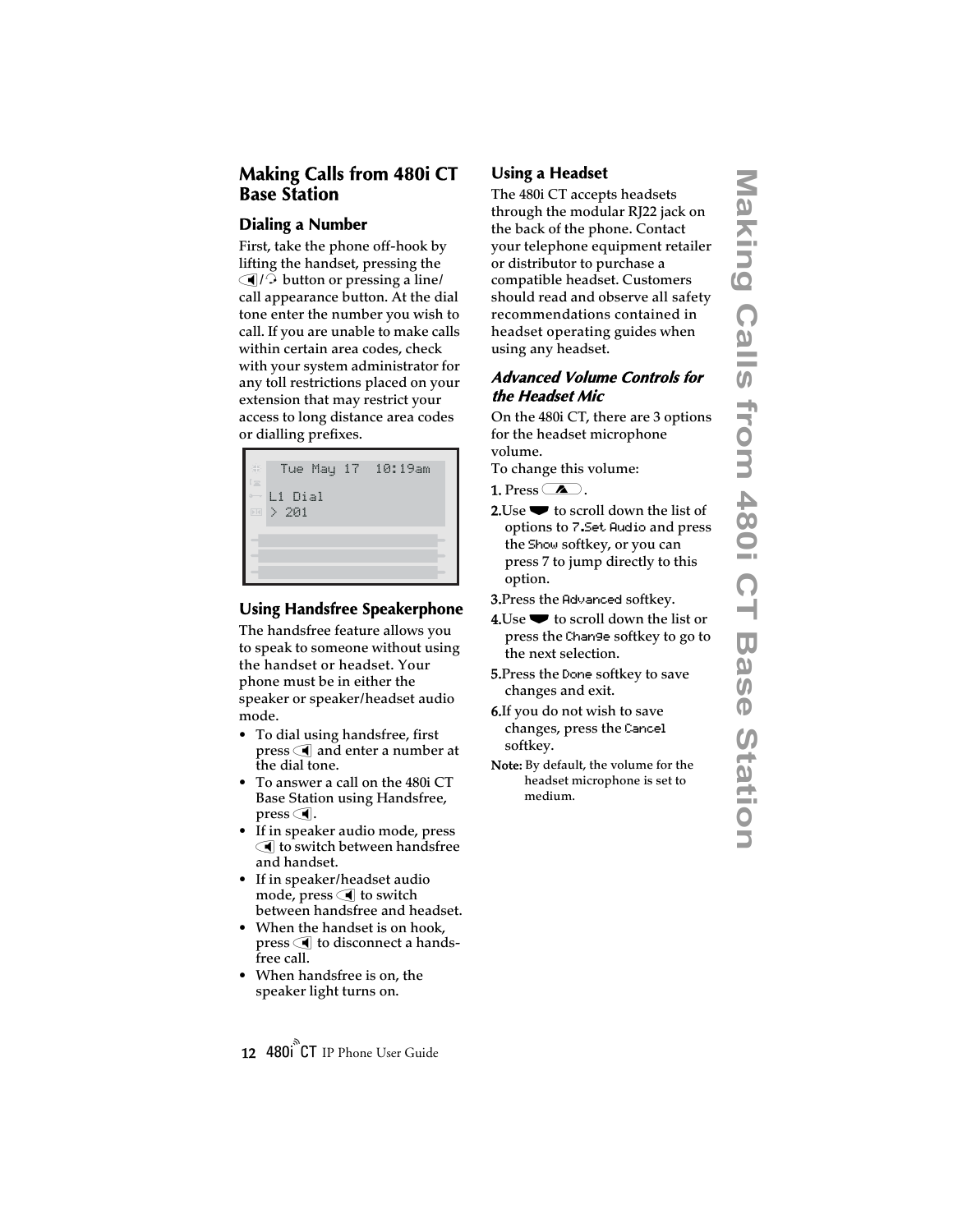# Making Calls from 480i CT Base Station

## Dialing a Number

First, take the phone off-hook by lifting the handset, pressing the /  button or pressing a line/ call appearance button. At the dial tone enter the number you wish to call. If you are unable to make calls within certain area codes, check with your system administrator for any toll restrictions placed on your extension that may restrict your access to long distance area codes or dialling prefixes.

```
Tue May 17  10:19am
L1 Dial
> 201
```

## Using Handsfree Speakerphone

The handsfree feature allows you to speak to someone without using the handset or headset. Your phone must be in either the speaker or speaker/headset audio mode.

- To dial using handsfree, first press  and enter a number at the dial tone.
- To answer a call on the 480i CT Base Station using Handsfree, press .
- If in speaker audio mode, press  to switch between handsfree and handset.
- If in speaker/headset audio mode, press  to switch between handsfree and headset.
- When the handset is on hook, press  to disconnect a hands-free call.
- When handsfree is on, the speaker light turns on.

## Using a Headset

The 480i CT accepts headsets through the modular RJ22 jack on the back of the phone. Contact your telephone equipment retailer or distributor to purchase a compatible headset. Customers should read and observe all safety recommendations contained in headset operating guides when using any headset.

### *Advanced Volume Controls for the Headset Mic*

On the 480i CT, there are 3 options for the headset microphone volume.
To change this volume:

1. Press .
2. Use  to scroll down the list of options to `7.Set Audio` and press the `Show` softkey, or you can press 7 to jump directly to this option.
3. Press the `Advanced` softkey.
4. Use  to scroll down the list or press the `Change` softkey to go to the next selection.
5. Press the `Done` softkey to save changes and exit.
6. If you do not wish to save changes, press the `Cancel` softkey.

**Note:** By default, the volume for the headset microphone is set to medium.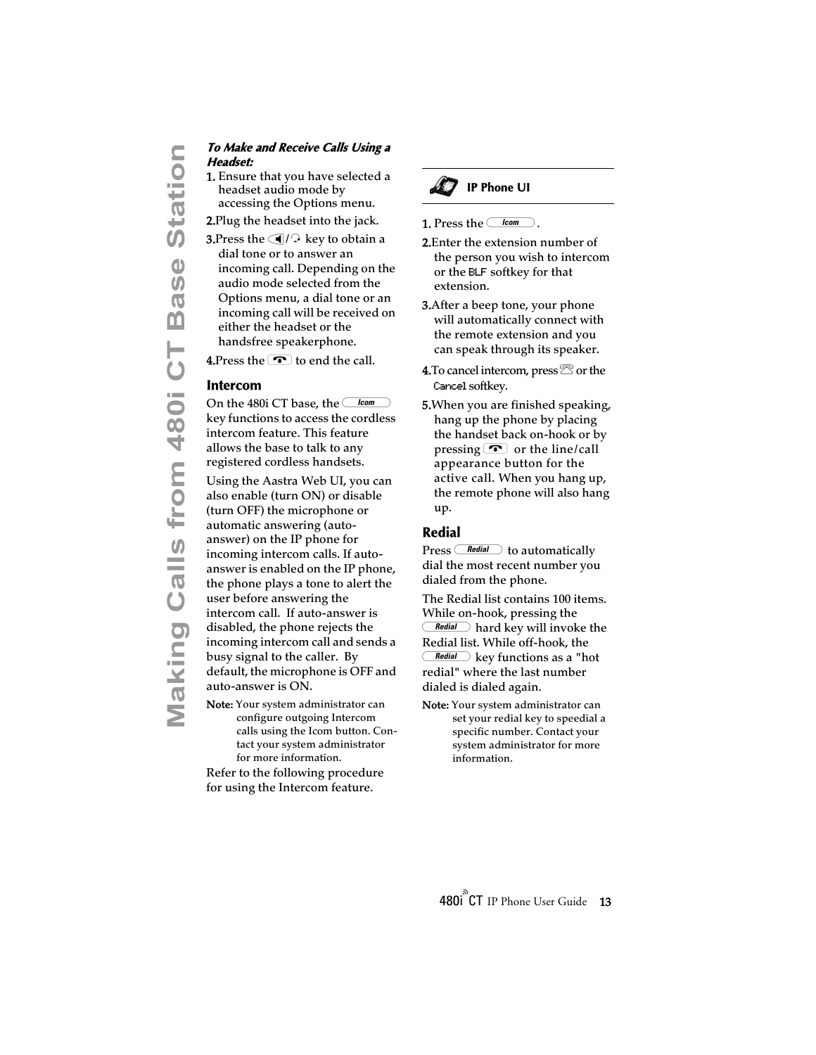***To Make and Receive Calls Using a Headset:***

1. Ensure that you have selected a headset audio mode by accessing the Options menu.
2. Plug the headset into the jack.
3. Press the [speaker/headset] key to obtain a dial tone or to answer an incoming call. Depending on the audio mode selected from the Options menu, a dial tone or an incoming call will be received on either the headset or the handsfree speakerphone.
4. Press the [Goodbye] to end the call.

## Intercom

On the 480i CT base, the Icom key functions to access the cordless intercom feature. This feature allows the base to talk to any registered cordless handsets.

Using the Aastra Web UI, you can also enable (turn ON) or disable (turn OFF) the microphone or automatic answering (auto-answer) on the IP phone for incoming intercom calls. If auto-answer is enabled on the IP phone, the phone plays a tone to alert the user before answering the intercom call. If auto-answer is disabled, the phone rejects the incoming intercom call and sends a busy signal to the caller. By default, the microphone is OFF and auto-answer is ON.

**Note:** Your system administrator can configure outgoing Intercom calls using the Icom button. Contact your system administrator for more information.

Refer to the following procedure for using the Intercom feature.

### IP Phone UI

1. Press the Icom.
2. Enter the extension number of the person you wish to intercom or the BLF softkey for that extension.
3. After a beep tone, your phone will automatically connect with the remote extension and you can speak through its speaker.
4. To cancel intercom, press [handset] or the Cancel softkey.
5. When you are finished speaking, hang up the phone by placing the handset back on-hook or by pressing [Goodbye] or the line/call appearance button for the active call. When you hang up, the remote phone will also hang up.

## Redial

Press Redial to automatically dial the most recent number you dialed from the phone.

The Redial list contains 100 items. While on-hook, pressing the Redial hard key will invoke the Redial list. While off-hook, the Redial key functions as a "hot redial" where the last number dialed is dialed again.

**Note:** Your system administrator can set your redial key to speedial a specific number. Contact your system administrator for more information.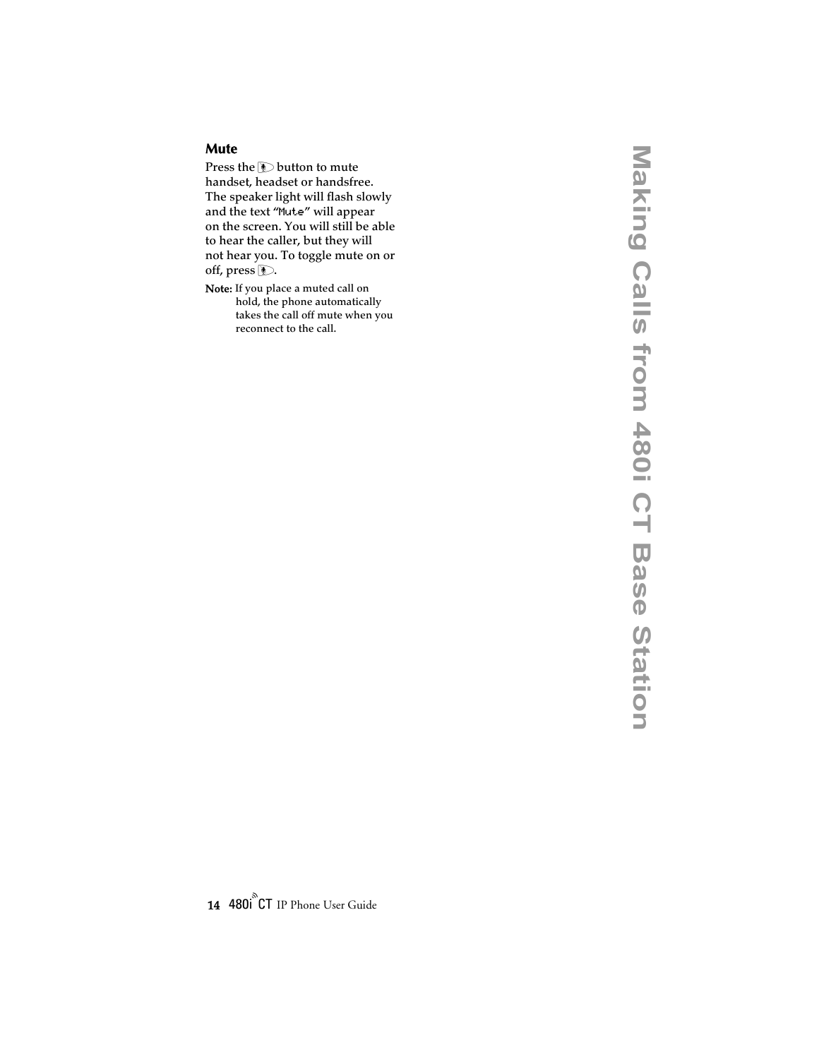## Mute

Press the 🎙 button to mute handset, headset or handsfree. The speaker light will flash slowly and the text "Mute" will appear on the screen. You will still be able to hear the caller, but they will not hear you. To toggle mute on or off, press 🎙.

**Note:** If you place a muted call on hold, the phone automatically takes the call off mute when you reconnect to the call.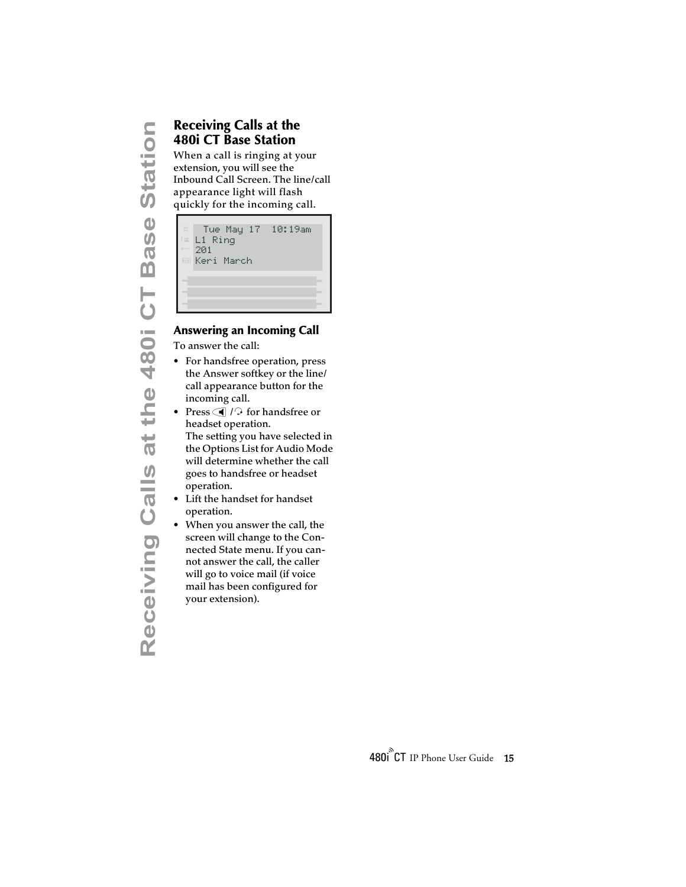## Receiving Calls at the 480i CT Base Station

When a call is ringing at your extension, you will see the Inbound Call Screen. The line/call appearance light will flash quickly for the incoming call.

```
  Tue May 17  10:19am
L1 Ring
201
Keri March
```

### Answering an Incoming Call

To answer the call:

- For handsfree operation, press the Answer softkey or the line/call appearance button for the incoming call.
- Press 🔈 / 🎧 for handsfree or headset operation.
  The setting you have selected in the Options List for Audio Mode will determine whether the call goes to handsfree or headset operation.
- Lift the handset for handset operation.
- When you answer the call, the screen will change to the Connected State menu. If you cannot answer the call, the caller will go to voice mail (if voice mail has been configured for your extension).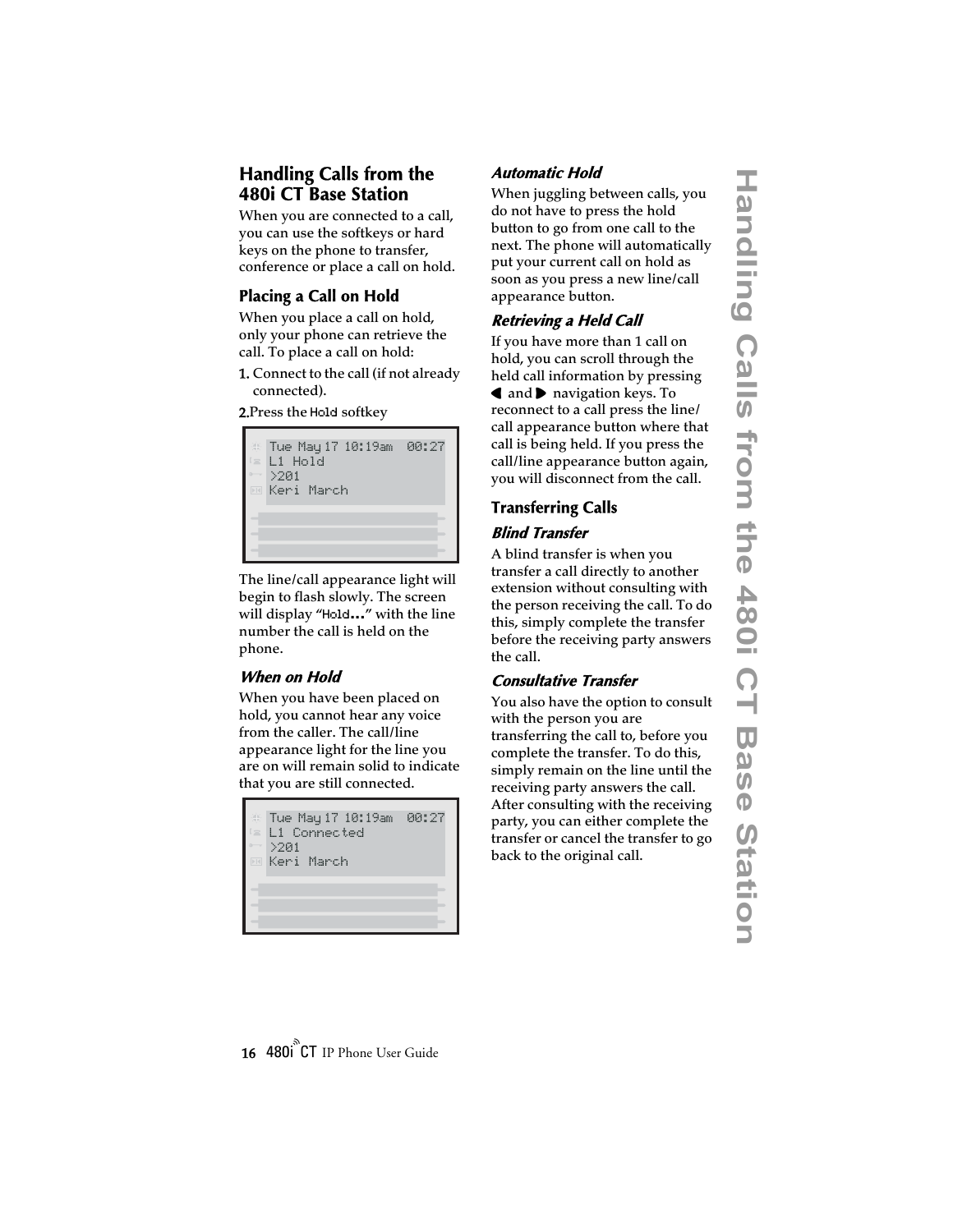## Handling Calls from the 480i CT Base Station

When you are connected to a call, you can use the softkeys or hard keys on the phone to transfer, conference or place a call on hold.

### Placing a Call on Hold

When you place a call on hold, only your phone can retrieve the call. To place a call on hold:

1. Connect to the call (if not already connected).
2. Press the Hold softkey

```
Tue May 17 10:19am  00:27
L1 Hold
>201
Keri March
```

The line/call appearance light will begin to flash slowly. The screen will display "Hold…" with the line number the call is held on the phone.

#### *When on Hold*

When you have been placed on hold, you cannot hear any voice from the caller. The call/line appearance light for the line you are on will remain solid to indicate that you are still connected.

```
Tue May 17 10:19am  00:27
L1 Connected
>201
Keri March
```

#### *Automatic Hold*

When juggling between calls, you do not have to press the hold button to go from one call to the next. The phone will automatically put your current call on hold as soon as you press a new line/call appearance button.

#### *Retrieving a Held Call*

If you have more than 1 call on hold, you can scroll through the held call information by pressing ◀ and ▶ navigation keys. To reconnect to a call press the line/call appearance button where that call is being held. If you press the call/line appearance button again, you will disconnect from the call.

### Transferring Calls

#### *Blind Transfer*

A blind transfer is when you transfer a call directly to another extension without consulting with the person receiving the call. To do this, simply complete the transfer before the receiving party answers the call.

#### *Consultative Transfer*

You also have the option to consult with the person you are transferring the call to, before you complete the transfer. To do this, simply remain on the line until the receiving party answers the call. After consulting with the receiving party, you can either complete the transfer or cancel the transfer to go back to the original call.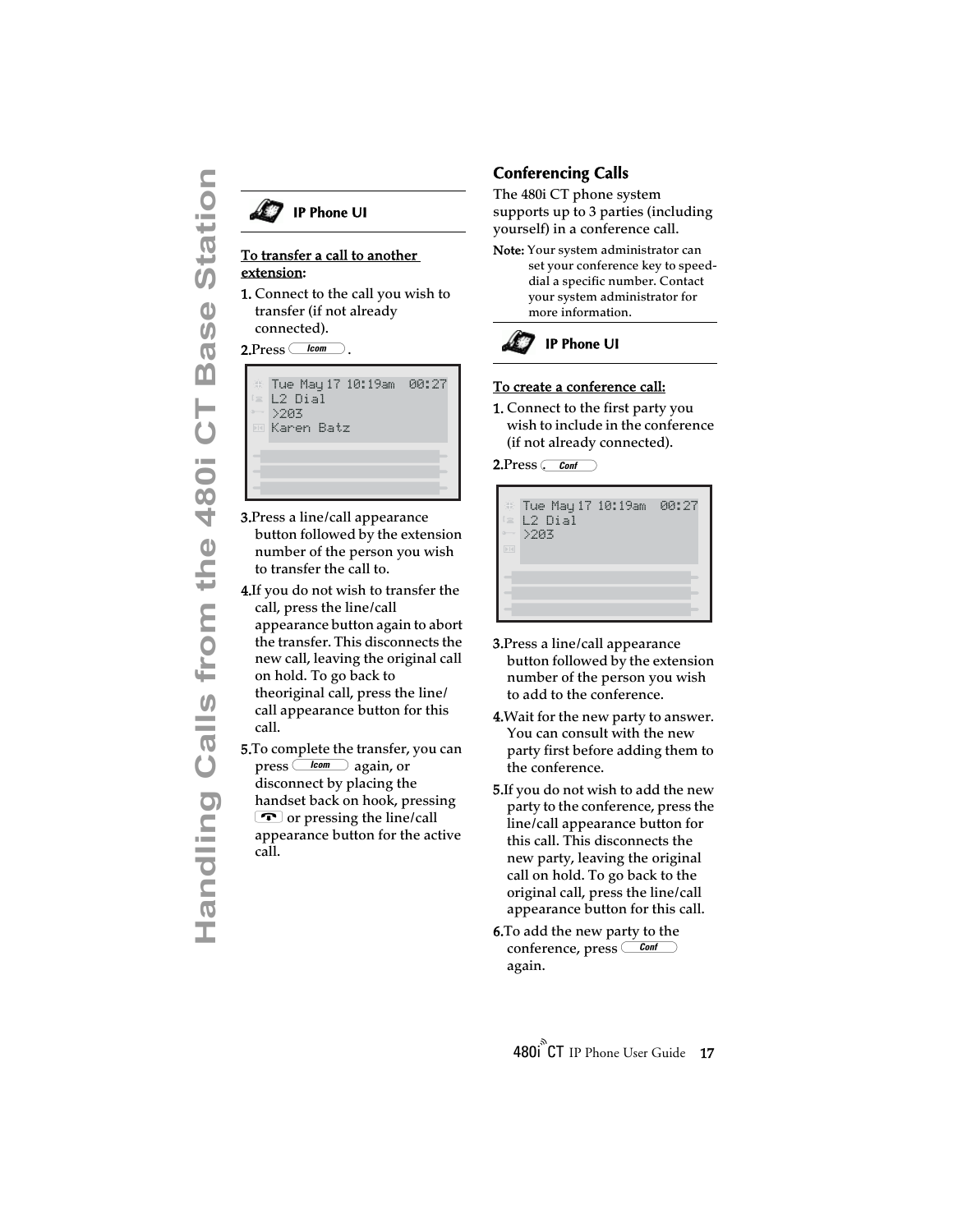**IP Phone UI**

**To transfer a call to another extension:**

1. Connect to the call you wish to transfer (if not already connected).
2. Press Icom .

```
Tue May 17 10:19am  00:27
L2 Dial
>203
Karen Batz
```

3. Press a line/call appearance button followed by the extension number of the person you wish to transfer the call to.
4. If you do not wish to transfer the call, press the line/call appearance button again to abort the transfer. This disconnects the new call, leaving the original call on hold. To go back to theoriginal call, press the line/ call appearance button for this call.
5. To complete the transfer, you can press Icom again, or disconnect by placing the handset back on hook, pressing [handset key] or pressing the line/call appearance button for the active call.

## Conferencing Calls

The 480i CT phone system supports up to 3 parties (including yourself) in a conference call.

**Note:** Your system administrator can set your conference key to speed-dial a specific number. Contact your system administrator for more information.

**IP Phone UI**

**To create a conference call:**

1. Connect to the first party you wish to include in the conference (if not already connected).
2. Press Conf

```
Tue May 17 10:19am  00:27
L2 Dial
>203
```

3. Press a line/call appearance button followed by the extension number of the person you wish to add to the conference.
4. Wait for the new party to answer. You can consult with the new party first before adding them to the conference.
5. If you do not wish to add the new party to the conference, press the line/call appearance button for this call. This disconnects the new party, leaving the original call on hold. To go back to the original call, press the line/call appearance button for this call.
6. To add the new party to the conference, press Conf again.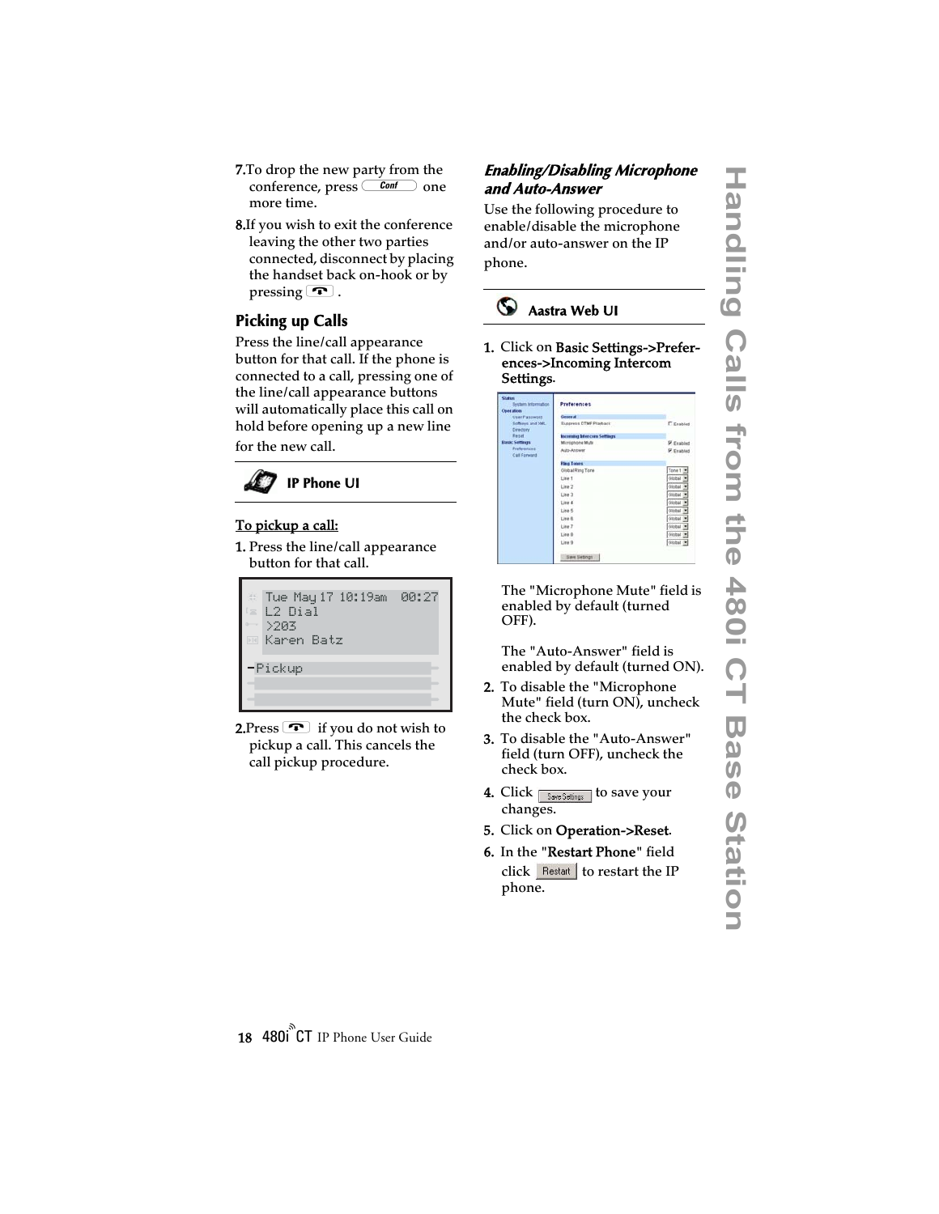7. To drop the new party from the conference, press Conf one more time.

8. If you wish to exit the conference leaving the other two parties connected, disconnect by placing the handset back on-hook or by pressing .

## Picking up Calls

Press the line/call appearance button for that call. If the phone is connected to a call, pressing one of the line/call appearance buttons will automatically place this call on hold before opening up a new line for the new call.

**IP Phone UI**

**To pickup a call:**

1. Press the line/call appearance button for that call.

```
Tue May 17 10:19am  00:27
L2 Dial
>203
Karen Batz
-Pickup
```

2. Press  if you do not wish to pickup a call. This cancels the call pickup procedure.

### *Enabling/Disabling Microphone and Auto-Answer*

Use the following procedure to enable/disable the microphone and/or auto-answer on the IP phone.

**Aastra Web UI**

1. Click on **Basic Settings->Preferences->Incoming Intercom Settings**.

   The "Microphone Mute" field is enabled by default (turned OFF).

   The "Auto-Answer" field is enabled by default (turned ON).

2. To disable the "Microphone Mute" field (turn ON), uncheck the check box.

3. To disable the "Auto-Answer" field (turn OFF), uncheck the check box.

4. Click Save Settings to save your changes.

5. Click on **Operation->Reset**.

6. In the "**Restart Phone**" field click Restart to restart the IP phone.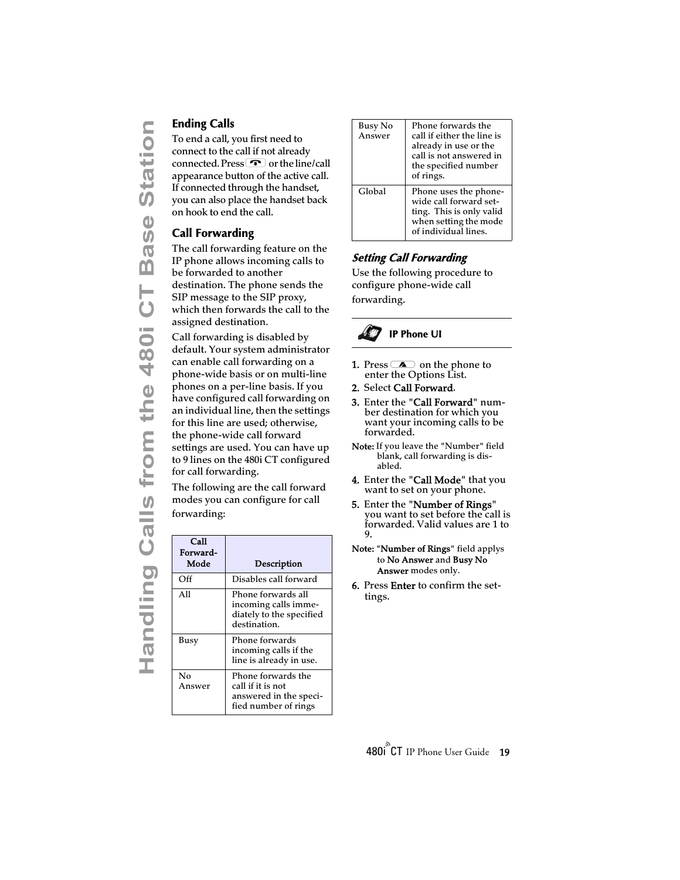## Ending Calls

To end a call, you first need to connect to the call if not already connected. Press or the line/call appearance button of the active call. If connected through the handset, you can also place the handset back on hook to end the call.

## Call Forwarding

The call forwarding feature on the IP phone allows incoming calls to be forwarded to another destination. The phone sends the SIP message to the SIP proxy, which then forwards the call to the assigned destination.

Call forwarding is disabled by default. Your system administrator can enable call forwarding on a phone-wide basis or on multi-line phones on a per-line basis. If you have configured call forwarding on an individual line, then the settings for this line are used; otherwise, the phone-wide call forward settings are used. You can have up to 9 lines on the 480i CT configured for call forwarding.

The following are the call forward modes you can configure for call forwarding:

| Call Forward-Mode | Description |
|---|---|
| Off | Disables call forward |
| All | Phone forwards all incoming calls immediately to the specified destination. |
| Busy | Phone forwards incoming calls if the line is already in use. |
| No Answer | Phone forwards the call if it is not answered in the specified number of rings |
| Busy No Answer | Phone forwards the call if either the line is already in use or the call is not answered in the specified number of rings. |
| Global | Phone uses the phone-wide call forward setting. This is only valid when setting the mode of individual lines. |

### *Setting Call Forwarding*

Use the following procedure to configure phone-wide call forwarding.

**IP Phone UI**

1. Press on the phone to enter the Options List.
2. Select **Call Forward**.
3. Enter the "**Call Forward**" number destination for which you want your incoming calls to be forwarded.

**Note:** If you leave the "Number" field blank, call forwarding is disabled.

4. Enter the "**Call Mode**" that you want to set on your phone.
5. Enter the "**Number of Rings**" you want to set before the call is forwarded. Valid values are 1 to 9.

**Note:** "**Number of Rings**" field applys to **No Answer** and **Busy No Answer** modes only.

6. Press **Enter** to confirm the settings.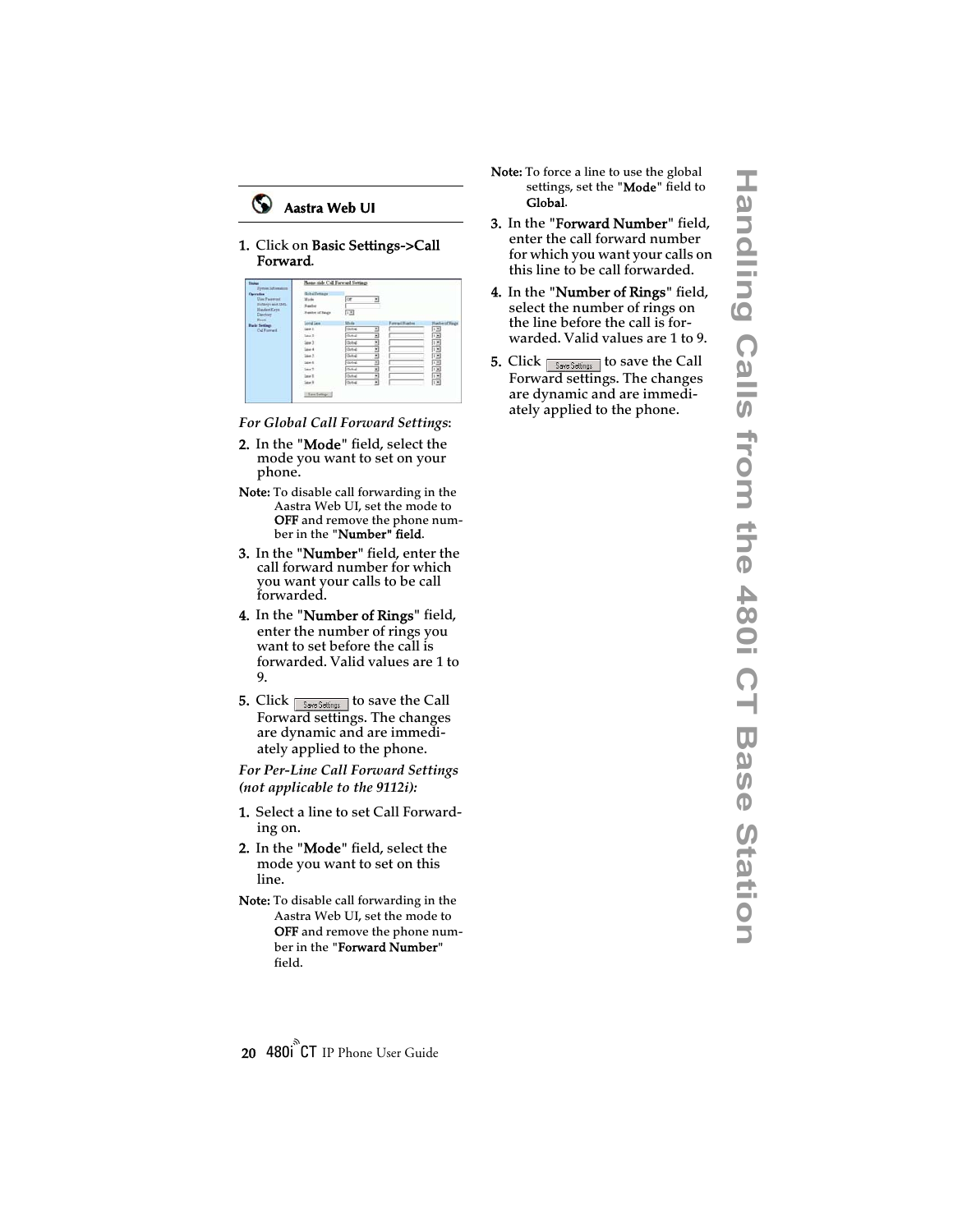### Aastra Web UI

1. Click on **Basic Settings->Call Forward**.

*For Global Call Forward Settings*:

2. In the "**Mode**" field, select the mode you want to set on your phone.

**Note:** To disable call forwarding in the Aastra Web UI, set the mode to **OFF** and remove the phone number in the "**Number" field**.

3. In the "**Number**" field, enter the call forward number for which you want your calls to be call forwarded.
4. In the "**Number of Rings**" field, enter the number of rings you want to set before the call is forwarded. Valid values are 1 to 9.
5. Click **Save Settings** to save the Call Forward settings. The changes are dynamic and are immediately applied to the phone.

*For Per-Line Call Forward Settings (not applicable to the 9112i):*

1. Select a line to set Call Forwarding on.
2. In the "**Mode**" field, select the mode you want to set on this line.

**Note:** To disable call forwarding in the Aastra Web UI, set the mode to **OFF** and remove the phone number in the "**Forward Number**" field.

**Note:** To force a line to use the global settings, set the "**Mode**" field to **Global**.

3. In the "**Forward Number**" field, enter the call forward number for which you want your calls on this line to be call forwarded.
4. In the "**Number of Rings**" field, select the number of rings on the line before the call is forwarded. Valid values are 1 to 9.
5. Click **Save Settings** to save the Call Forward settings. The changes are dynamic and are immediately applied to the phone.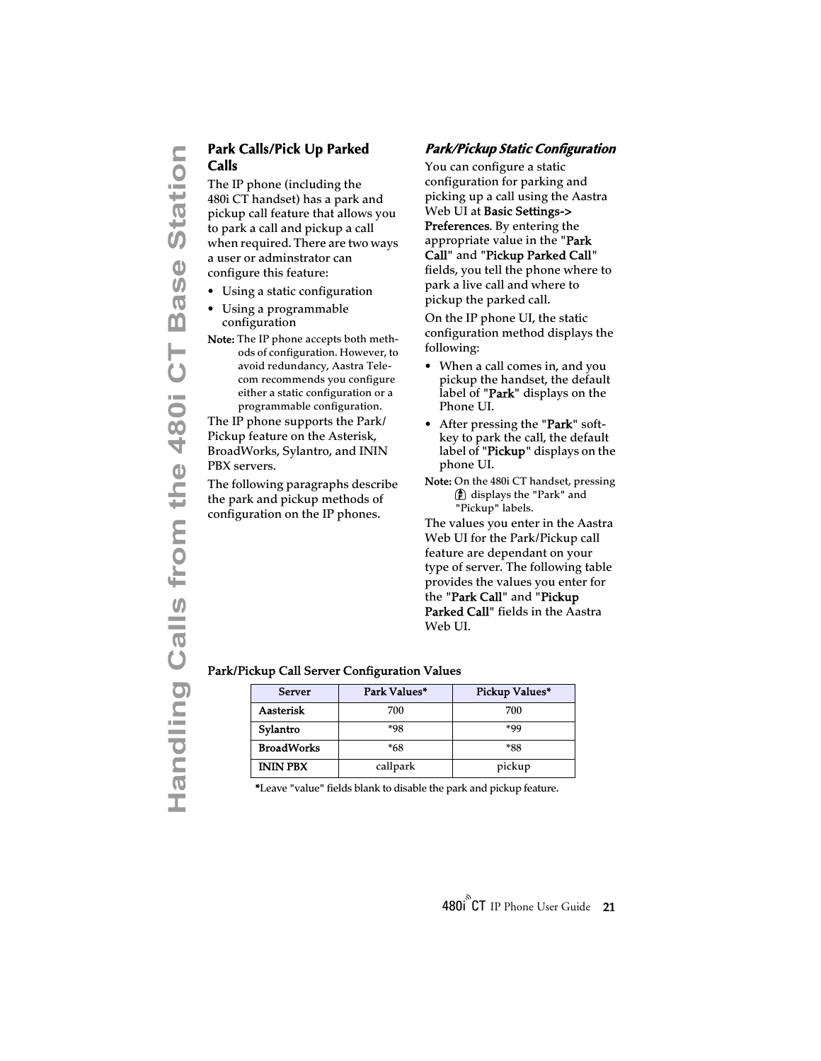## Park Calls/Pick Up Parked Calls

The IP phone (including the 480i CT handset) has a park and pickup call feature that allows you to park a call and pickup a call when required. There are two ways a user or adminstrator can configure this feature:

- Using a static configuration
- Using a programmable configuration

**Note:** The IP phone accepts both methods of configuration. However, to avoid redundancy, Aastra Telecom recommends you configure either a static configuration or a programmable configuration.

The IP phone supports the Park/Pickup feature on the Asterisk, BroadWorks, Sylantro, and ININ PBX servers.

The following paragraphs describe the park and pickup methods of configuration on the IP phones.

### *Park/Pickup Static Configuration*

You can configure a static configuration for parking and picking up a call using the Aastra Web UI at **Basic Settings-> Preferences**. By entering the appropriate value in the "**Park Call**" and "**Pickup Parked Call**" fields, you tell the phone where to park a live call and where to pickup the parked call.

On the IP phone UI, the static configuration method displays the following:

- When a call comes in, and you pickup the handset, the default label of "**Park**" displays on the Phone UI.
- After pressing the "**Park**" softkey to park the call, the default label of "**Pickup**" displays on the phone UI.

**Note:** On the 480i CT handset, pressing displays the "Park" and "Pickup" labels.

The values you enter in the Aastra Web UI for the Park/Pickup call feature are dependant on your type of server. The following table provides the values you enter for the "**Park Call**" and "**Pickup Parked Call**" fields in the Aastra Web UI.

**Park/Pickup Call Server Configuration Values**

| Server | Park Values* | Pickup Values* |
|---|---|---|
| **Aasterisk** | 700 | 700 |
| **Sylantro** | *98 | *99 |
| **BroadWorks** | *68 | *88 |
| **ININ PBX** | callpark | pickup |

***Leave "value" fields blank to disable the park and pickup feature.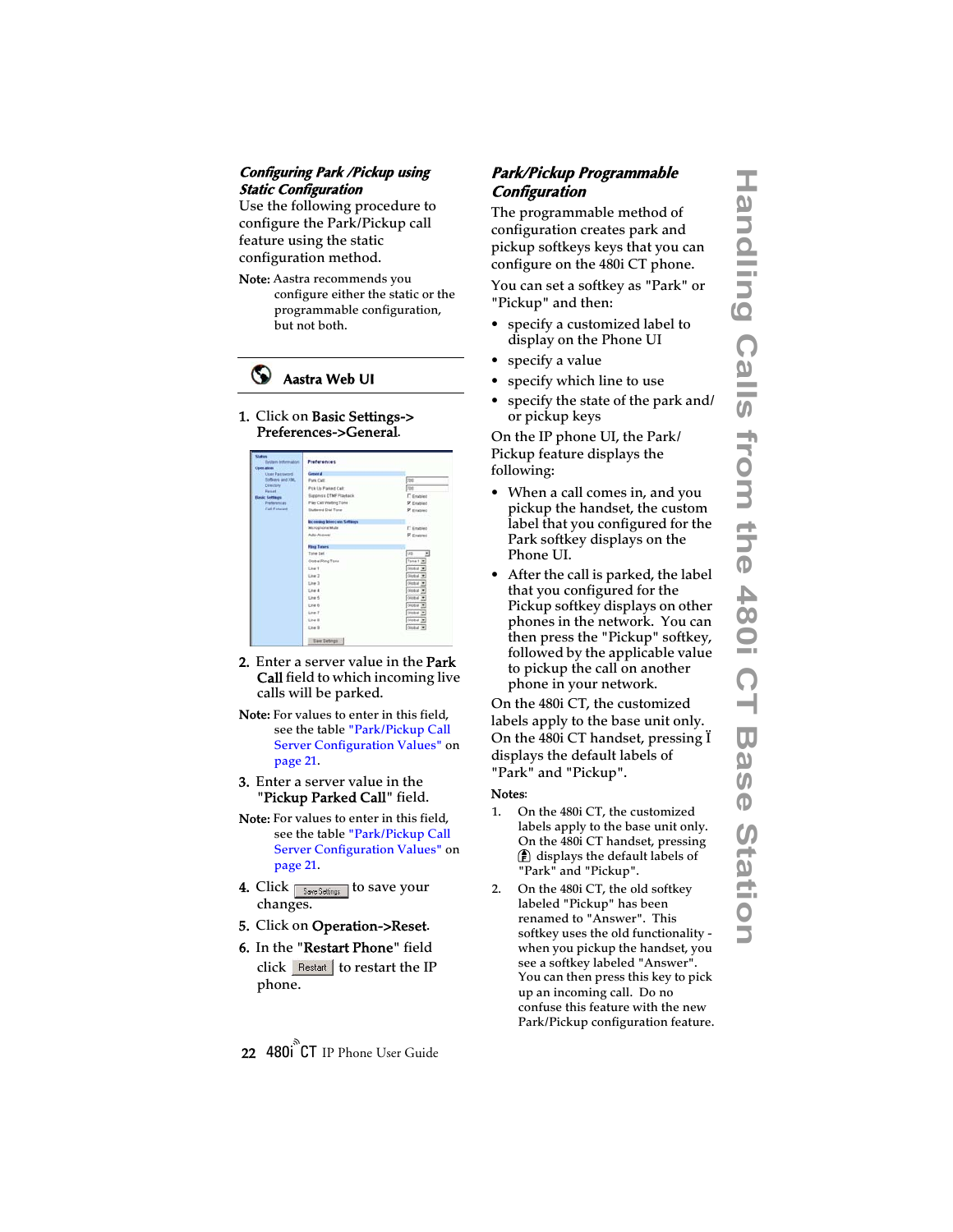### *Configuring Park /Pickup using Static Configuration*

Use the following procedure to configure the Park/Pickup call feature using the static configuration method.

**Note:** Aastra recommends you configure either the static or the programmable configuration, but not both.

**Aastra Web UI**

1. Click on **Basic Settings->Preferences->General**.

2. Enter a server value in the **Park Call** field to which incoming live calls will be parked.

   **Note:** For values to enter in this field, see the table "Park/Pickup Call Server Configuration Values" on page 21.

3. Enter a server value in the "**Pickup Parked Call**" field.

   **Note:** For values to enter in this field, see the table "Park/Pickup Call Server Configuration Values" on page 21.

4. Click Save Settings to save your changes.

5. Click on **Operation->Reset**.

6. In the "**Restart Phone**" field click Restart to restart the IP phone.

### *Park/Pickup Programmable Configuration*

The programmable method of configuration creates park and pickup softkeys keys that you can configure on the 480i CT phone.

You can set a softkey as "Park" or "Pickup" and then:

- specify a customized label to display on the Phone UI
- specify a value
- specify which line to use
- specify the state of the park and/ or pickup keys

On the IP phone UI, the Park/ Pickup feature displays the following:

- When a call comes in, and you pickup the handset, the custom label that you configured for the Park softkey displays on the Phone UI.
- After the call is parked, the label that you configured for the Pickup softkey displays on other phones in the network. You can then press the "Pickup" softkey, followed by the applicable value to pickup the call on another phone in your network.

On the 480i CT, the customized labels apply to the base unit only. On the 480i CT handset, pressing Ï displays the default labels of "Park" and "Pickup".

**Notes:**

1. On the 480i CT, the customized labels apply to the base unit only. On the 480i CT handset, pressing displays the default labels of "Park" and "Pickup".
2. On the 480i CT, the old softkey labeled "Pickup" has been renamed to "Answer". This softkey uses the old functionality - when you pickup the handset, you see a softkey labeled "Answer". You can then press this key to pick up an incoming call. Do no confuse this feature with the new Park/Pickup configuration feature.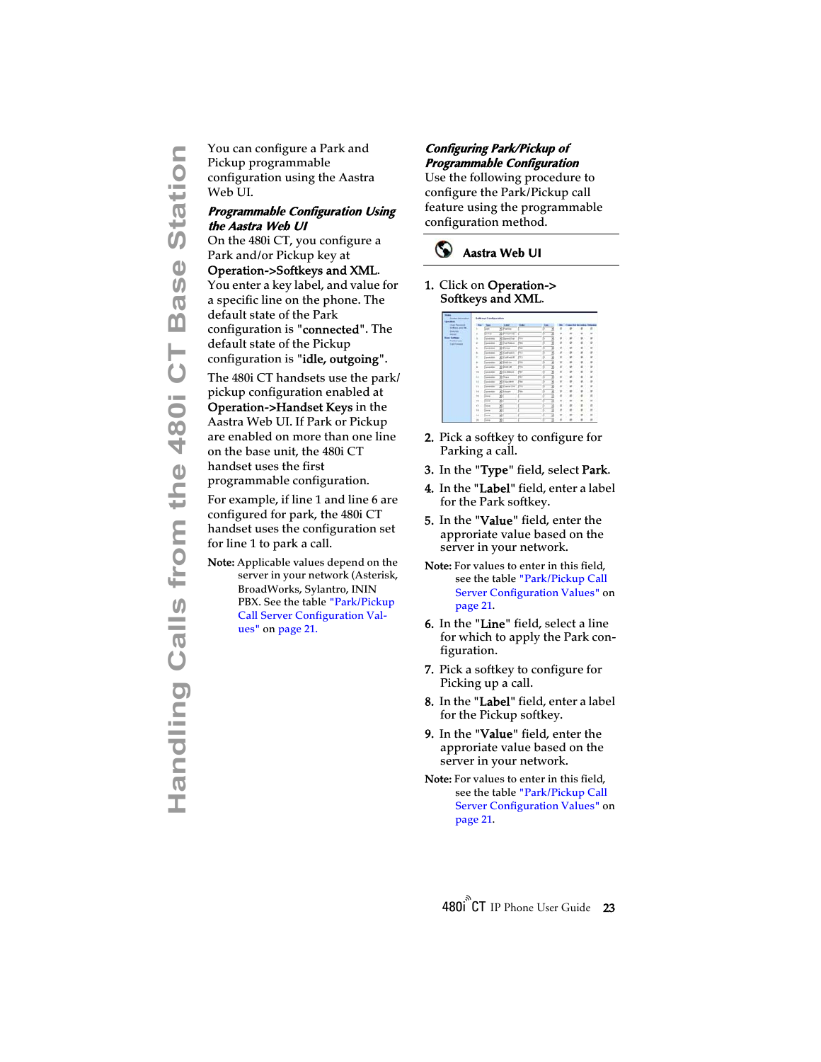You can configure a Park and Pickup programmable configuration using the Aastra Web UI.

### *Programmable Configuration Using the Aastra Web UI*

On the 480i CT, you configure a Park and/or Pickup key at **Operation->Softkeys and XML**. You enter a key label, and value for a specific line on the phone. The default state of the Park configuration is "**connected**". The default state of the Pickup configuration is "**idle, outgoing**".

The 480i CT handsets use the park/pickup configuration enabled at **Operation->Handset Keys** in the Aastra Web UI. If Park or Pickup are enabled on more than one line on the base unit, the 480i CT handset uses the first programmable configuration.

For example, if line 1 and line 6 are configured for park, the 480i CT handset uses the configuration set for line 1 to park a call.

**Note:** Applicable values depend on the server in your network (Asterisk, BroadWorks, Sylantro, ININ PBX. See the table "Park/Pickup Call Server Configuration Values" on page 21.

### *Configuring Park/Pickup of Programmable Configuration*

Use the following procedure to configure the Park/Pickup call feature using the programmable configuration method.

**Aastra Web UI**

1. Click on **Operation-> Softkeys and XML**.
2. Pick a softkey to configure for Parking a call.
3. In the "**Type**" field, select **Park**.
4. In the "**Label**" field, enter a label for the Park softkey.
5. In the "**Value**" field, enter the approriate value based on the server in your network.

**Note:** For values to enter in this field, see the table "Park/Pickup Call Server Configuration Values" on page 21.

6. In the "**Line**" field, select a line for which to apply the Park configuration.
7. Pick a softkey to configure for Picking up a call.
8. In the "**Label**" field, enter a label for the Pickup softkey.
9. In the "**Value**" field, enter the approriate value based on the server in your network.

**Note:** For values to enter in this field, see the table "Park/Pickup Call Server Configuration Values" on page 21.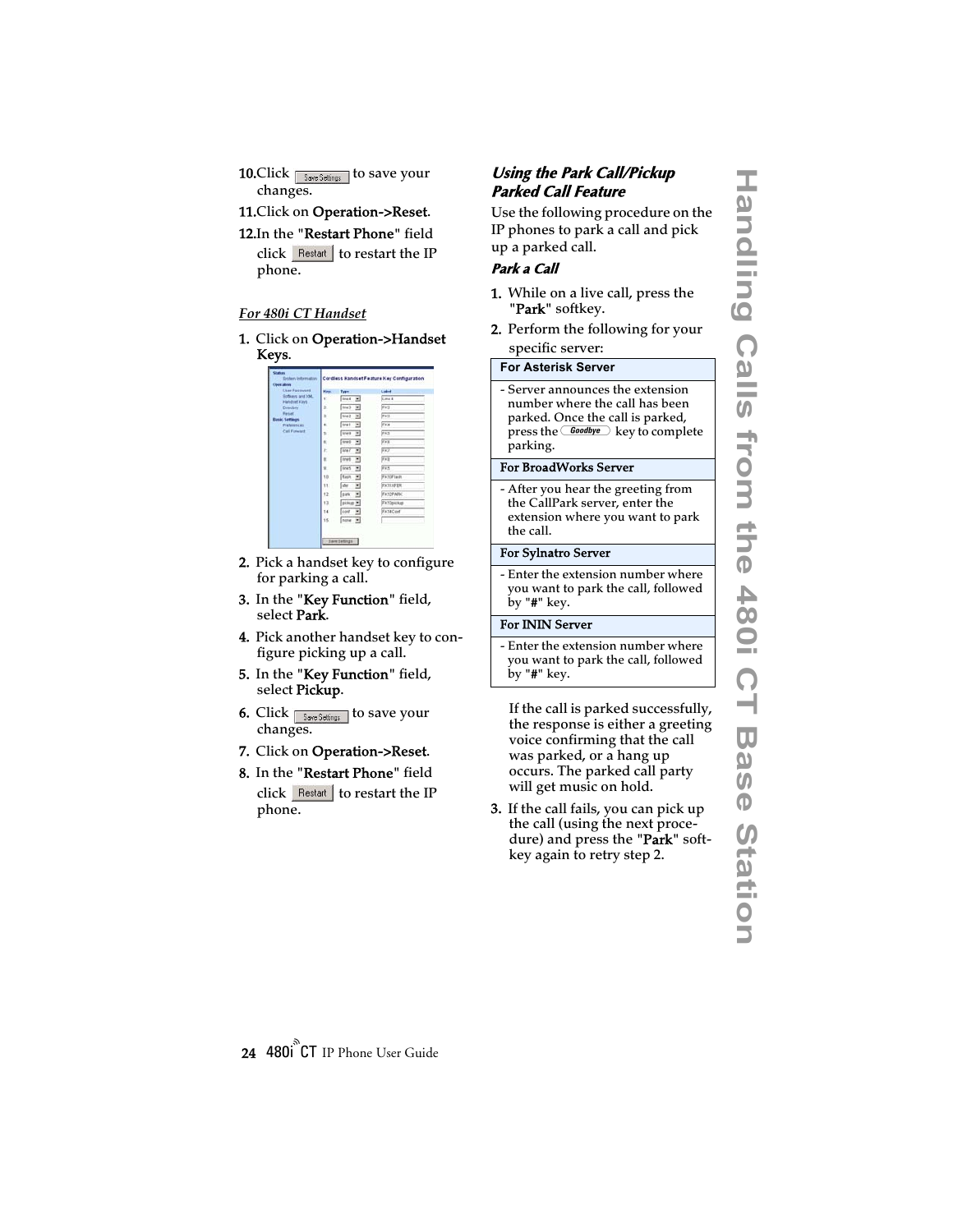10. Click Save Settings to save your changes.
11. Click on **Operation->Reset**.
12. In the "**Restart Phone**" field click Restart to restart the IP phone.

*For 480i CT Handset*

1. Click on **Operation->Handset Keys**.
2. Pick a handset key to configure for parking a call.
3. In the "**Key Function**" field, select **Park**.
4. Pick another handset key to configure picking up a call.
5. In the "**Key Function**" field, select **Pickup**.
6. Click Save Settings to save your changes.
7. Click on **Operation->Reset**.
8. In the "**Restart Phone**" field click Restart to restart the IP phone.

## Using the Park Call/Pickup Parked Call Feature

Use the following procedure on the IP phones to park a call and pick up a parked call.

### Park a Call

1. While on a live call, press the "**Park**" softkey.
2. Perform the following for your specific server:

| For Asterisk Server |
|---|
| - Server announces the extension number where the call has been parked. Once the call is parked, press the Goodbye key to complete parking. |
| **For BroadWorks Server** |
| - After you hear the greeting from the CallPark server, enter the extension where you want to park the call. |
| **For Sylnatro Server** |
| - Enter the extension number where you want to park the call, followed by "#" key. |
| **For ININ Server** |
| - Enter the extension number where you want to park the call, followed by "#" key. |

If the call is parked successfully, the response is either a greeting voice confirming that the call was parked, or a hang up occurs. The parked call party will get music on hold.

3. If the call fails, you can pick up the call (using the next procedure) and press the "**Park**" softkey again to retry step 2.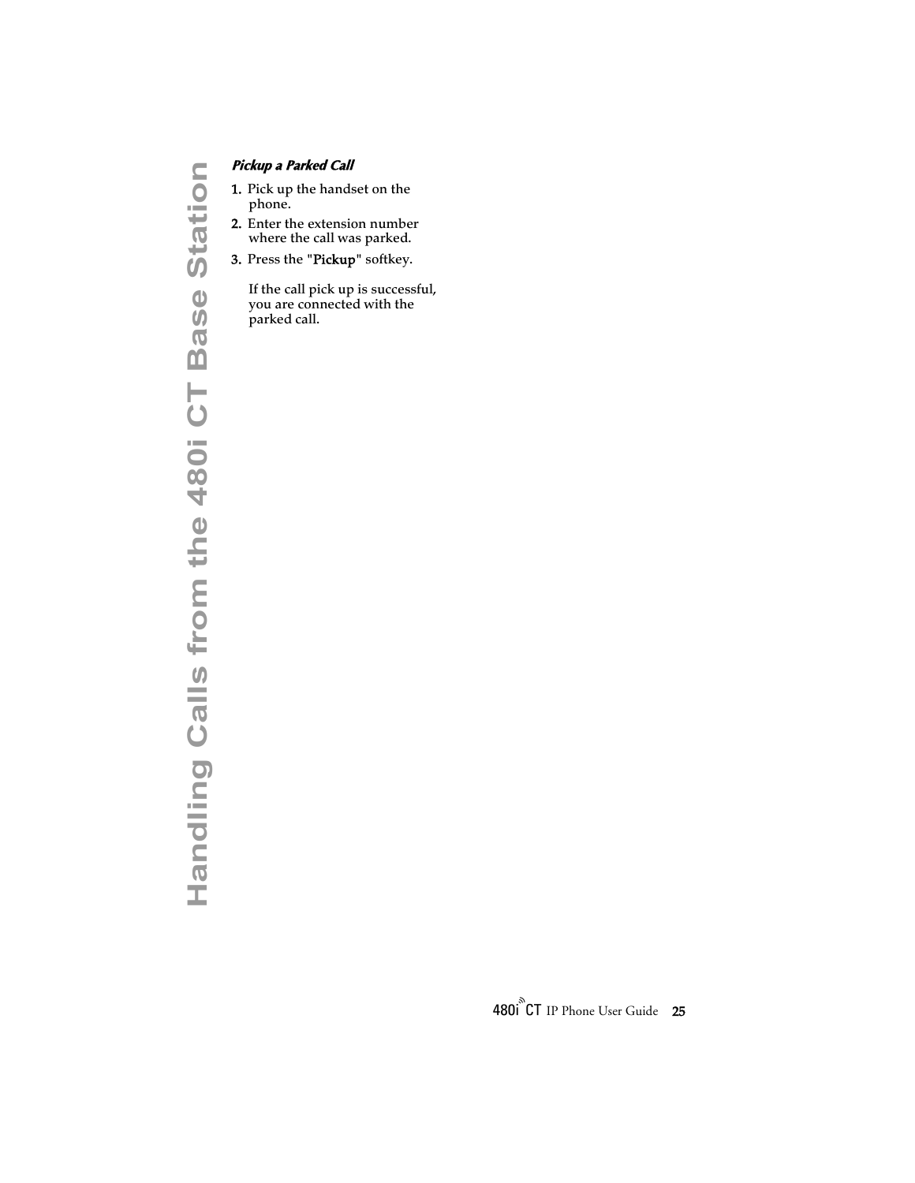### *Pickup a Parked Call*

1. Pick up the handset on the phone.
2. Enter the extension number where the call was parked.
3. Press the "**Pickup**" softkey.

   If the call pick up is successful, you are connected with the parked call.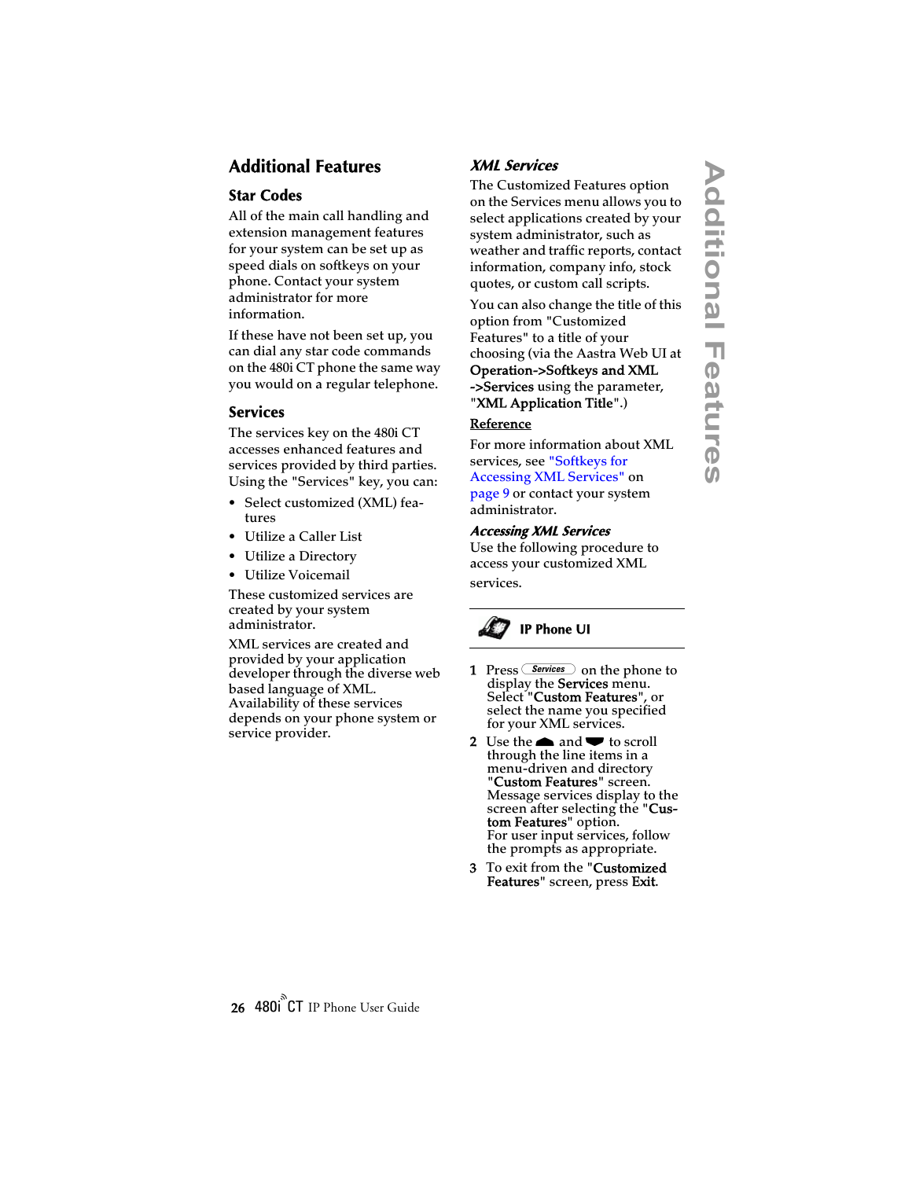## Additional Features

### Star Codes

All of the main call handling and extension management features for your system can be set up as speed dials on softkeys on your phone. Contact your system administrator for more information.

If these have not been set up, you can dial any star code commands on the 480i CT phone the same way you would on a regular telephone.

### Services

The services key on the 480i CT accesses enhanced features and services provided by third parties. Using the "Services" key, you can:

- Select customized (XML) features
- Utilize a Caller List
- Utilize a Directory
- Utilize Voicemail

These customized services are created by your system administrator.

XML services are created and provided by your application developer through the diverse web based language of XML. Availability of these services depends on your phone system or service provider.

#### *XML Services*

The Customized Features option on the Services menu allows you to select applications created by your system administrator, such as weather and traffic reports, contact information, company info, stock quotes, or custom call scripts.

You can also change the title of this option from "Customized Features" to a title of your choosing (via the Aastra Web UI at **Operation->Softkeys and XML ->Services** using the parameter, "**XML Application Title**".)

**Reference**

For more information about XML services, see "Softkeys for Accessing XML Services" on page 9 or contact your system administrator.

#### *Accessing XML Services*

Use the following procedure to access your customized XML services.

**IP Phone UI**

1. Press **Services** on the phone to display the **Services** menu. Select "**Custom Features**", or select the name you specified for your XML services.
2. Use the ▲ and ▼ to scroll through the line items in a menu-driven and directory "**Custom Features**" screen. Message services display to the screen after selecting the "**Custom Features**" option. For user input services, follow the prompts as appropriate.
3. To exit from the "**Customized Features**" screen, press **Exit**.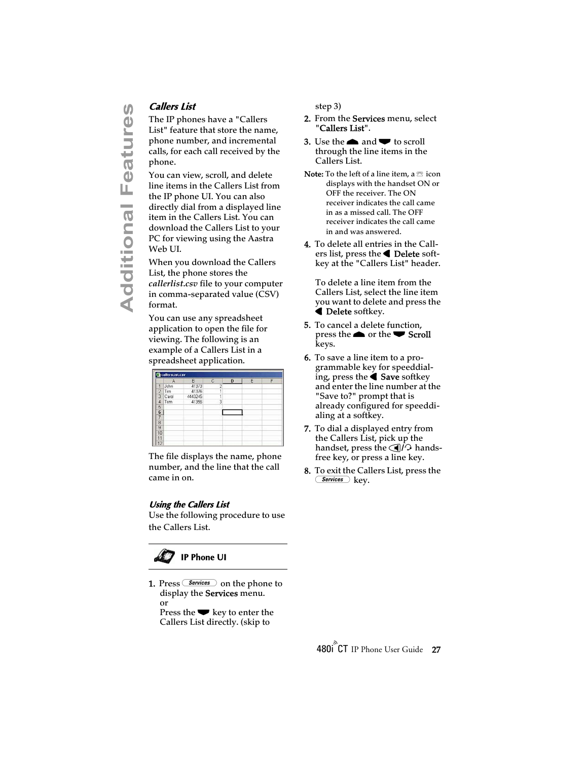### Callers List

The IP phones have a "Callers List" feature that store the name, phone number, and incremental calls, for each call received by the phone.

You can view, scroll, and delete line items in the Callers List from the IP phone UI. You can also directly dial from a displayed line item in the Callers List. You can download the Callers List to your PC for viewing using the Aastra Web UI.

When you download the Callers List, the phone stores the *callerlist.csv* file to your computer in comma-separated value (CSV) format.

You can use any spreadsheet application to open the file for viewing. The following is an example of a Callers List in a spreadsheet application.

| | A | B | C | D | E | F |
|---|---|---|---|---|---|---|
| 1 | John | 41373 | 2 | | | |
| 2 | Tim | 41376 | 1 | | | |
| 3 | Carol | 4443245 | 1 | | | |
| 4 | Tom | 41356 | 3 | | | |

The file displays the name, phone number, and the line that the call came in on.

### Using the Callers List

Use the following procedure to use the Callers List.

**IP Phone UI**

1. Press **Services** on the phone to display the **Services** menu.
   or
   Press the ▼ key to enter the Callers List directly. (skip to step 3)
2. From the **Services** menu, select "**Callers List**".
3. Use the ▲ and ▼ to scroll through the line items in the Callers List.

**Note:** To the left of a line item, a ☎ icon displays with the handset ON or OFF the receiver. The ON receiver indicates the call came in as a missed call. The OFF receiver indicates the call came in and was answered.

4. To delete all entries in the Callers list, press the ◀ **Delete** softkey at the "Callers List" header.

   To delete a line item from the Callers List, select the line item you want to delete and press the ◀ **Delete** softkey.
5. To cancel a delete function, press the ▲ or the ▼ **Scroll** keys.
6. To save a line item to a programmable key for speeddialing, press the ◀ **Save** softkey and enter the line number at the "Save to?" prompt that is already configured for speeddialing at a softkey.
7. To dial a displayed entry from the Callers List, pick up the handset, press the handsfree key, or press a line key.
8. To exit the Callers List, press the **Services** key.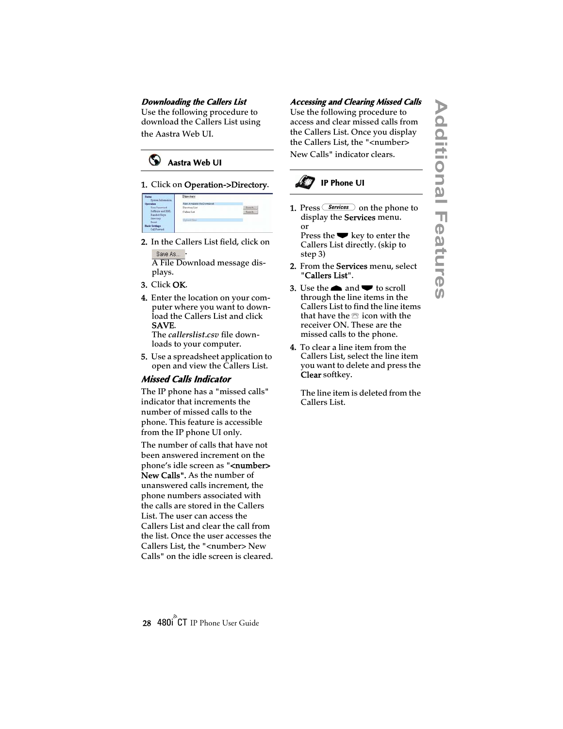### *Downloading the Callers List*

Use the following procedure to download the Callers List using the Aastra Web UI.

**Aastra Web UI**

1. Click on **Operation->Directory**.
2. In the Callers List field, click on Save As... . A File Download message displays.
3. Click **OK**.
4. Enter the location on your computer where you want to download the Callers List and click **SAVE**. The *callerslist.csv* file downloads to your computer.
5. Use a spreadsheet application to open and view the Callers List.

## *Missed Calls Indicator*

The IP phone has a "missed calls" indicator that increments the number of missed calls to the phone. This feature is accessible from the IP phone UI only.

The number of calls that have not been answered increment on the phone's idle screen as **"<number> New Calls".** As the number of unanswered calls increment, the phone numbers associated with the calls are stored in the Callers List. The user can access the Callers List and clear the call from the list. Once the user accesses the Callers List, the "<number> New Calls" on the idle screen is cleared.

### *Accessing and Clearing Missed Calls*

Use the following procedure to access and clear missed calls from the Callers List. Once you display the Callers List, the "<number> New Calls" indicator clears.

**IP Phone UI**

1. Press Services on the phone to display the **Services** menu.
   or
   Press the ▼ key to enter the Callers List directly. (skip to step 3)
2. From the **Services** menu, select "**Callers List**".
3. Use the ▲ and ▼ to scroll through the line items in the Callers List to find the line items that have the ☎ icon with the receiver ON. These are the missed calls to the phone.
4. To clear a line item from the Callers List, select the line item you want to delete and press the **Clear** softkey.

   The line item is deleted from the Callers List.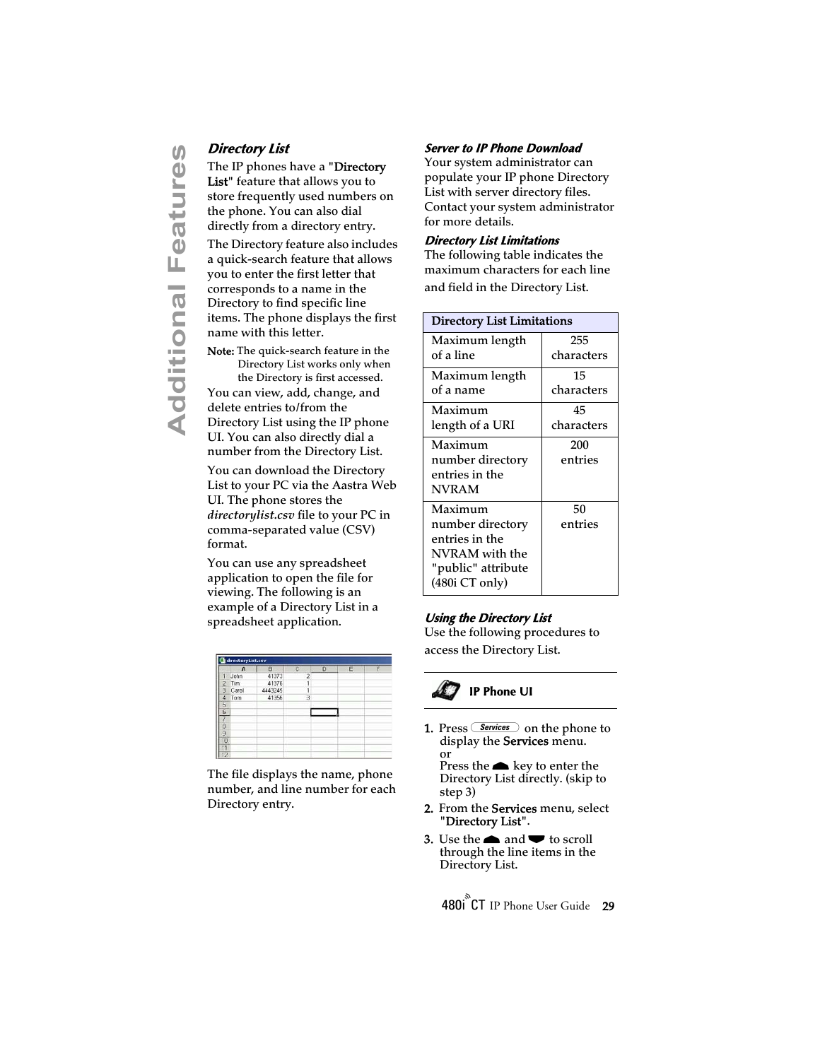### Directory List

The IP phones have a "**Directory List**" feature that allows you to store frequently used numbers on the phone. You can also dial directly from a directory entry.

The Directory feature also includes a quick-search feature that allows you to enter the first letter that corresponds to a name in the Directory to find specific line items. The phone displays the first name with this letter.

**Note:** The quick-search feature in the Directory List works only when the Directory is first accessed.

You can view, add, change, and delete entries to/from the Directory List using the IP phone UI. You can also directly dial a number from the Directory List.

You can download the Directory List to your PC via the Aastra Web UI. The phone stores the *directorylist.csv* file to your PC in comma-separated value (CSV) format.

You can use any spreadsheet application to open the file for viewing. The following is an example of a Directory List in a spreadsheet application.

| | A | B | C | D | E | F |
|---|---|---|---|---|---|---|
| 1 | John | 41373 | 2 | | | |
| 2 | Tim | 41376 | 1 | | | |
| 3 | Carol | 4443245 | 1 | | | |
| 4 | Tom | 41356 | 3 | | | |

The file displays the name, phone number, and line number for each Directory entry.

#### Server to IP Phone Download

Your system administrator can populate your IP phone Directory List with server directory files. Contact your system administrator for more details.

#### Directory List Limitations

The following table indicates the maximum characters for each line and field in the Directory List.

| Directory List Limitations | |
|---|---|
| Maximum length of a line | 255 characters |
| Maximum length of a name | 15 characters |
| Maximum length of a URI | 45 characters |
| Maximum number directory entries in the NVRAM | 200 entries |
| Maximum number directory entries in the NVRAM with the "public" attribute (480i CT only) | 50 entries |

#### Using the Directory List

Use the following procedures to access the Directory List.

**IP Phone UI**

1. Press **Services** on the phone to display the **Services** menu.
   or
   Press the ▲ key to enter the Directory List directly. (skip to step 3)
2. From the **Services** menu, select "**Directory List**".
3. Use the ▲ and ▼ to scroll through the line items in the Directory List.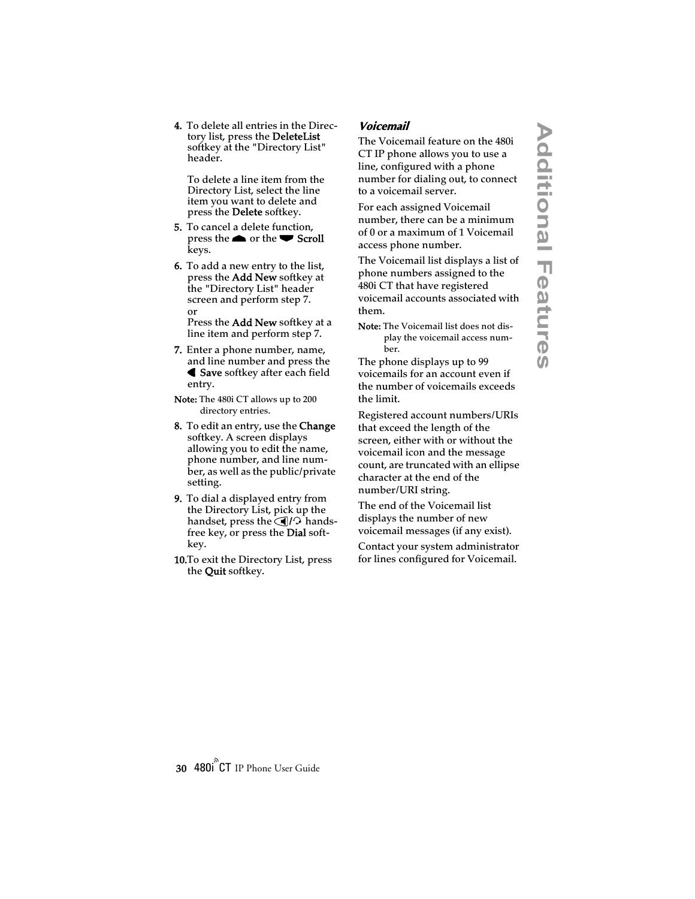4. To delete all entries in the Directory list, press the **DeleteList** softkey at the "Directory List" header.

   To delete a line item from the Directory List, select the line item you want to delete and press the **Delete** softkey.

5. To cancel a delete function, press the ▲ or the ▼ **Scroll** keys.

6. To add a new entry to the list, press the **Add New** softkey at the "Directory List" header screen and perform step 7.
   or
   Press the **Add New** softkey at a line item and perform step 7.

7. Enter a phone number, name, and line number and press the ◀ **Save** softkey after each field entry.

**Note:** The 480i CT allows up to 200 directory entries.

8. To edit an entry, use the **Change** softkey. A screen displays allowing you to edit the name, phone number, and line number, as well as the public/private setting.

9. To dial a displayed entry from the Directory List, pick up the handset, press the hands-free key, or press the **Dial** softkey.

10. To exit the Directory List, press the **Quit** softkey.

### *Voicemail*

The Voicemail feature on the 480i CT IP phone allows you to use a line, configured with a phone number for dialing out, to connect to a voicemail server.

For each assigned Voicemail number, there can be a minimum of 0 or a maximum of 1 Voicemail access phone number.

The Voicemail list displays a list of phone numbers assigned to the 480i CT that have registered voicemail accounts associated with them.

**Note:** The Voicemail list does not display the voicemail access number.

The phone displays up to 99 voicemails for an account even if the number of voicemails exceeds the limit.

Registered account numbers/URIs that exceed the length of the screen, either with or without the voicemail icon and the message count, are truncated with an ellipse character at the end of the number/URI string.

The end of the Voicemail list displays the number of new voicemail messages (if any exist).

Contact your system administrator for lines configured for Voicemail.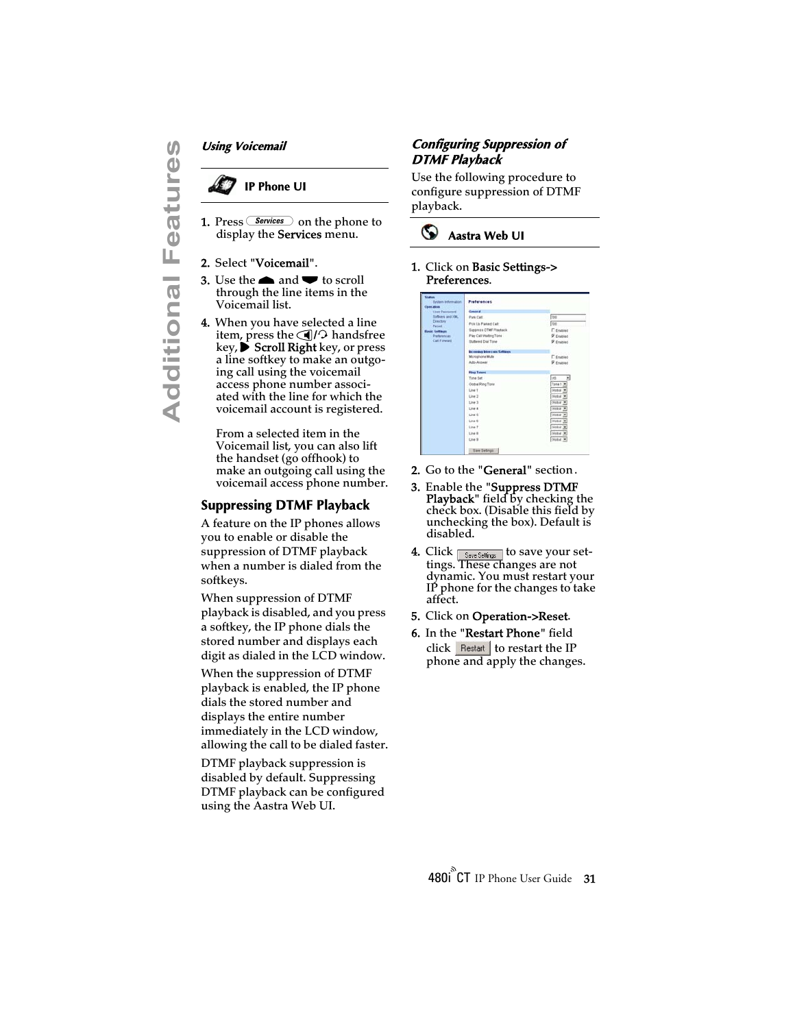### Using Voicemail

**IP Phone UI**

1. Press Services on the phone to display the **Services** menu.
2. Select "**Voicemail**".
3. Use the ▲ and ▼ to scroll through the line items in the Voicemail list.
4. When you have selected a line item, press the handsfree key, ▶ **Scroll Right** key, or press a line softkey to make an outgoing call using the voicemail access phone number associated with the line for which the voicemail account is registered.

   From a selected item in the Voicemail list, you can also lift the handset (go offhook) to make an outgoing call using the voicemail access phone number.

## Suppressing DTMF Playback

A feature on the IP phones allows you to enable or disable the suppression of DTMF playback when a number is dialed from the softkeys.

When suppression of DTMF playback is disabled, and you press a softkey, the IP phone dials the stored number and displays each digit as dialed in the LCD window.

When the suppression of DTMF playback is enabled, the IP phone dials the stored number and displays the entire number immediately in the LCD window, allowing the call to be dialed faster.

DTMF playback suppression is disabled by default. Suppressing DTMF playback can be configured using the Aastra Web UI.

### Configuring Suppression of DTMF Playback

Use the following procedure to configure suppression of DTMF playback.

**Aastra Web UI**

1. Click on **Basic Settings-> Preferences**.
2. Go to the "**General**" section.
3. Enable the "**Suppress DTMF Playback**" field by checking the check box. (Disable this field by unchecking the box). Default is disabled.
4. Click Save Settings to save your settings. These changes are not dynamic. You must restart your IP phone for the changes to take affect.
5. Click on **Operation->Reset**.
6. In the "**Restart Phone**" field click Restart to restart the IP phone and apply the changes.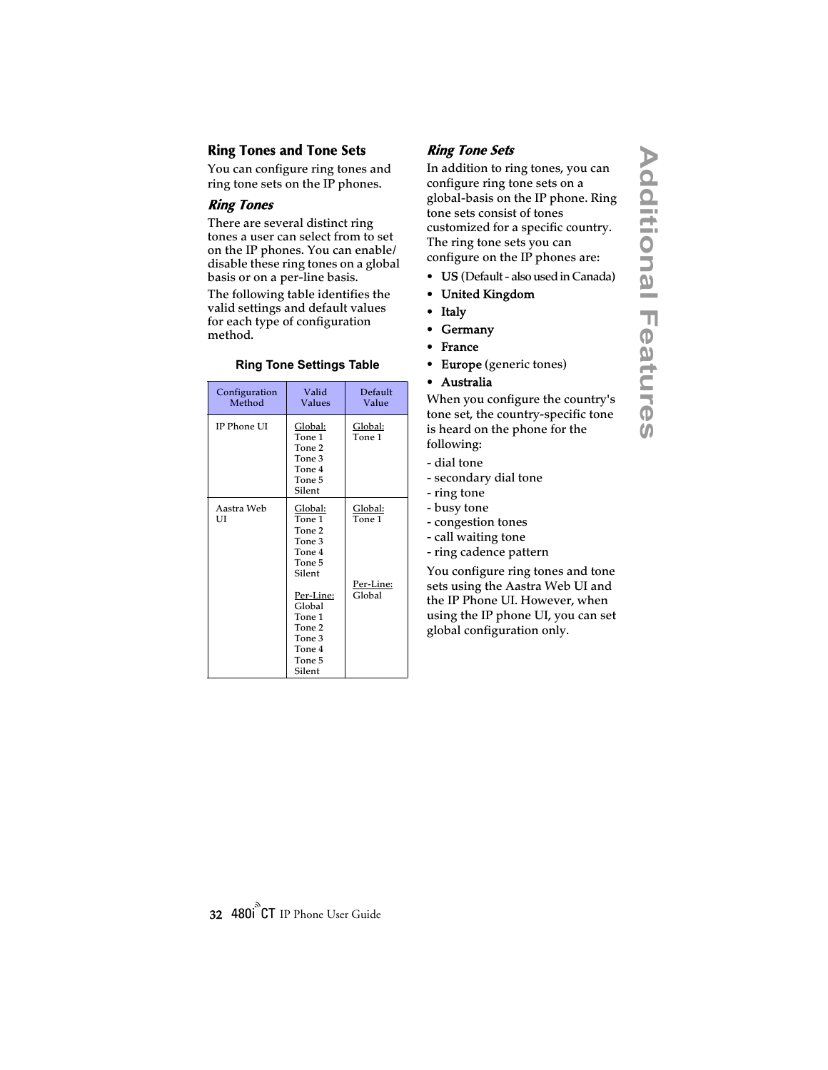## Ring Tones and Tone Sets

You can configure ring tones and ring tone sets on the IP phones.

### *Ring Tones*

There are several distinct ring tones a user can select from to set on the IP phones. You can enable/disable these ring tones on a global basis or on a per-line basis.

The following table identifies the valid settings and default values for each type of configuration method.

**Ring Tone Settings Table**

| Configuration Method | Valid Values | Default Value |
|---|---|---|
| IP Phone UI | Global:<br>Tone 1<br>Tone 2<br>Tone 3<br>Tone 4<br>Tone 5<br>Silent | Global:<br>Tone 1 |
| Aastra Web UI | Global:<br>Tone 1<br>Tone 2<br>Tone 3<br>Tone 4<br>Tone 5<br>Silent<br><br>Per-Line:<br>Global<br>Tone 1<br>Tone 2<br>Tone 3<br>Tone 4<br>Tone 5<br>Silent | Global:<br>Tone 1<br><br>Per-Line:<br>Global |

### *Ring Tone Sets*

In addition to ring tones, you can configure ring tone sets on a global-basis on the IP phone. Ring tone sets consist of tones customized for a specific country. The ring tone sets you can configure on the IP phones are:

- **US** (Default - also used in Canada)
- **United Kingdom**
- **Italy**
- **Germany**
- **France**
- **Europe** (generic tones)
- **Australia**

When you configure the country's tone set, the country-specific tone is heard on the phone for the following:

- dial tone
- secondary dial tone
- ring tone
- busy tone
- congestion tones
- call waiting tone
- ring cadence pattern

You configure ring tones and tone sets using the Aastra Web UI and the IP Phone UI. However, when using the IP phone UI, you can set global configuration only.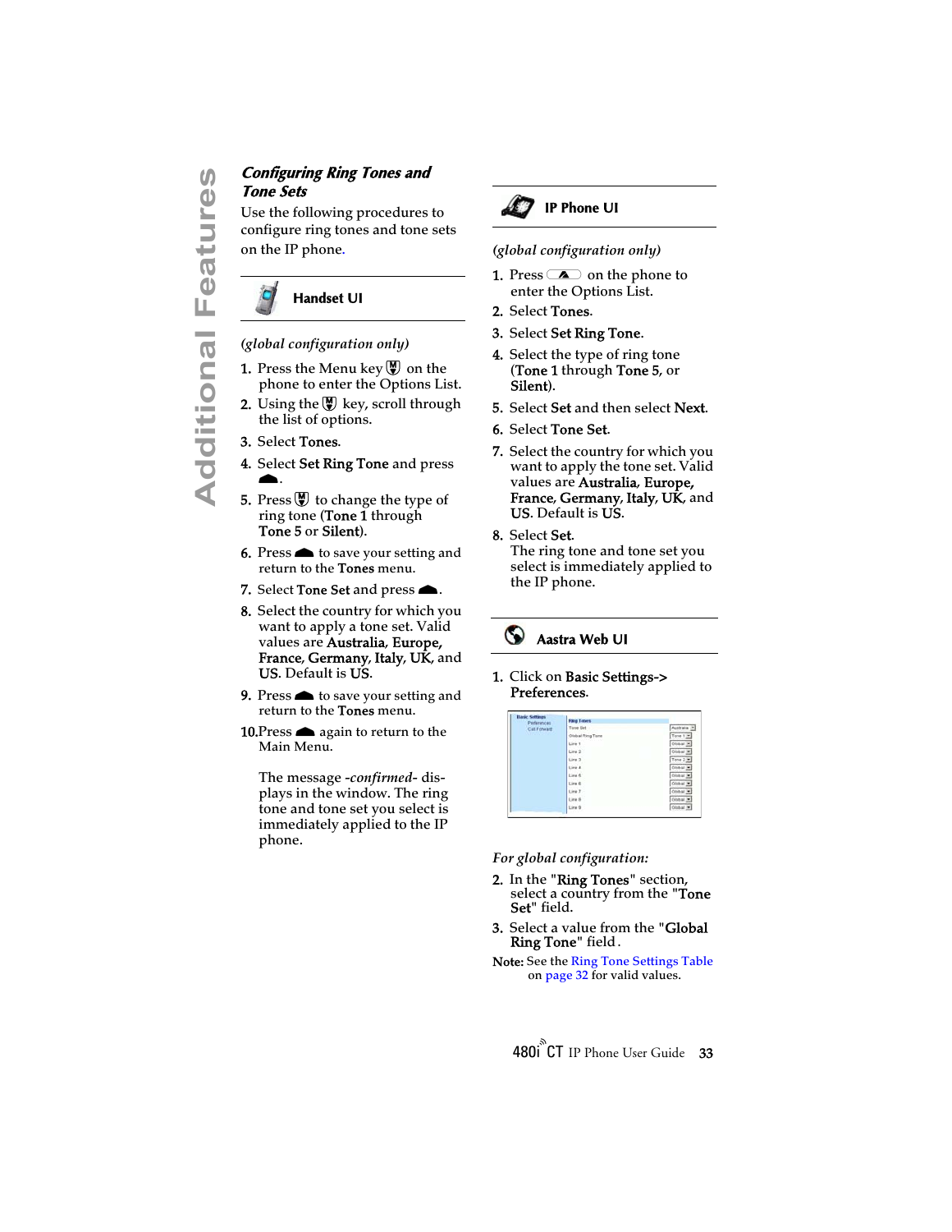### Configuring Ring Tones and Tone Sets

Use the following procedures to configure ring tones and tone sets on the IP phone.

**Handset UI**

*(global configuration only)*

1. Press the Menu key on the phone to enter the Options List.
2. Using the key, scroll through the list of options.
3. Select **Tones**.
4. Select **Set Ring Tone** and press .
5. Press to change the type of ring tone (**Tone 1** through **Tone 5** or **Silent**).
6. Press to save your setting and return to the **Tones** menu.
7. Select **Tone Set** and press .
8. Select the country for which you want to apply a tone set. Valid values are **Australia**, **Europe**, **France**, **Germany**, **Italy**, **UK**, and **US**. Default is **US**.
9. Press to save your setting and return to the **Tones** menu.
10. Press again to return to the Main Menu.

    The message *-confirmed-* displays in the window. The ring tone and tone set you select is immediately applied to the IP phone.

**IP Phone UI**

*(global configuration only)*

1. Press on the phone to enter the Options List.
2. Select **Tones**.
3. Select **Set Ring Tone**.
4. Select the type of ring tone (**Tone 1** through **Tone 5**, or **Silent**).
5. Select **Set** and then select **Next**.
6. Select **Tone Set**.
7. Select the country for which you want to apply the tone set. Valid values are **Australia**, **Europe**, **France**, **Germany**, **Italy**, **UK**, and **US**. Default is **US**.
8. Select **Set**.
   The ring tone and tone set you select is immediately applied to the IP phone.

**Aastra Web UI**

1. Click on **Basic Settings->Preferences**.

*For global configuration:*

2. In the "**Ring Tones**" section, select a country from the "**Tone Set**" field.
3. Select a value from the "**Global Ring Tone**" field.

**Note:** See the Ring Tone Settings Table on page 32 for valid values.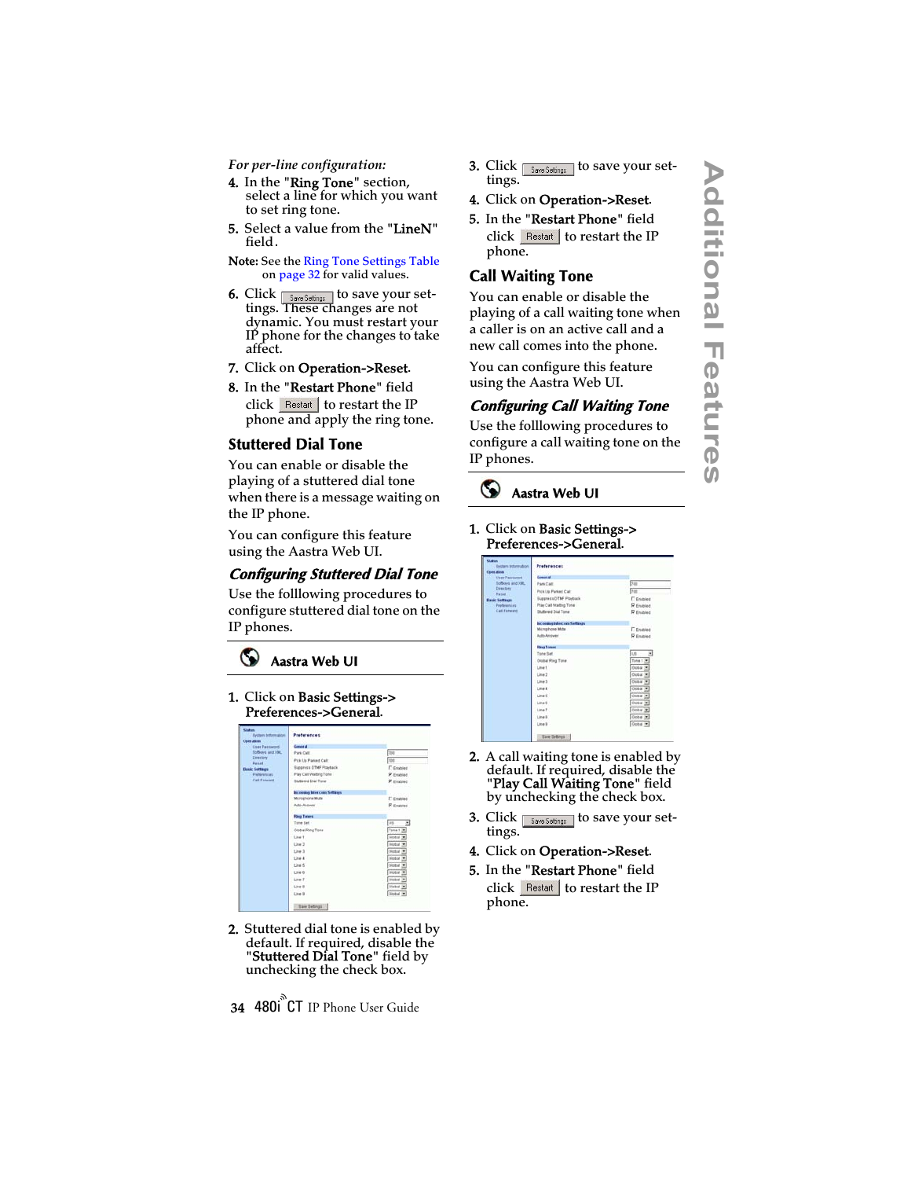*For per-line configuration:*

4. In the "**Ring Tone**" section, select a line for which you want to set ring tone.
5. Select a value from the "**LineN**" field.

**Note:** See the Ring Tone Settings Table on page 32 for valid values.

6. Click Save Settings to save your settings. These changes are not dynamic. You must restart your IP phone for the changes to take affect.
7. Click on **Operation->Reset**.
8. In the "**Restart Phone**" field click Restart to restart the IP phone and apply the ring tone.

## Stuttered Dial Tone

You can enable or disable the playing of a stuttered dial tone when there is a message waiting on the IP phone.

You can configure this feature using the Aastra Web UI.

### *Configuring Stuttered Dial Tone*

Use the folllowing procedures to configure stuttered dial tone on the IP phones.

**Aastra Web UI**

1. Click on **Basic Settings->Preferences->General**.
2. Stuttered dial tone is enabled by default. If required, disable the "**Stuttered Dial Tone**" field by unchecking the check box.
3. Click Save Settings to save your settings.
4. Click on **Operation->Reset**.
5. In the "**Restart Phone**" field click Restart to restart the IP phone.

## Call Waiting Tone

You can enable or disable the playing of a call waiting tone when a caller is on an active call and a new call comes into the phone.

You can configure this feature using the Aastra Web UI.

### *Configuring Call Waiting Tone*

Use the folllowing procedures to configure a call waiting tone on the IP phones.

**Aastra Web UI**

1. Click on **Basic Settings->Preferences->General**.
2. A call waiting tone is enabled by default. If required, disable the "**Play Call Waiting Tone**" field by unchecking the check box.
3. Click Save Settings to save your settings.
4. Click on **Operation->Reset**.
5. In the "**Restart Phone**" field click Restart to restart the IP phone.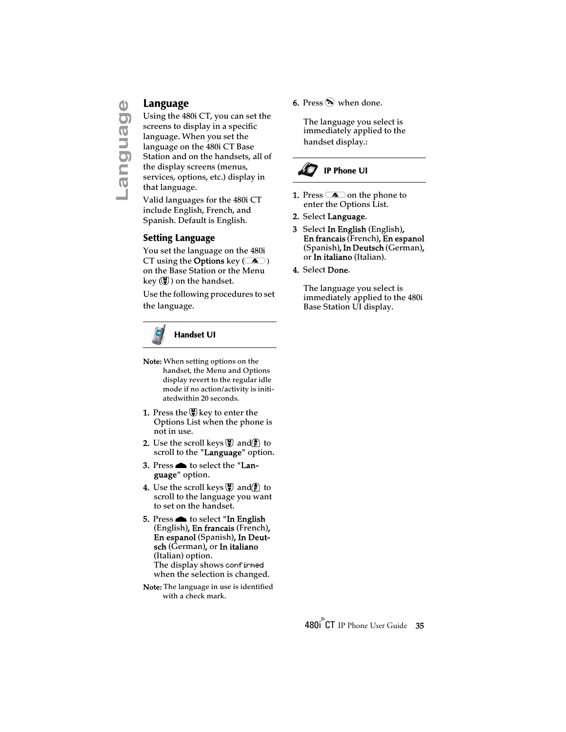## Language

Using the 480i CT, you can set the screens to display in a specific language. When you set the language on the 480i CT Base Station and on the handsets, all of the display screens (menus, services, options, etc.) display in that language.

Valid languages for the 480i CT include English, French, and Spanish. Default is English.

### Setting Language

You set the language on the 480i CT using the **Options** key ( ) on the Base Station or the Menu key ( ) on the handset.

Use the following procedures to set the language.

#### Handset UI

**Note:** When setting options on the handset, the Menu and Options display revert to the regular idle mode if no action/activity is initiatedwithin 20 seconds.

1. Press the  key to enter the Options List when the phone is not in use.
2. Use the scroll keys  and  to scroll to the "**Language**" option.
3. Press  to select the "**Language**" option.
4. Use the scroll keys  and  to scroll to the language you want to set on the handset.
5. Press  to select "**In English** (English), **En francais** (French), **En espanol** (Spanish), **In Deutsch** (German), or **In italiano** (Italian) option.
   The display shows `confirmed` when the selection is changed.

**Note:** The language in use is identified with a check mark.

6. Press  when done.

   The language you select is immediately applied to the handset display.:

#### IP Phone UI

1. Press  on the phone to enter the Options List.
2. Select **Language**.
3. Select **In English** (English), **En francais** (French), **En espanol** (Spanish), **In Deutsch** (German), or **In italiano** (Italian).
4. Select **Done**.

   The language you select is immediately applied to the 480i Base Station UI display.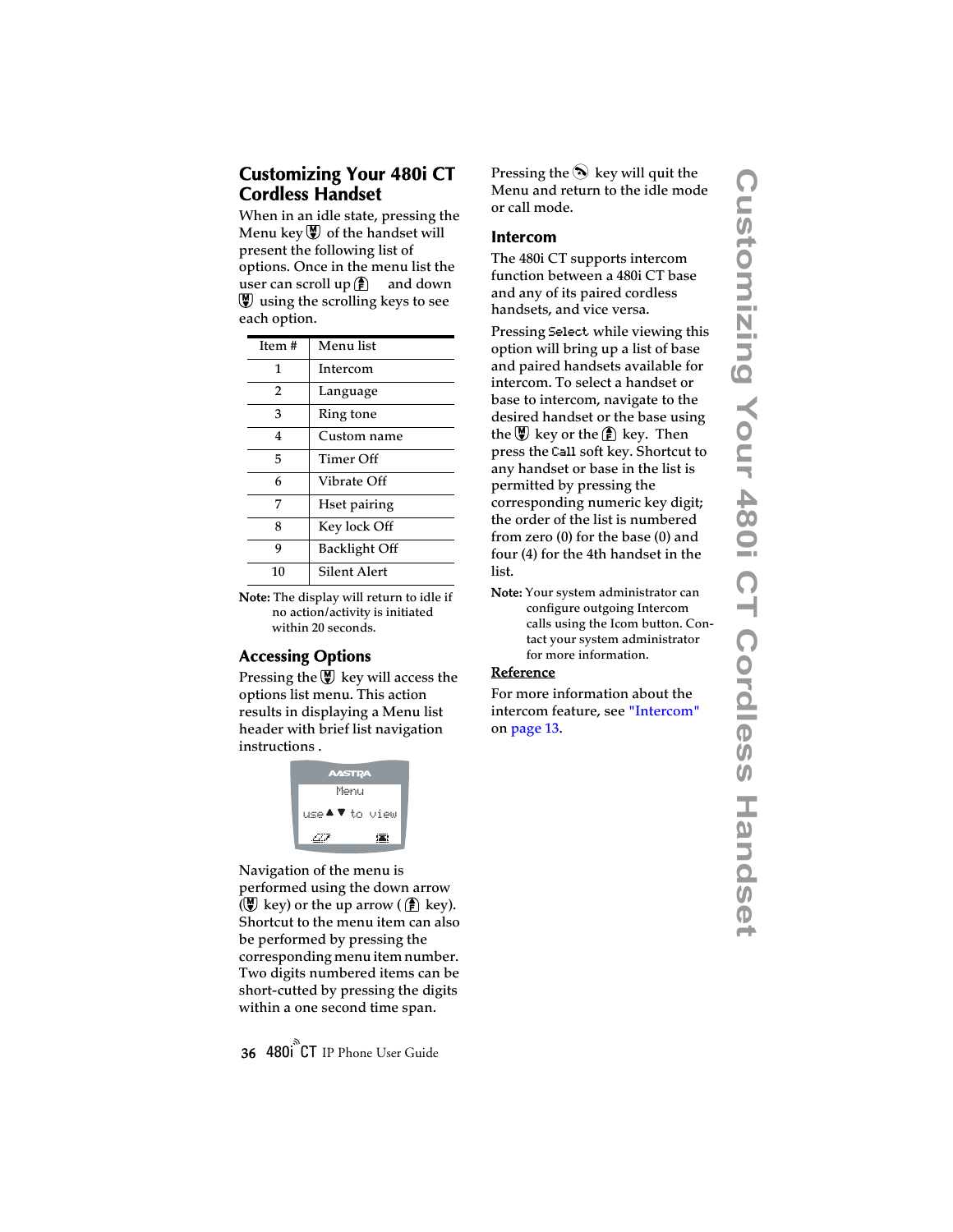## Customizing Your 480i CT Cordless Handset

When in an idle state, pressing the Menu key of the handset will present the following list of options. Once in the menu list the user can scroll up and down using the scrolling keys to see each option.

| Item # | Menu list |
|---|---|
| 1 | Intercom |
| 2 | Language |
| 3 | Ring tone |
| 4 | Custom name |
| 5 | Timer Off |
| 6 | Vibrate Off |
| 7 | Hset pairing |
| 8 | Key lock Off |
| 9 | Backlight Off |
| 10 | Silent Alert |

**Note:** The display will return to idle if no action/activity is initiated within 20 seconds.

### Accessing Options

Pressing the key will access the options list menu. This action results in displaying a Menu list header with brief list navigation instructions .

```
Menu
use ▲ ▼ to view
```

Navigation of the menu is performed using the down arrow ( key) or the up arrow ( key). Shortcut to the menu item can also be performed by pressing the corresponding menu item number. Two digits numbered items can be short-cutted by pressing the digits within a one second time span.

Pressing the key will quit the Menu and return to the idle mode or call mode.

### Intercom

The 480i CT supports intercom function between a 480i CT base and any of its paired cordless handsets, and vice versa.

Pressing `Select` while viewing this option will bring up a list of base and paired handsets available for intercom. To select a handset or base to intercom, navigate to the desired handset or the base using the key or the key. Then press the `Call` soft key. Shortcut to any handset or base in the list is permitted by pressing the corresponding numeric key digit; the order of the list is numbered from zero (0) for the base (0) and four (4) for the 4th handset in the list.

**Note:** Your system administrator can configure outgoing Intercom calls using the Icom button. Contact your system administrator for more information.

**Reference**

For more information about the intercom feature, see "Intercom" on page 13.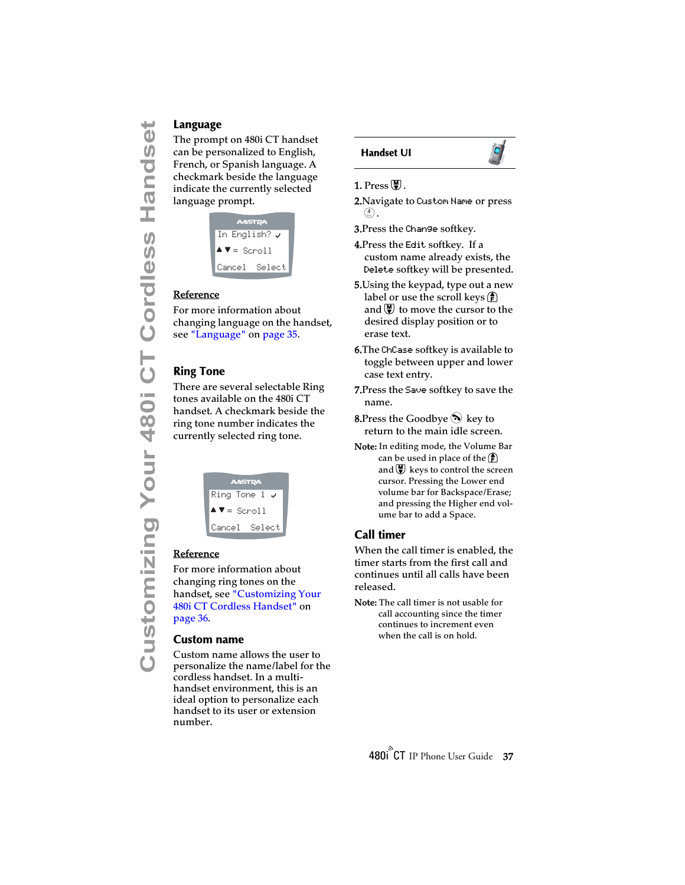## Language

The prompt on 480i CT handset can be personalized to English, French, or Spanish language. A checkmark beside the language indicate the currently selected language prompt.

```
AASTRA
In English? ✓
▲▼ = Scroll
Cancel  Select
```

**Reference**

For more information about changing language on the handset, see "Language" on page 35.

## Ring Tone

There are several selectable Ring tones available on the 480i CT handset. A checkmark beside the ring tone number indicates the currently selected ring tone.

```
AASTRA
Ring Tone 1 ✓
▲▼ = Scroll
Cancel  Select
```

**Reference**

For more information about changing ring tones on the handset, see "Customizing Your 480i CT Cordless Handset" on page 36.

## Custom name

Custom name allows the user to personalize the name/label for the cordless handset. In a multi-handset environment, this is an ideal option to personalize each handset to its user or extension number.

**Handset UI**

1. Press the down key.
2. Navigate to `Custom Name` or press 4.
3. Press the `Change` softkey.
4. Press the `Edit` softkey. If a custom name already exists, the `Delete` softkey will be presented.
5. Using the keypad, type out a new label or use the scroll keys up and down to move the cursor to the desired display position or to erase text.
6. The `ChCase` softkey is available to toggle between upper and lower case text entry.
7. Press the `Save` softkey to save the name.
8. Press the Goodbye key to return to the main idle screen.

**Note:** In editing mode, the Volume Bar can be used in place of the up and down keys to control the screen cursor. Pressing the Lower end volume bar for Backspace/Erase; and pressing the Higher end volume bar to add a Space.

## Call timer

When the call timer is enabled, the timer starts from the first call and continues until all calls have been released.

**Note:** The call timer is not usable for call accounting since the timer continues to increment even when the call is on hold.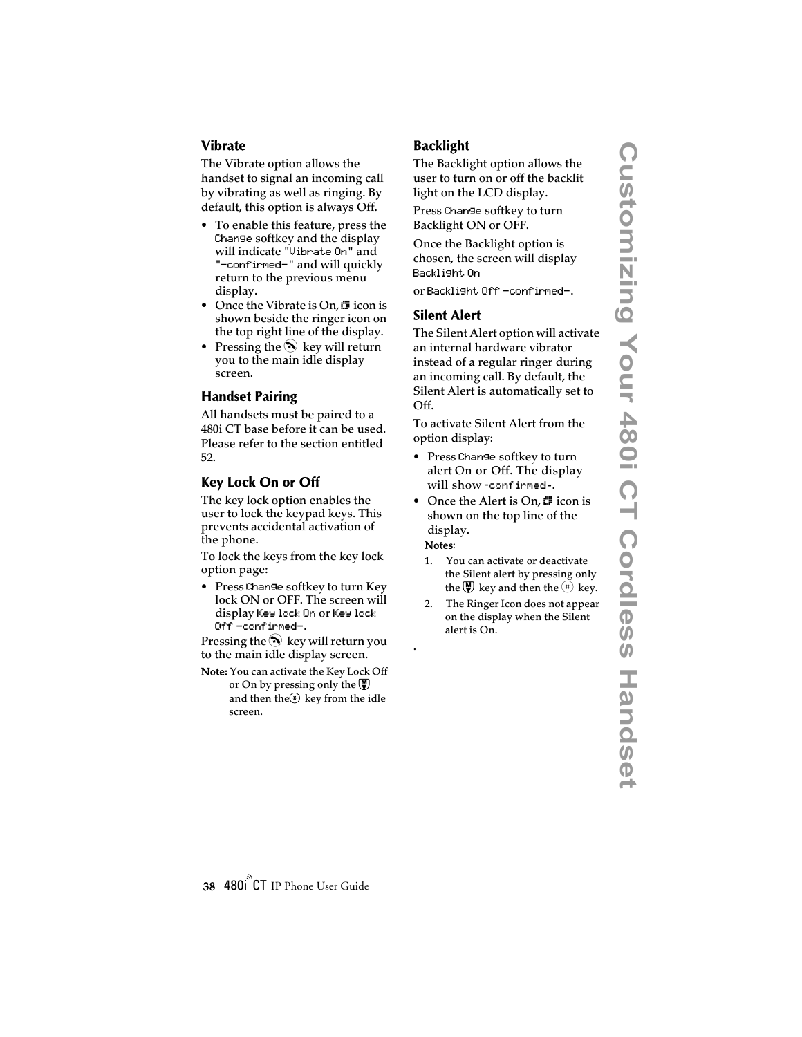### Vibrate

The Vibrate option allows the handset to signal an incoming call by vibrating as well as ringing. By default, this option is always Off.

- To enable this feature, press the Change softkey and the display will indicate "Vibrate On" and "-confirmed-" and will quickly return to the previous menu display.
- Once the Vibrate is On, icon is shown beside the ringer icon on the top right line of the display.
- Pressing the key will return you to the main idle display screen.

### Handset Pairing

All handsets must be paired to a 480i CT base before it can be used. Please refer to the section entitled 52.

### Key Lock On or Off

The key lock option enables the user to lock the keypad keys. This prevents accidental activation of the phone.

To lock the keys from the key lock option page:

- Press Change softkey to turn Key lock ON or OFF. The screen will display Key lock On or Key lock Off -confirmed-.

Pressing the key will return you to the main idle display screen.

**Note:** You can activate the Key Lock Off or On by pressing only the and then the key from the idle screen.

### Backlight

The Backlight option allows the user to turn on or off the backlit light on the LCD display.

Press Change softkey to turn Backlight ON or OFF.

Once the Backlight option is chosen, the screen will display Backlight On

or Backlight Off -confirmed-.

### Silent Alert

The Silent Alert option will activate an internal hardware vibrator instead of a regular ringer during an incoming call. By default, the Silent Alert is automatically set to Off.

To activate Silent Alert from the option display:

- Press Change softkey to turn alert On or Off. The display will show -confirmed-.
- Once the Alert is On, icon is shown on the top line of the display.

**Notes**:

1. You can activate or deactivate the Silent alert by pressing only the key and then the key.
2. The Ringer Icon does not appear on the display when the Silent alert is On.

.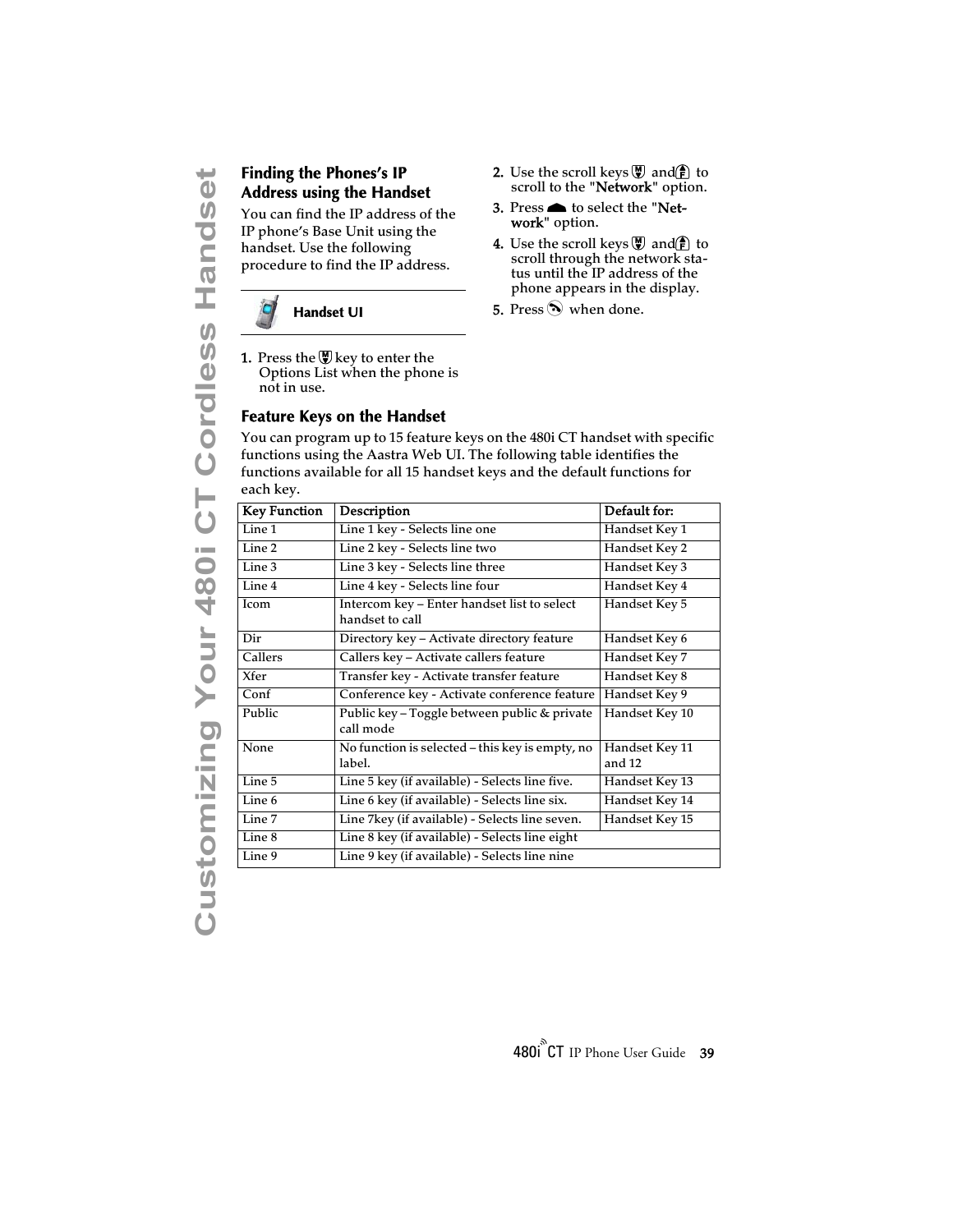## Finding the Phones's IP Address using the Handset

You can find the IP address of the IP phone's Base Unit using the handset. Use the following procedure to find the IP address.

**Handset UI**

1. Press the key to enter the Options List when the phone is not in use.
2. Use the scroll keys and to scroll to the "**Network**" option.
3. Press to select the "**Network**" option.
4. Use the scroll keys and to scroll through the network status until the IP address of the phone appears in the display.
5. Press when done.

## Feature Keys on the Handset

You can program up to 15 feature keys on the 480i CT handset with specific functions using the Aastra Web UI. The following table identifies the functions available for all 15 handset keys and the default functions for each key.

| Key Function | Description | Default for: |
|---|---|---|
| Line 1 | Line 1 key - Selects line one | Handset Key 1 |
| Line 2 | Line 2 key - Selects line two | Handset Key 2 |
| Line 3 | Line 3 key - Selects line three | Handset Key 3 |
| Line 4 | Line 4 key - Selects line four | Handset Key 4 |
| Icom | Intercom key – Enter handset list to select handset to call | Handset Key 5 |
| Dir | Directory key – Activate directory feature | Handset Key 6 |
| Callers | Callers key – Activate callers feature | Handset Key 7 |
| Xfer | Transfer key - Activate transfer feature | Handset Key 8 |
| Conf | Conference key - Activate conference feature | Handset Key 9 |
| Public | Public key – Toggle between public & private call mode | Handset Key 10 |
| None | No function is selected – this key is empty, no label. | Handset Key 11 and 12 |
| Line 5 | Line 5 key (if available) - Selects line five. | Handset Key 13 |
| Line 6 | Line 6 key (if available) - Selects line six. | Handset Key 14 |
| Line 7 | Line 7key (if available) - Selects line seven. | Handset Key 15 |
| Line 8 | Line 8 key (if available) - Selects line eight | |
| Line 9 | Line 9 key (if available) - Selects line nine | |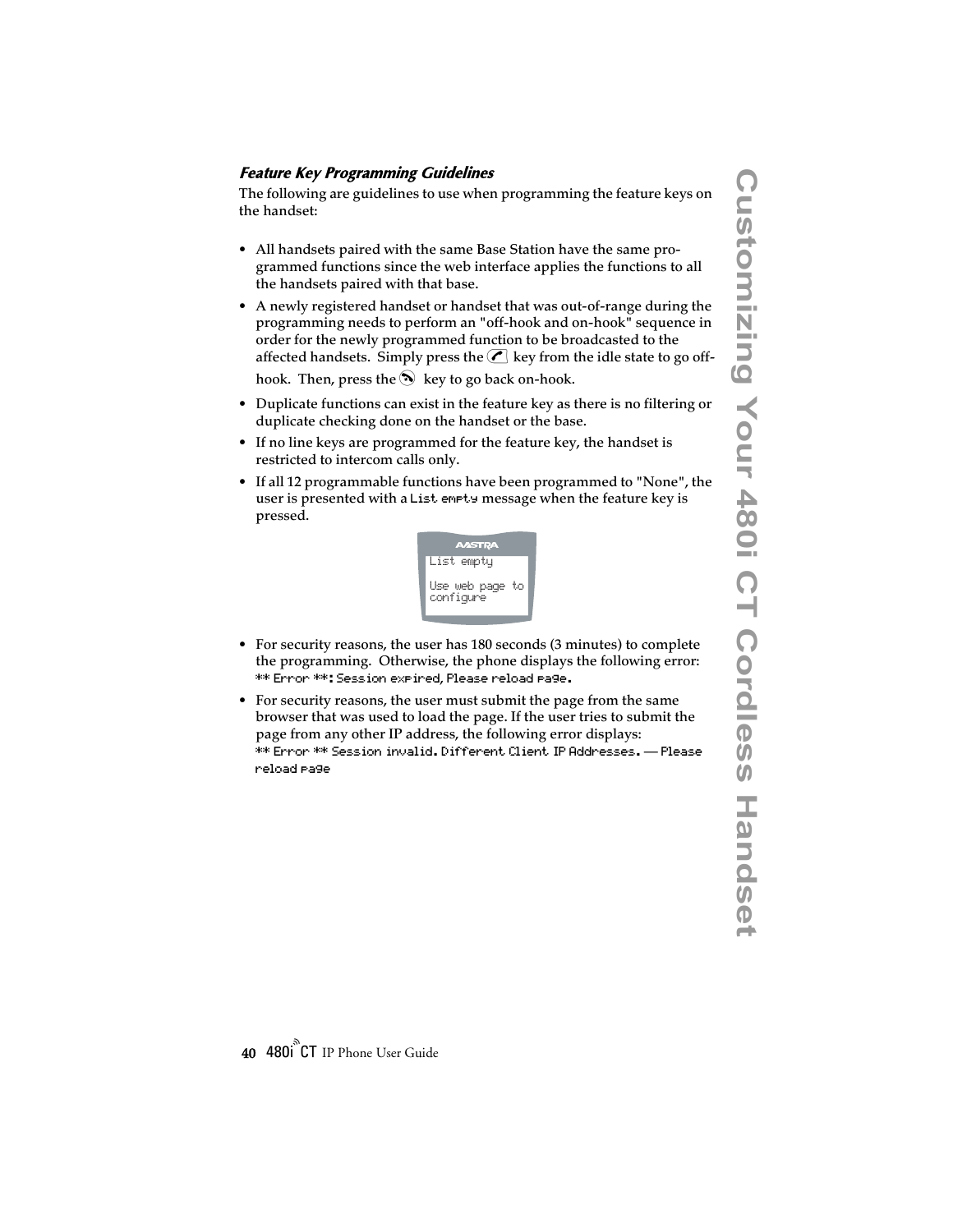### *Feature Key Programming Guidelines*

The following are guidelines to use when programming the feature keys on the handset:

- All handsets paired with the same Base Station have the same programmed functions since the web interface applies the functions to all the handsets paired with that base.
- A newly registered handset or handset that was out-of-range during the programming needs to perform an "off-hook and on-hook" sequence in order for the newly programmed function to be broadcasted to the affected handsets. Simply press the key from the idle state to go off-hook. Then, press the key to go back on-hook.
- Duplicate functions can exist in the feature key as there is no filtering or duplicate checking done on the handset or the base.
- If no line keys are programmed for the feature key, the handset is restricted to intercom calls only.
- If all 12 programmable functions have been programmed to "None", the user is presented with a `List empty` message when the feature key is pressed.

```
List empty

Use web page to
configure
```

- For security reasons, the user has 180 seconds (3 minutes) to complete the programming. Otherwise, the phone displays the following error: `** Error **: Session expired, Please reload page.`
- For security reasons, the user must submit the page from the same browser that was used to load the page. If the user tries to submit the page from any other IP address, the following error displays: `** Error ** Session invalid. Different Client IP Addresses. — Please reload page`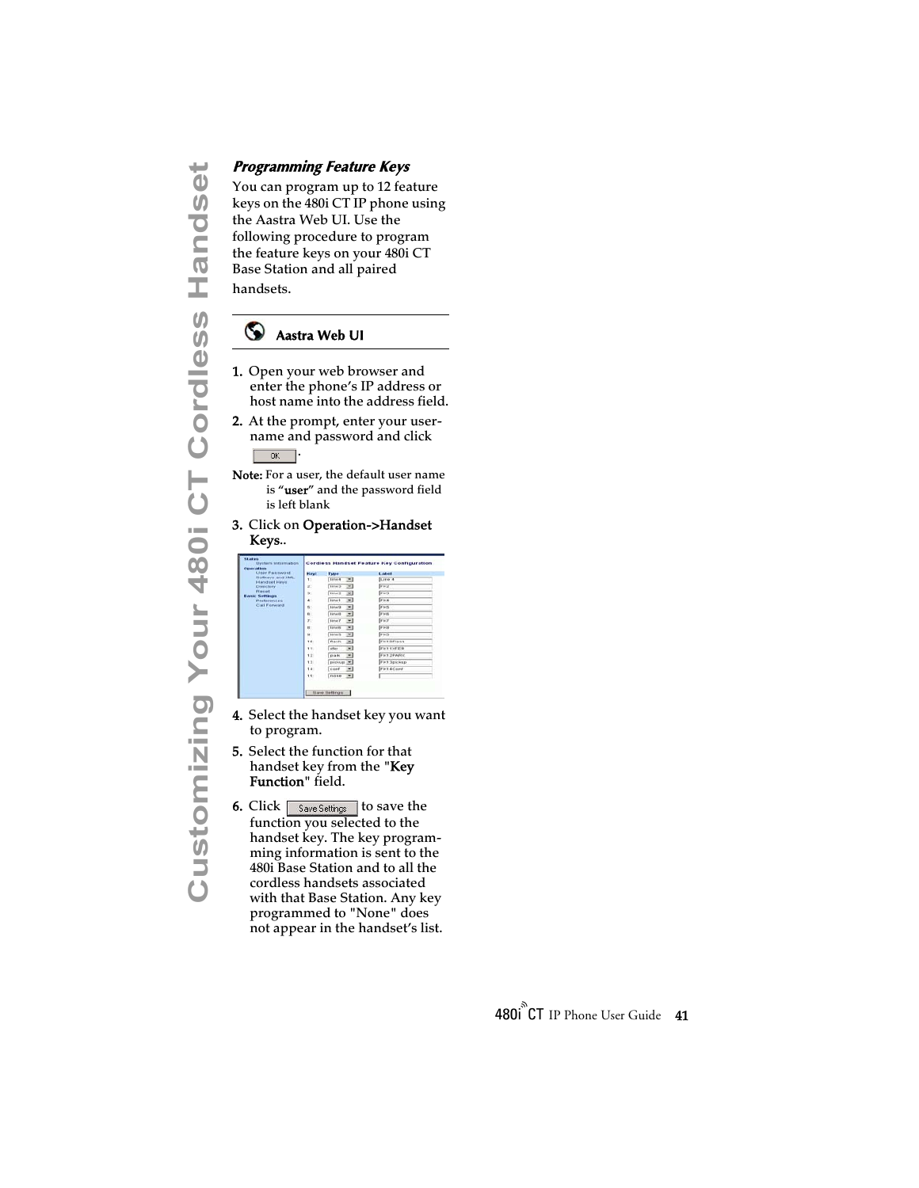### *Programming Feature Keys*

You can program up to 12 feature keys on the 480i CT IP phone using the Aastra Web UI. Use the following procedure to program the feature keys on your 480i CT Base Station and all paired handsets.

**Aastra Web UI**

1. Open your web browser and enter the phone's IP address or host name into the address field.
2. At the prompt, enter your user-name and password and click OK.

**Note:** For a user, the default user name is "**user**" and the password field is left blank

3. Click on **Operation->Handset Keys**..
4. Select the handset key you want to program.
5. Select the function for that handset key from the "**Key Function**" field.
6. Click Save Settings to save the function you selected to the handset key. The key programming information is sent to the 480i Base Station and to all the cordless handsets associated with that Base Station. Any key programmed to "None" does not appear in the handset's list.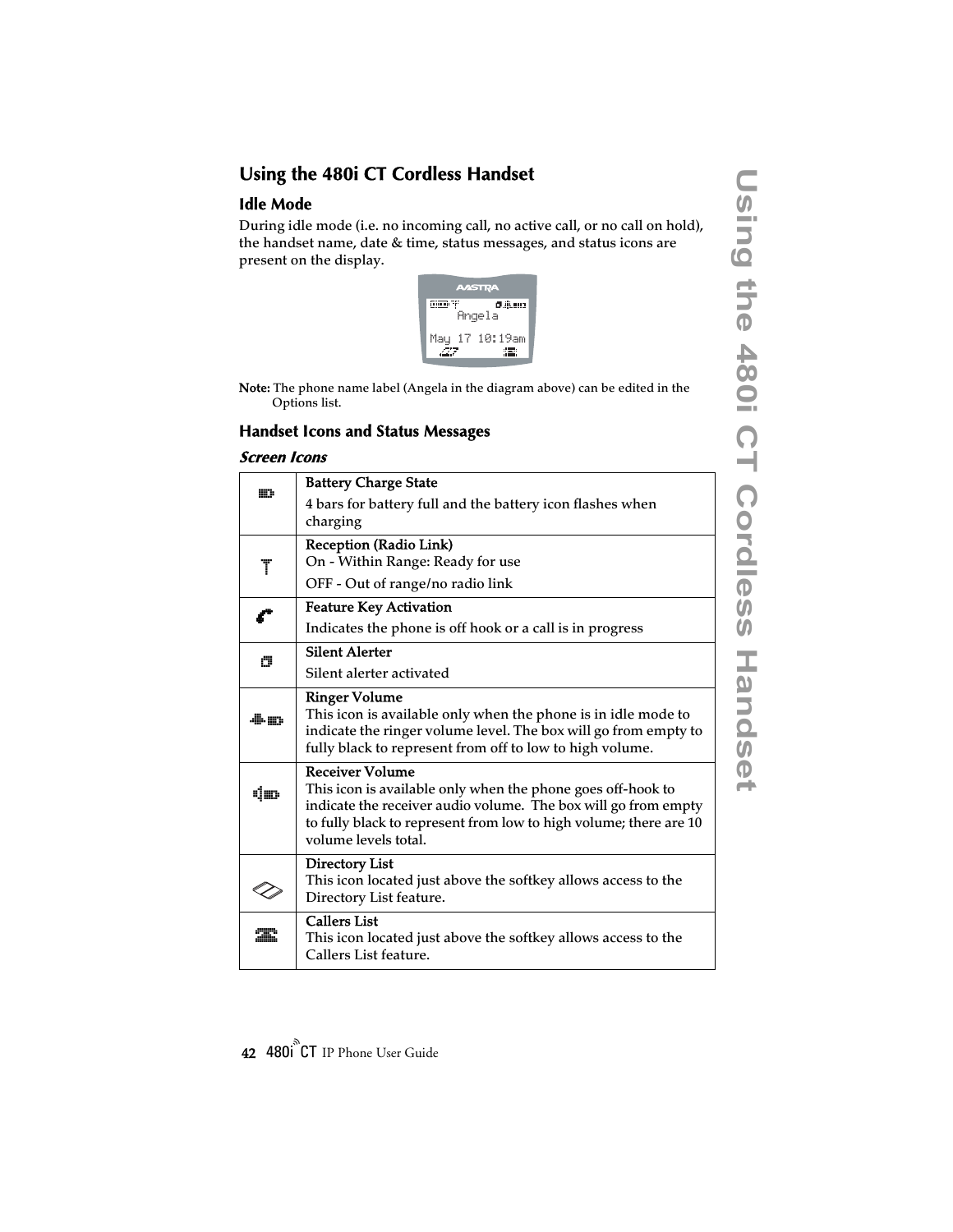## Using the 480i CT Cordless Handset

### Idle Mode

During idle mode (i.e. no incoming call, no active call, or no call on hold), the handset name, date & time, status messages, and status icons are present on the display.

**Note:** The phone name label (Angela in the diagram above) can be edited in the Options list.

### Handset Icons and Status Messages

#### *Screen Icons*

| Icon | Description |
|---|---|
| | **Battery Charge State**<br>4 bars for battery full and the battery icon flashes when charging |
| | **Reception (Radio Link)**<br>On - Within Range: Ready for use<br>OFF - Out of range/no radio link |
| | **Feature Key Activation**<br>Indicates the phone is off hook or a call is in progress |
| | **Silent Alerter**<br>Silent alerter activated |
| | **Ringer Volume**<br>This icon is available only when the phone is in idle mode to indicate the ringer volume level. The box will go from empty to fully black to represent from off to low to high volume. |
| | **Receiver Volume**<br>This icon is available only when the phone goes off-hook to indicate the receiver audio volume. The box will go from empty to fully black to represent from low to high volume; there are 10 volume levels total. |
| | **Directory List**<br>This icon located just above the softkey allows access to the Directory List feature. |
| | **Callers List**<br>This icon located just above the softkey allows access to the Callers List feature. |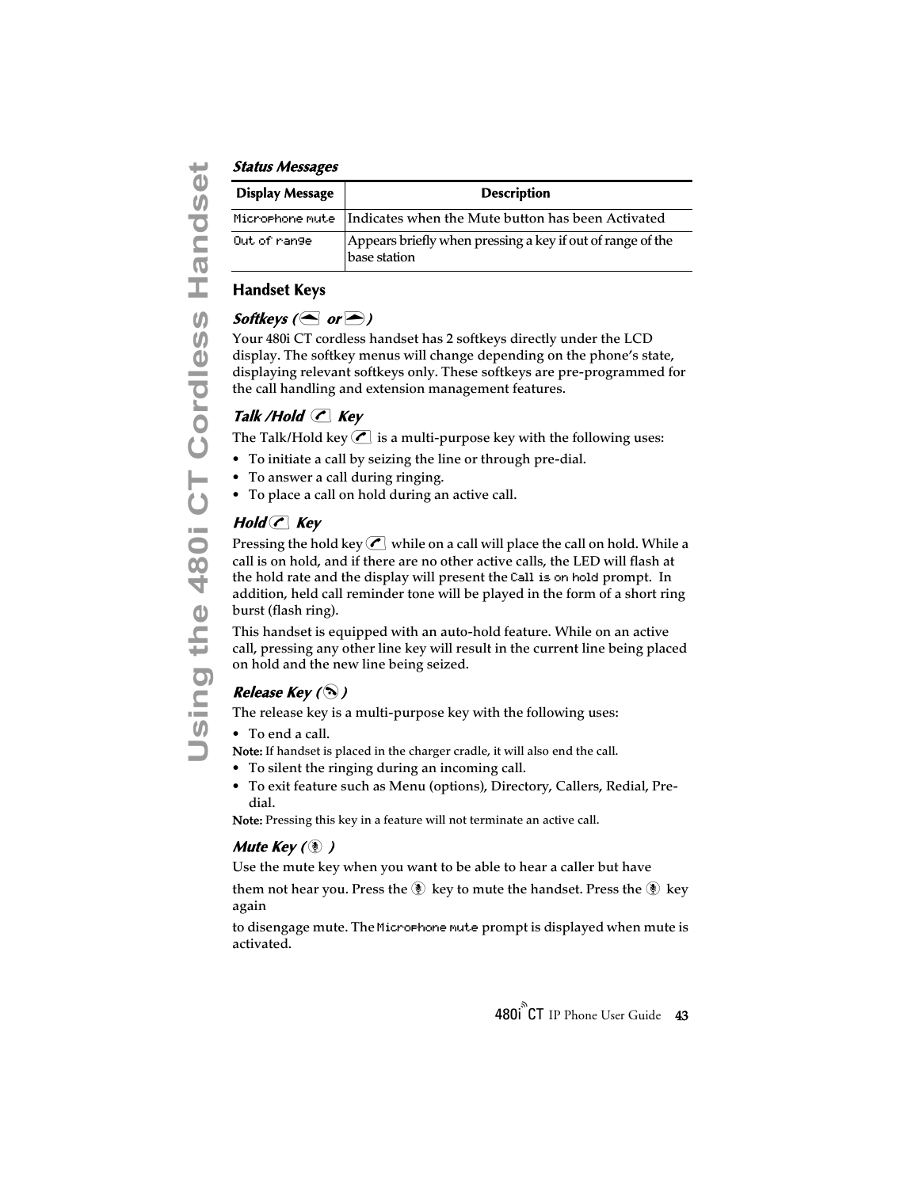**Status Messages**

| Display Message | Description |
|---|---|
| Microphone mute | Indicates when the Mute button has been Activated |
| Out of range | Appears briefly when pressing a key if out of range of the base station |

### Handset Keys

***Softkeys ( or )***

Your 480i CT cordless handset has 2 softkeys directly under the LCD display. The softkey menus will change depending on the phone's state, displaying relevant softkeys only. These softkeys are pre-programmed for the call handling and extension management features.

***Talk /Hold Key***

The Talk/Hold key is a multi-purpose key with the following uses:

- To initiate a call by seizing the line or through pre-dial.
- To answer a call during ringing.
- To place a call on hold during an active call.

***Hold Key***

Pressing the hold key while on a call will place the call on hold. While a call is on hold, and if there are no other active calls, the LED will flash at the hold rate and the display will present the Call is on hold prompt. In addition, held call reminder tone will be played in the form of a short ring burst (flash ring).

This handset is equipped with an auto-hold feature. While on an active call, pressing any other line key will result in the current line being placed on hold and the new line being seized.

***Release Key ( )***

The release key is a multi-purpose key with the following uses:

- To end a call.

**Note:** If handset is placed in the charger cradle, it will also end the call.

- To silent the ringing during an incoming call.
- To exit feature such as Menu (options), Directory, Callers, Redial, Pre-dial.

**Note:** Pressing this key in a feature will not terminate an active call.

***Mute Key ( )***

Use the mute key when you want to be able to hear a caller but have

them not hear you. Press the key to mute the handset. Press the key again

to disengage mute. The Microphone mute prompt is displayed when mute is activated.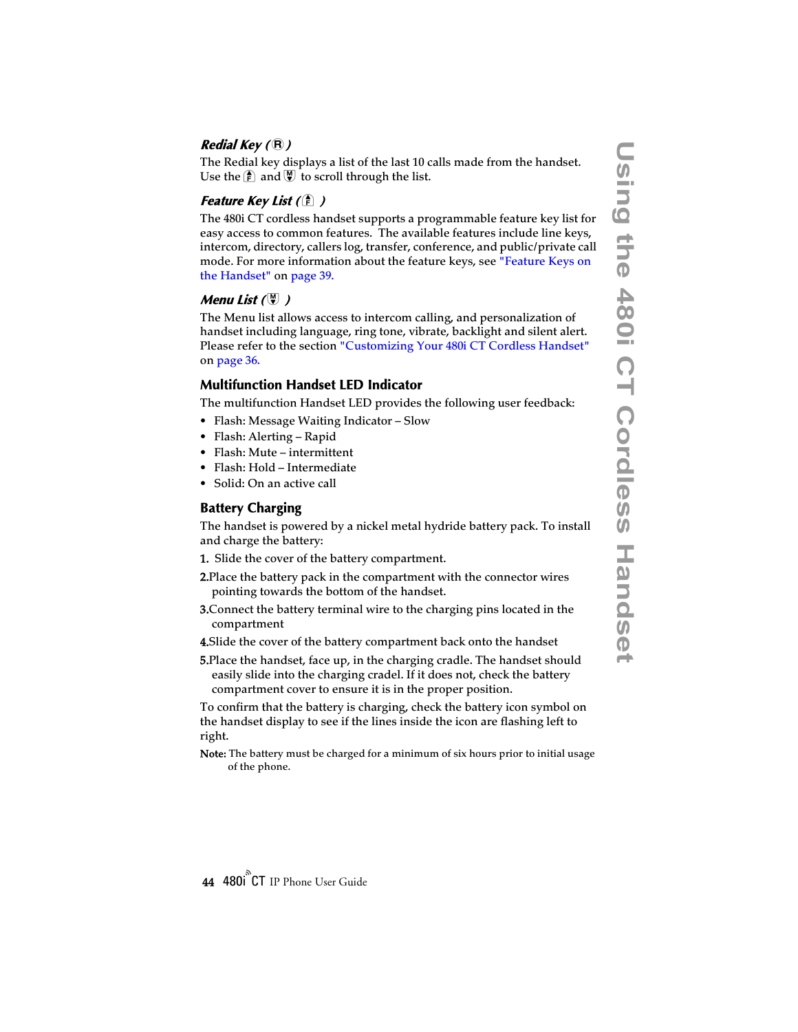### *Redial Key (R)*

The Redial key displays a list of the last 10 calls made from the handset. Use the F and M to scroll through the list.

### *Feature Key List (F )*

The 480i CT cordless handset supports a programmable feature key list for easy access to common features. The available features include line keys, intercom, directory, callers log, transfer, conference, and public/private call mode. For more information about the feature keys, see "Feature Keys on the Handset" on page 39.

### *Menu List (M )*

The Menu list allows access to intercom calling, and personalization of handset including language, ring tone, vibrate, backlight and silent alert. Please refer to the section "Customizing Your 480i CT Cordless Handset" on page 36.

## Multifunction Handset LED Indicator

The multifunction Handset LED provides the following user feedback:

- Flash: Message Waiting Indicator – Slow
- Flash: Alerting – Rapid
- Flash: Mute – intermittent
- Flash: Hold – Intermediate
- Solid: On an active call

## Battery Charging

The handset is powered by a nickel metal hydride battery pack. To install and charge the battery:

1. Slide the cover of the battery compartment.
2. Place the battery pack in the compartment with the connector wires pointing towards the bottom of the handset.
3. Connect the battery terminal wire to the charging pins located in the compartment
4. Slide the cover of the battery compartment back onto the handset
5. Place the handset, face up, in the charging cradle. The handset should easily slide into the charging cradel. If it does not, check the battery compartment cover to ensure it is in the proper position.

To confirm that the battery is charging, check the battery icon symbol on the handset display to see if the lines inside the icon are flashing left to right.

**Note:** The battery must be charged for a minimum of six hours prior to initial usage of the phone.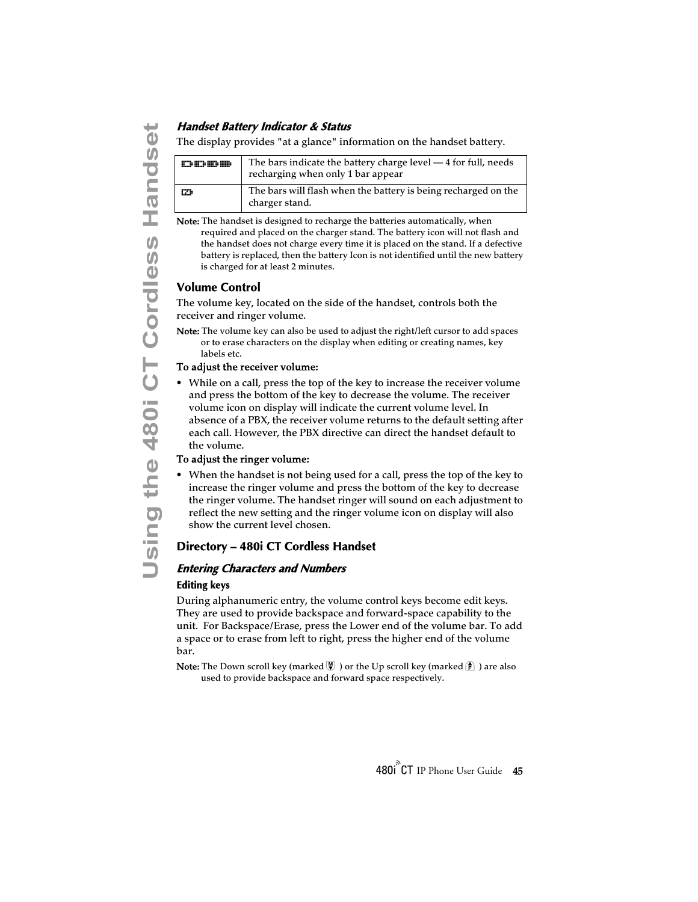### *Handset Battery Indicator & Status*

The display provides "at a glance" information on the handset battery.

| | |
|---|---|
| | The bars indicate the battery charge level — 4 for full, needs recharging when only 1 bar appear |
| | The bars will flash when the battery is being recharged on the charger stand. |

**Note:** The handset is designed to recharge the batteries automatically, when required and placed on the charger stand. The battery icon will not flash and the handset does not charge every time it is placed on the stand. If a defective battery is replaced, then the battery Icon is not identified until the new battery is charged for at least 2 minutes.

## Volume Control

The volume key, located on the side of the handset, controls both the receiver and ringer volume.

**Note:** The volume key can also be used to adjust the right/left cursor to add spaces or to erase characters on the display when editing or creating names, key labels etc.

**To adjust the receiver volume:**

- While on a call, press the top of the key to increase the receiver volume and press the bottom of the key to decrease the volume. The receiver volume icon on display will indicate the current volume level. In absence of a PBX, the receiver volume returns to the default setting after each call. However, the PBX directive can direct the handset default to the volume.

**To adjust the ringer volume:**

- When the handset is not being used for a call, press the top of the key to increase the ringer volume and press the bottom of the key to decrease the ringer volume. The handset ringer will sound on each adjustment to reflect the new setting and the ringer volume icon on display will also show the current level chosen.

## Directory – 480i CT Cordless Handset

### *Entering Characters and Numbers*

**Editing keys**

During alphanumeric entry, the volume control keys become edit keys. They are used to provide backspace and forward-space capability to the unit. For Backspace/Erase, press the Lower end of the volume bar. To add a space or to erase from left to right, press the higher end of the volume bar.

**Note:** The Down scroll key (marked ) or the Up scroll key (marked ) are also used to provide backspace and forward space respectively.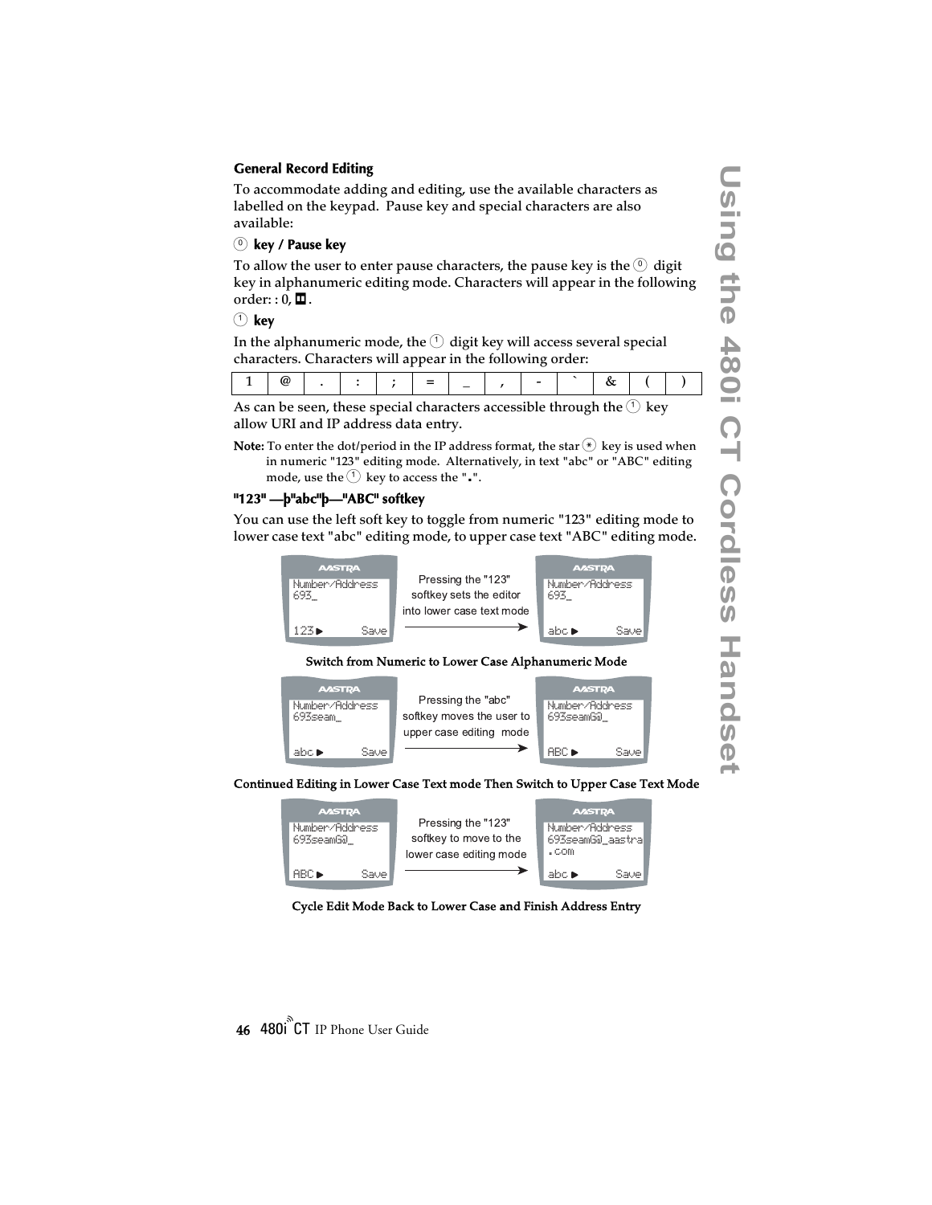### General Record Editing

To accommodate adding and editing, use the available characters as labelled on the keypad. Pause key and special characters are also available:

**0 key / Pause key**

To allow the user to enter pause characters, the pause key is the 0 digit key in alphanumeric editing mode. Characters will appear in the following order: : 0, ⏸.

**1 key**

In the alphanumeric mode, the 1 digit key will access several special characters. Characters will appear in the following order:

| 1 | @ | . | : | ; | = | _ | , | - | ` | & | ( | ) |
|---|---|---|---|---|---|---|---|---|---|---|---|---|

As can be seen, these special characters accessible through the 1 key allow URI and IP address data entry.

**Note:** To enter the dot/period in the IP address format, the star * key is used when in numeric "123" editing mode. Alternatively, in text "abc" or "ABC" editing mode, use the 1 key to access the ".".

**"123" —þ"abc"þ—"ABC" softkey**

You can use the left soft key to toggle from numeric "123" editing mode to lower case text "abc" editing mode, to upper case text "ABC" editing mode.

Pressing the "123" softkey sets the editor into lower case text mode

Switch from Numeric to Lower Case Alphanumeric Mode

Pressing the "abc" softkey moves the user to upper case editing mode

Continued Editing in Lower Case Text mode Then Switch to Upper Case Text Mode

Pressing the "123" softkey to move to the lower case editing mode

Cycle Edit Mode Back to Lower Case and Finish Address Entry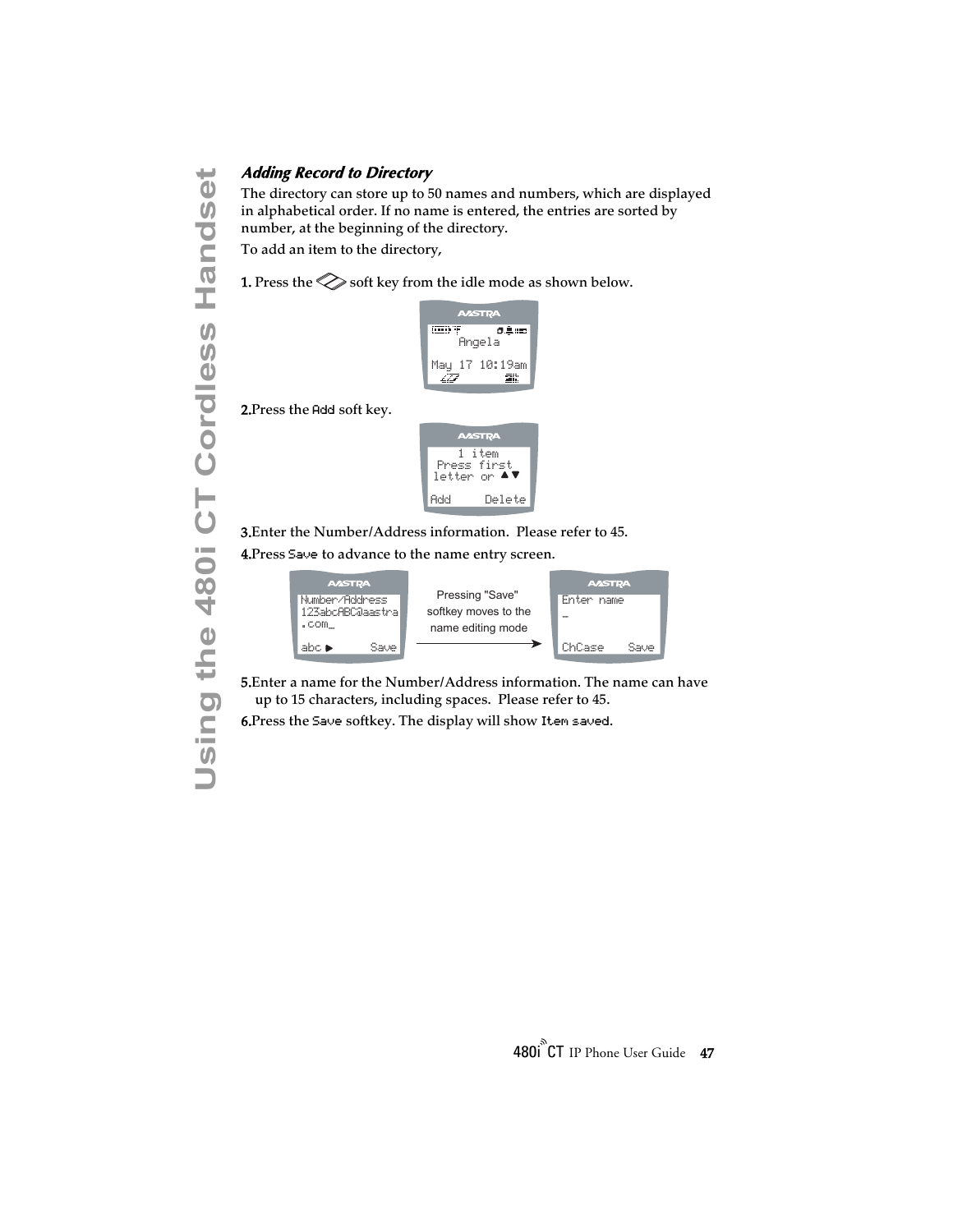### *Adding Record to Directory*

The directory can store up to 50 names and numbers, which are displayed in alphabetical order. If no name is entered, the entries are sorted by number, at the beginning of the directory.

To add an item to the directory,

**1.** Press the soft key from the idle mode as shown below.

**2.** Press the Add soft key.

**3.** Enter the Number/Address information. Please refer to 45.

**4.** Press Save to advance to the name entry screen.

Pressing "Save" softkey moves to the name editing mode

**5.** Enter a name for the Number/Address information. The name can have up to 15 characters, including spaces. Please refer to 45.

**6.** Press the Save softkey. The display will show Item saved.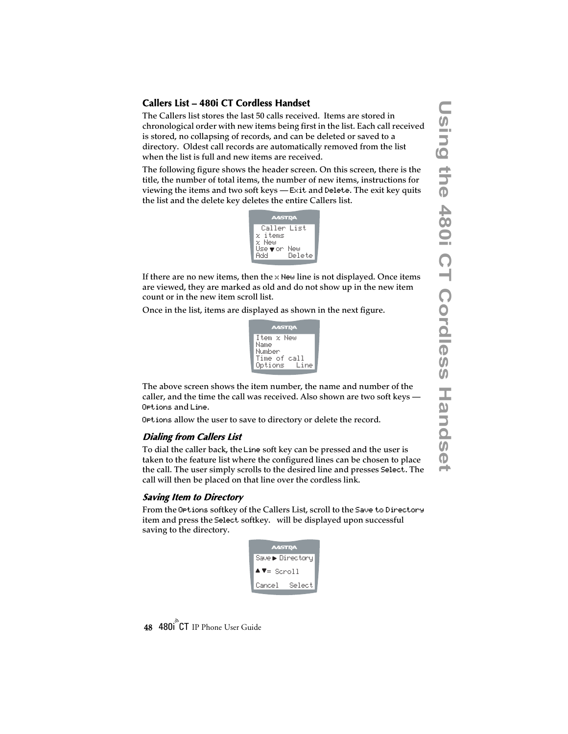## Callers List – 480i CT Cordless Handset

The Callers list stores the last 50 calls received. Items are stored in chronological order with new items being first in the list. Each call received is stored, no collapsing of records, and can be deleted or saved to a directory. Oldest call records are automatically removed from the list when the list is full and new items are received.

The following figure shows the header screen. On this screen, there is the title, the number of total items, the number of new items, instructions for viewing the items and two soft keys — Exit and Delete. The exit key quits the list and the delete key deletes the entire Callers list.

```
 Caller List
x items
x New
Use ▼ or New
Add     Delete
```

If there are no new items, then the x New line is not displayed. Once items are viewed, they are marked as old and do not show up in the new item count or in the new item scroll list.

Once in the list, items are displayed as shown in the next figure.

```
Item x New
Name
Number
Time of call
Options   Line
```

The above screen shows the item number, the name and number of the caller, and the time the call was received. Also shown are two soft keys — Options and Line.

Options allow the user to save to directory or delete the record.

### *Dialing from Callers List*

To dial the caller back, the Line soft key can be pressed and the user is taken to the feature list where the configured lines can be chosen to place the call. The user simply scrolls to the desired line and presses Select. The call will then be placed on that line over the cordless link.

### *Saving Item to Directory*

From the Options softkey of the Callers List, scroll to the Save to Directory item and press the Select softkey.   will be displayed upon successful saving to the directory.

```
Save ▶ Directory
▲▼= Scroll
Cancel   Select
```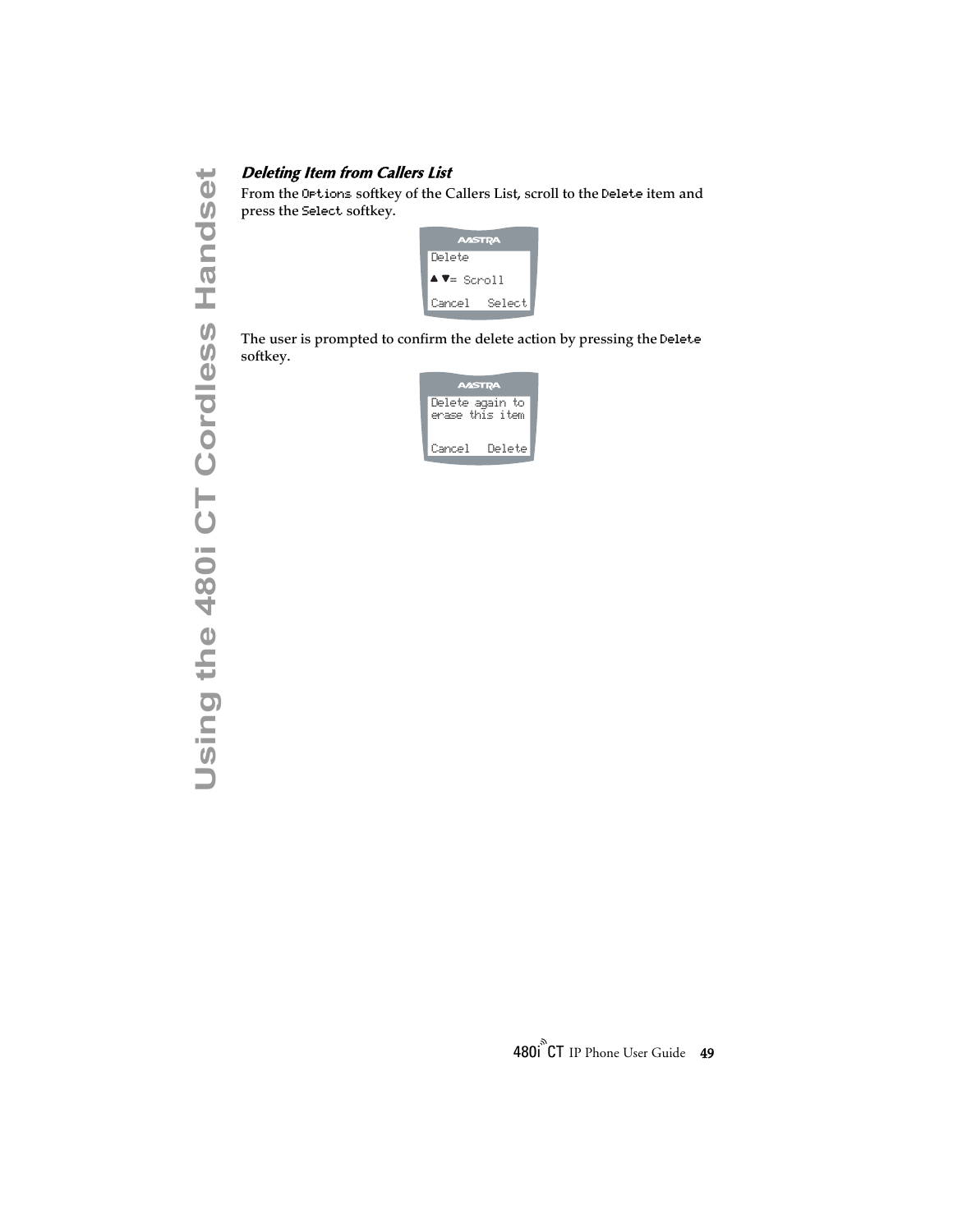### *Deleting Item from Callers List*

From the `Options` softkey of the Callers List, scroll to the `Delete` item and press the `Select` softkey.

```
Delete
▲ ▼= Scroll
Cancel   Select
```

The user is prompted to confirm the delete action by pressing the `Delete` softkey.

```
Delete again to
erase this item
Cancel   Delete
```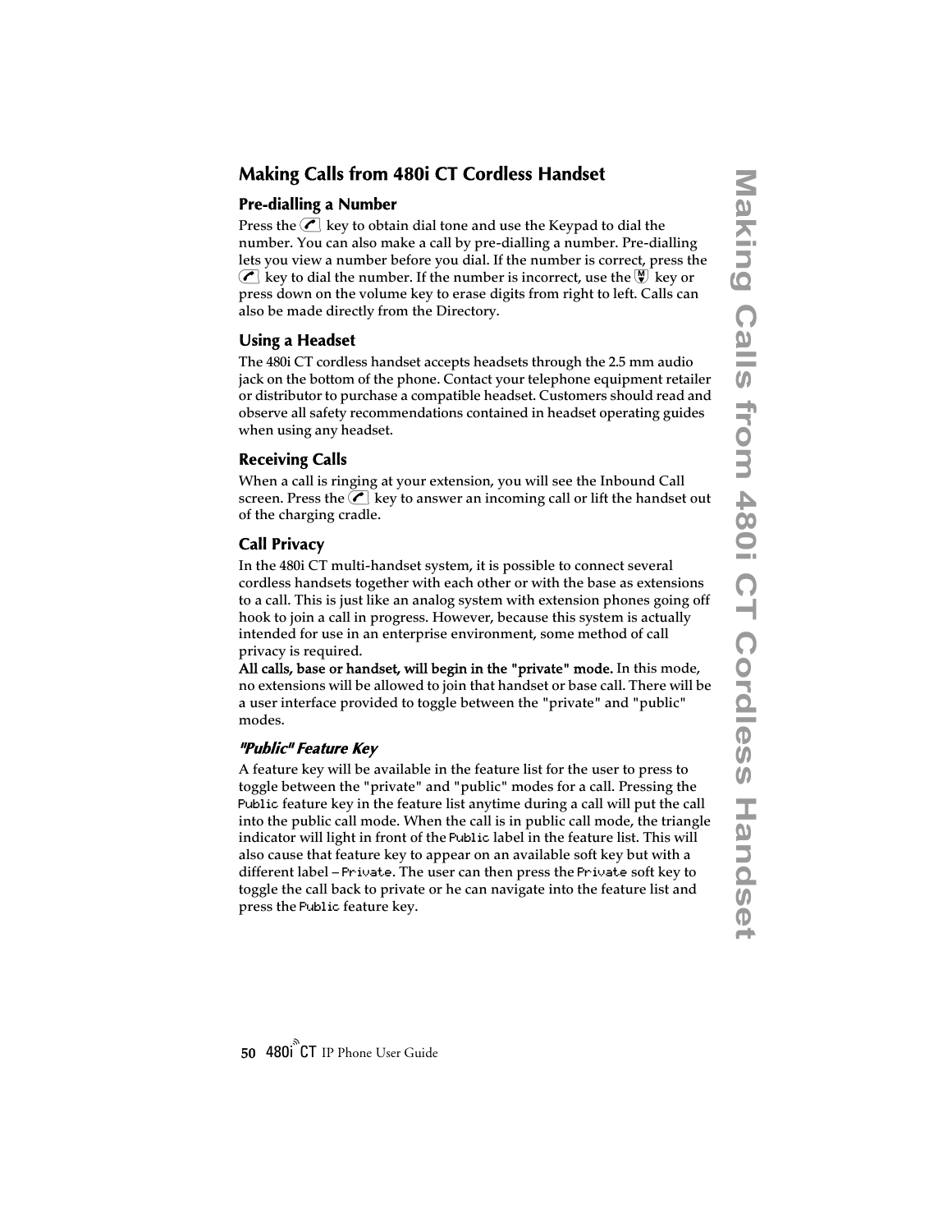## Making Calls from 480i CT Cordless Handset

### Pre-dialling a Number

Press the key to obtain dial tone and use the Keypad to dial the number. You can also make a call by pre-dialling a number. Pre-dialling lets you view a number before you dial. If the number is correct, press the key to dial the number. If the number is incorrect, use the key or press down on the volume key to erase digits from right to left. Calls can also be made directly from the Directory.

### Using a Headset

The 480i CT cordless handset accepts headsets through the 2.5 mm audio jack on the bottom of the phone. Contact your telephone equipment retailer or distributor to purchase a compatible headset. Customers should read and observe all safety recommendations contained in headset operating guides when using any headset.

### Receiving Calls

When a call is ringing at your extension, you will see the Inbound Call screen. Press the key to answer an incoming call or lift the handset out of the charging cradle.

### Call Privacy

In the 480i CT multi-handset system, it is possible to connect several cordless handsets together with each other or with the base as extensions to a call. This is just like an analog system with extension phones going off hook to join a call in progress. However, because this system is actually intended for use in an enterprise environment, some method of call privacy is required.

**All calls, base or handset, will begin in the "private" mode.** In this mode, no extensions will be allowed to join that handset or base call. There will be a user interface provided to toggle between the "private" and "public" modes.

#### *"Public" Feature Key*

A feature key will be available in the feature list for the user to press to toggle between the "private" and "public" modes for a call. Pressing the Public feature key in the feature list anytime during a call will put the call into the public call mode. When the call is in public call mode, the triangle indicator will light in front of the Public label in the feature list. This will also cause that feature key to appear on an available soft key but with a different label – Private. The user can then press the Private soft key to toggle the call back to private or he can navigate into the feature list and press the Public feature key.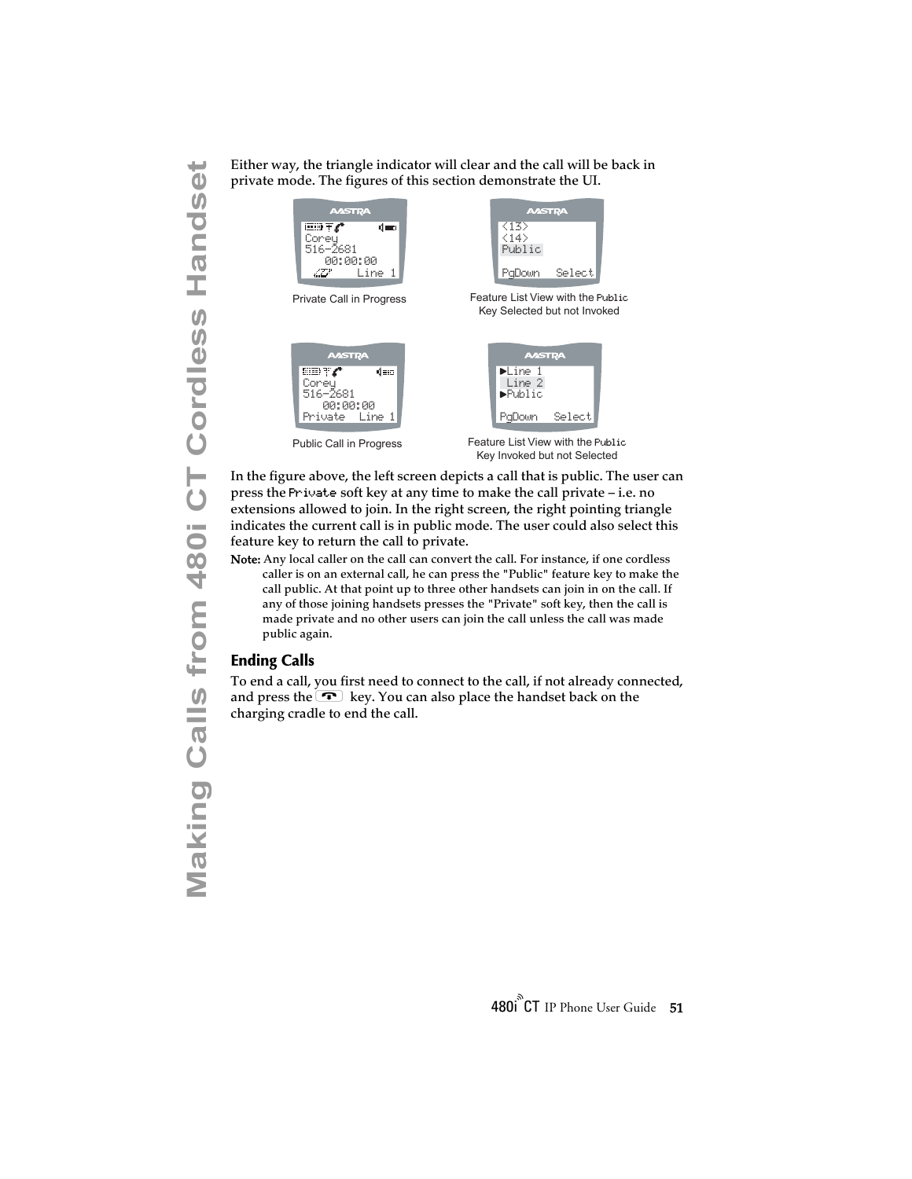Either way, the triangle indicator will clear and the call will be back in private mode. The figures of this section demonstrate the UI.

Private Call in Progress

Feature List View with the Public Key Selected but not Invoked

Public Call in Progress

Feature List View with the Public Key Invoked but not Selected

In the figure above, the left screen depicts a call that is public. The user can press the Private soft key at any time to make the call private – i.e. no extensions allowed to join. In the right screen, the right pointing triangle indicates the current call is in public mode. The user could also select this feature key to return the call to private.

**Note:** Any local caller on the call can convert the call. For instance, if one cordless caller is on an external call, he can press the "Public" feature key to make the call public. At that point up to three other handsets can join in on the call. If any of those joining handsets presses the "Private" soft key, then the call is made private and no other users can join the call unless the call was made public again.

## Ending Calls

To end a call, you first need to connect to the call, if not already connected, and press the key. You can also place the handset back on the charging cradle to end the call.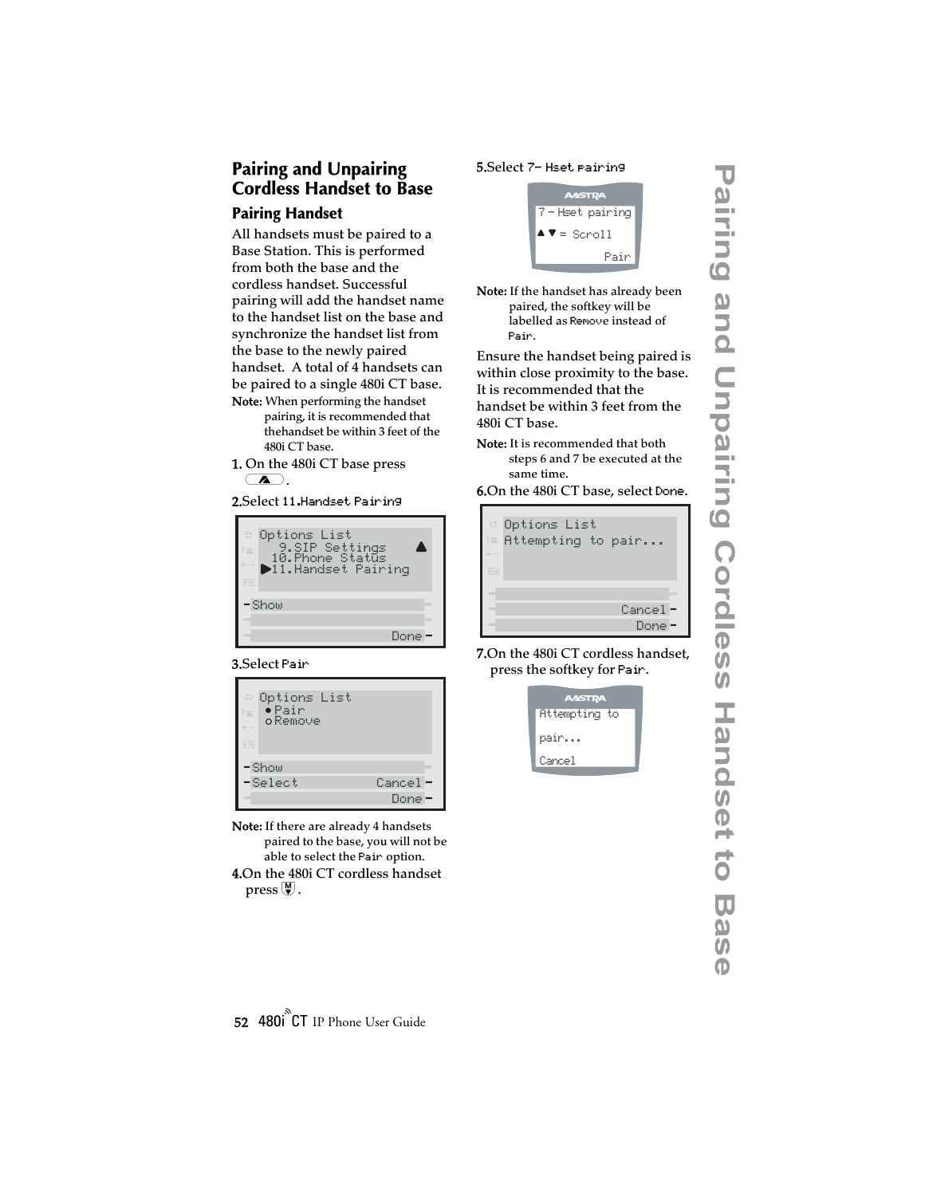## Pairing and Unpairing Cordless Handset to Base

### Pairing Handset

All handsets must be paired to a Base Station. This is performed from both the base and the cordless handset. Successful pairing will add the handset name to the handset list on the base and synchronize the handset list from the base to the newly paired handset. A total of 4 handsets can be paired to a single 480i CT base.

**Note:** When performing the handset pairing, it is recommended that thehandset be within 3 feet of the 480i CT base.

**1.** On the 480i CT base press .

**2.**Select 11.Handset Pairing

```
Options List
  9.SIP Settings
 10.Phone Status
▶11.Handset Pairing

- Show
                         Done -
```

**3.**Select Pair

```
Options List
 ● Pair
 ○ Remove

- Show
- Select            Cancel -
                      Done -
```

**Note:** If there are already 4 handsets paired to the base, you will not be able to select the Pair option.

**4.**On the 480i CT cordless handset press .

**5.**Select 7- Hset pairing

```
7 - Hset pairing
▲▼ = Scroll
            Pair
```

**Note:** If the handset has already been paired, the softkey will be labelled as Remove instead of Pair.

Ensure the handset being paired is within close proximity to the base. It is recommended that the handset be within 3 feet from the 480i CT base.

**Note:** It is recommended that both steps 6 and 7 be executed at the same time.

**6.**On the 480i CT base, select Done.

```
Options List
Attempting to pair...

                    Cancel -
                      Done -
```

**7.**On the 480i CT cordless handset, press the softkey for Pair.

```
Attempting to
pair...
Cancel
```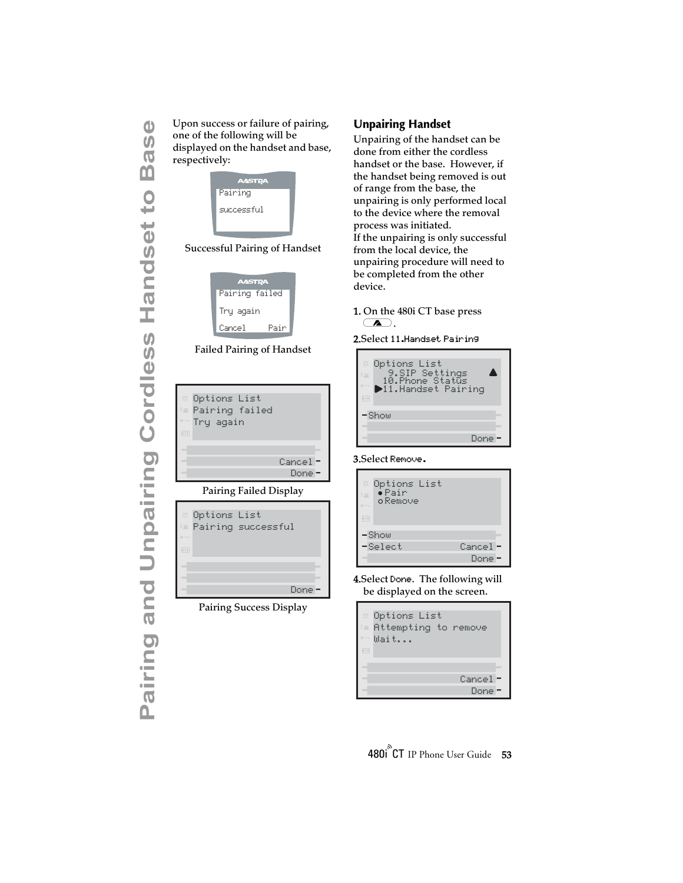Upon success or failure of pairing, one of the following will be displayed on the handset and base, respectively:

```
Pairing
successful
```

Successful Pairing of Handset

```
Pairing failed
Try again
Cancel      Pair
```

Failed Pairing of Handset

```
Options List
Pairing failed
Try again

                Cancel
                Done
```

Pairing Failed Display

```
Options List
Pairing successful

                Done
```

Pairing Success Display

## Unpairing Handset

Unpairing of the handset can be done from either the cordless handset or the base. However, if the handset being removed is out of range from the base, the unpairing is only performed local to the device where the removal process was initiated.
If the unpairing is only successful from the local device, the unpairing procedure will need to be completed from the other device.

1. On the 480i CT base press .
2. Select 11.Handset Pairing

```
Options List
  9.SIP Settings
 10.Phone Status
▶11.Handset Pairing

Show
                Done
```

3. Select Remove.

```
Options List
 ●Pair
 ○Remove

Show
Select          Cancel
                Done
```

4. Select Done. The following will be displayed on the screen.

```
Options List
Attempting to remove
Wait...

                Cancel
                Done
```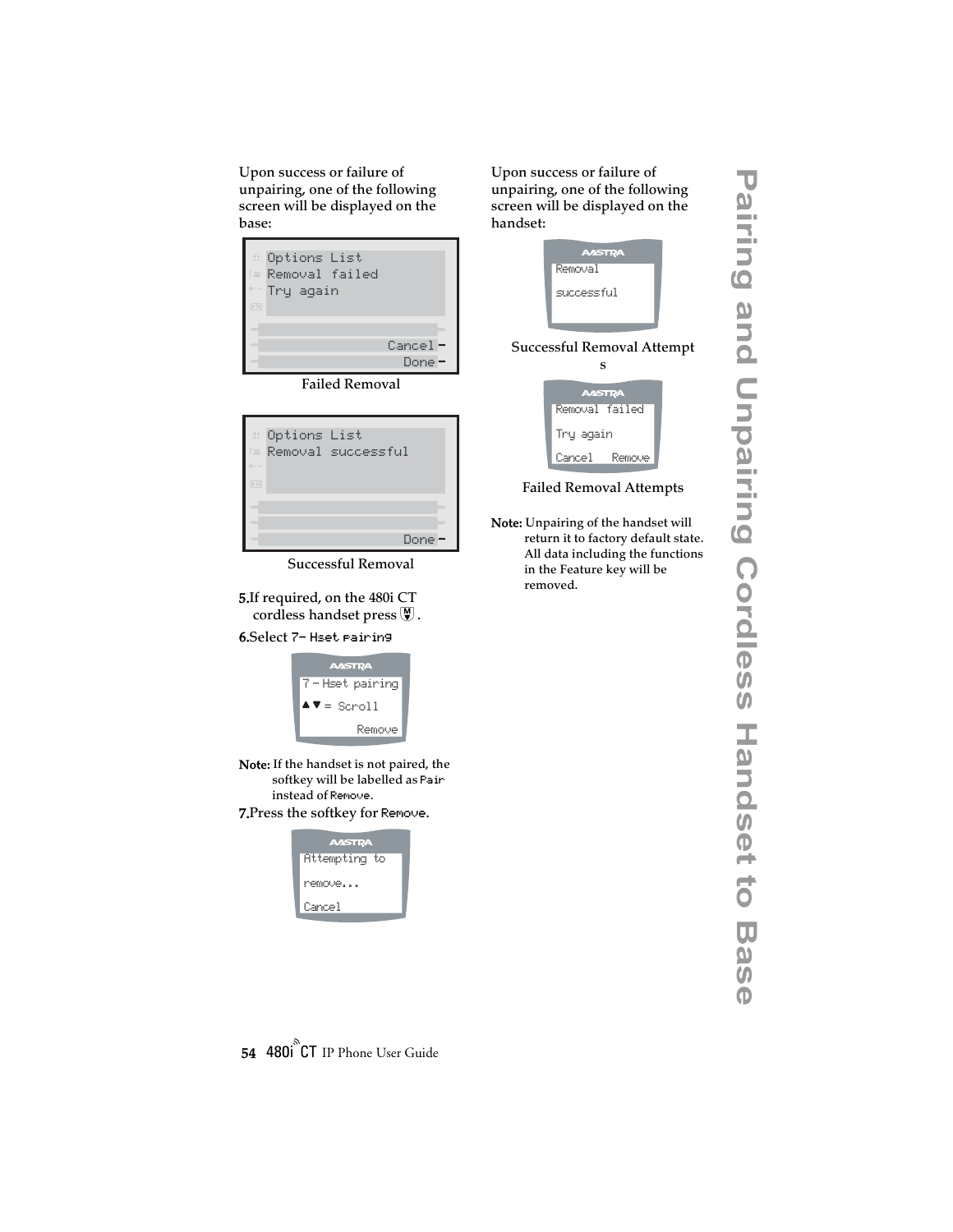Upon success or failure of unpairing, one of the following screen will be displayed on the base:

```
Options List
Removal failed
Try again

                Cancel
                  Done
```

Failed Removal

```
Options List
Removal successful



                  Done
```

Successful Removal

5. If required, on the 480i CT cordless handset press M.

6. Select `7- Hset pairing`

```
7 - Hset pairing
▲▼ = Scroll
           Remove
```

**Note:** If the handset is not paired, the softkey will be labelled as `Pair` instead of `Remove`.

7. Press the softkey for `Remove`.

```
Attempting to
remove...
Cancel
```

Upon success or failure of unpairing, one of the following screen will be displayed on the handset:

```
Removal
successful
```

Successful Removal Attempts

```
Removal failed
Try again
Cancel    Remove
```

Failed Removal Attempts

**Note:** Unpairing of the handset will return it to factory default state. All data including the functions in the Feature key will be removed.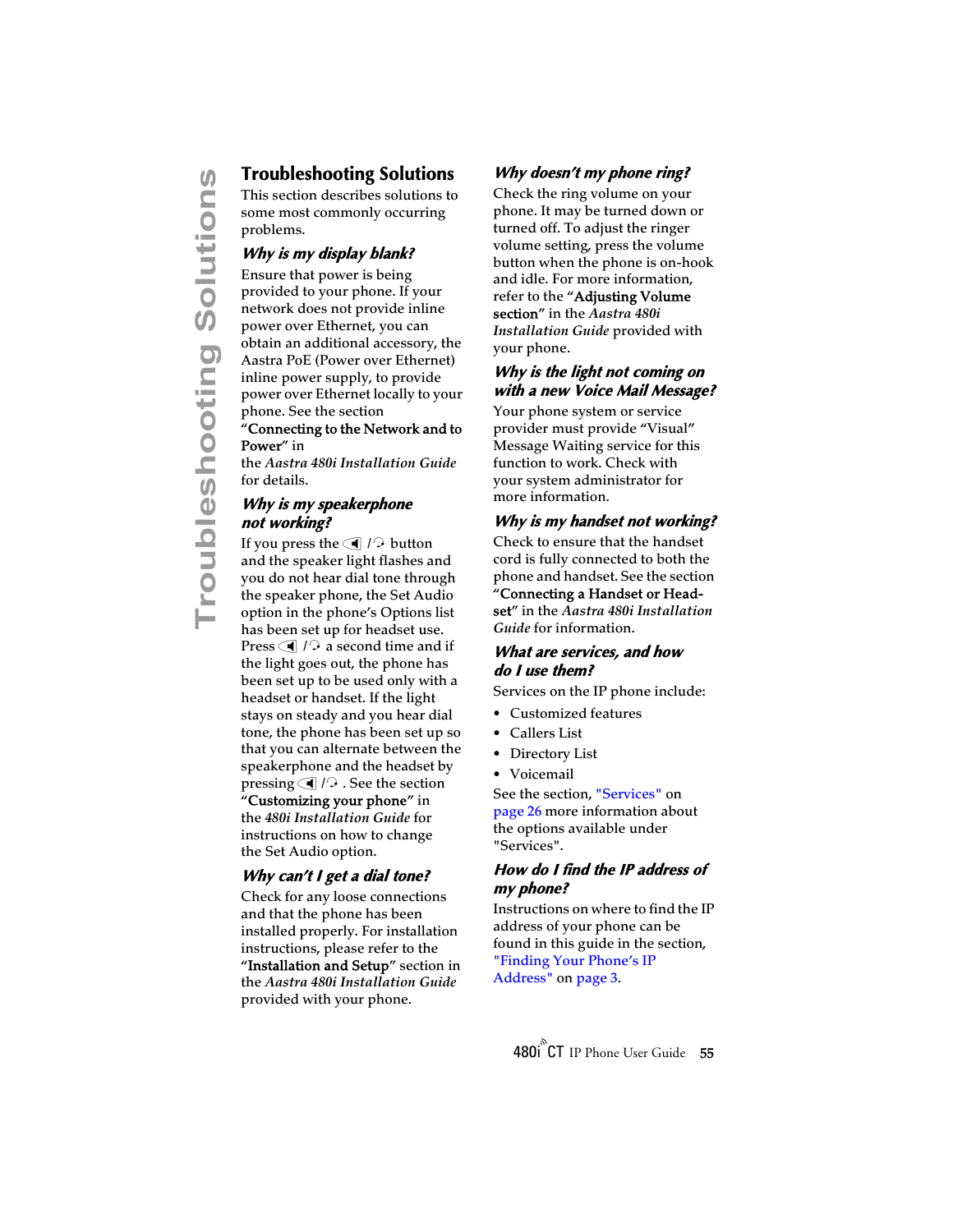## Troubleshooting Solutions

This section describes solutions to some most commonly occurring problems.

### *Why is my display blank?*

Ensure that power is being provided to your phone. If your network does not provide inline power over Ethernet, you can obtain an additional accessory, the Aastra PoE (Power over Ethernet) inline power supply, to provide power over Ethernet locally to your phone. See the section "**Connecting to the Network and to Power**" in the *Aastra 480i Installation Guide* for details.

### *Why is my speakerphone not working?*

If you press the ◄ / 🎧 button and the speaker light flashes and you do not hear dial tone through the speaker phone, the Set Audio option in the phone's Options list has been set up for headset use. Press ◄ / 🎧 a second time and if the light goes out, the phone has been set up to be used only with a headset or handset. If the light stays on steady and you hear dial tone, the phone has been set up so that you can alternate between the speakerphone and the headset by pressing ◄ / 🎧 . See the section "**Customizing your phone**" in the *480i Installation Guide* for instructions on how to change the Set Audio option.

### *Why can't I get a dial tone?*

Check for any loose connections and that the phone has been installed properly. For installation instructions, please refer to the "**Installation and Setup**" section in the *Aastra 480i Installation Guide* provided with your phone.

### *Why doesn't my phone ring?*

Check the ring volume on your phone. It may be turned down or turned off. To adjust the ringer volume setting, press the volume button when the phone is on-hook and idle. For more information, refer to the "**Adjusting Volume section**" in the *Aastra 480i Installation Guide* provided with your phone.

### *Why is the light not coming on with a new Voice Mail Message?*

Your phone system or service provider must provide "Visual" Message Waiting service for this function to work. Check with your system administrator for more information.

### *Why is my handset not working?*

Check to ensure that the handset cord is fully connected to both the phone and handset. See the section "**Connecting a Handset or Headset**" in the *Aastra 480i Installation Guide* for information.

### *What are services, and how do I use them?*

Services on the IP phone include:

- Customized features
- Callers List
- Directory List
- Voicemail

See the section, "Services" on page 26 more information about the options available under "Services".

### *How do I find the IP address of my phone?*

Instructions on where to find the IP address of your phone can be found in this guide in the section, "Finding Your Phone's IP Address" on page 3.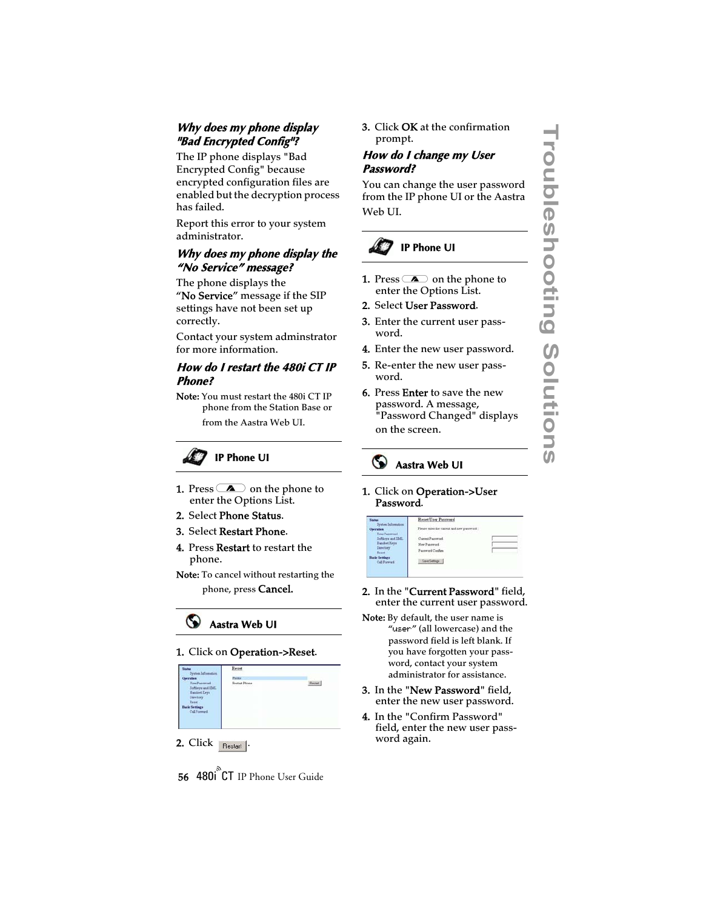### *Why does my phone display "Bad Encrypted Config"?*

The IP phone displays "Bad Encrypted Config" because encrypted configuration files are enabled but the decryption process has failed.

Report this error to your system administrator.

### *Why does my phone display the "No Service" message?*

The phone displays the "**No Service**" message if the SIP settings have not been set up correctly.

Contact your system adminstrator for more information.

### *How do I restart the 480i CT IP Phone?*

**Note:** You must restart the 480i CT IP phone from the Station Base or from the Aastra Web UI.

**IP Phone UI**

1. Press the Options button on the phone to enter the Options List.
2. Select **Phone Status**.
3. Select **Restart Phone**.
4. Press **Restart** to restart the phone.

**Note:** To cancel without restarting the phone, press **Cancel.**

**Aastra Web UI**

1. Click on **Operation->Reset**.
2. Click Restart.
3. Click **OK** at the confirmation prompt.

### *How do I change my User Password?*

You can change the user password from the IP phone UI or the Aastra Web UI.

**IP Phone UI**

1. Press the Options button on the phone to enter the Options List.
2. Select **User Password**.
3. Enter the current user password.
4. Enter the new user password.
5. Re-enter the new user password.
6. Press **Enter** to save the new password. A message, "Password Changed" displays on the screen.

**Aastra Web UI**

1. Click on **Operation->User Password**.
2. In the "**Current Password**" field, enter the current user password.

**Note:** By default, the user name is "user" (all lowercase) and the password field is left blank. If you have forgotten your password, contact your system administrator for assistance.

3. In the "**New Password**" field, enter the new user password.
4. In the "Confirm Password" field, enter the new user password again.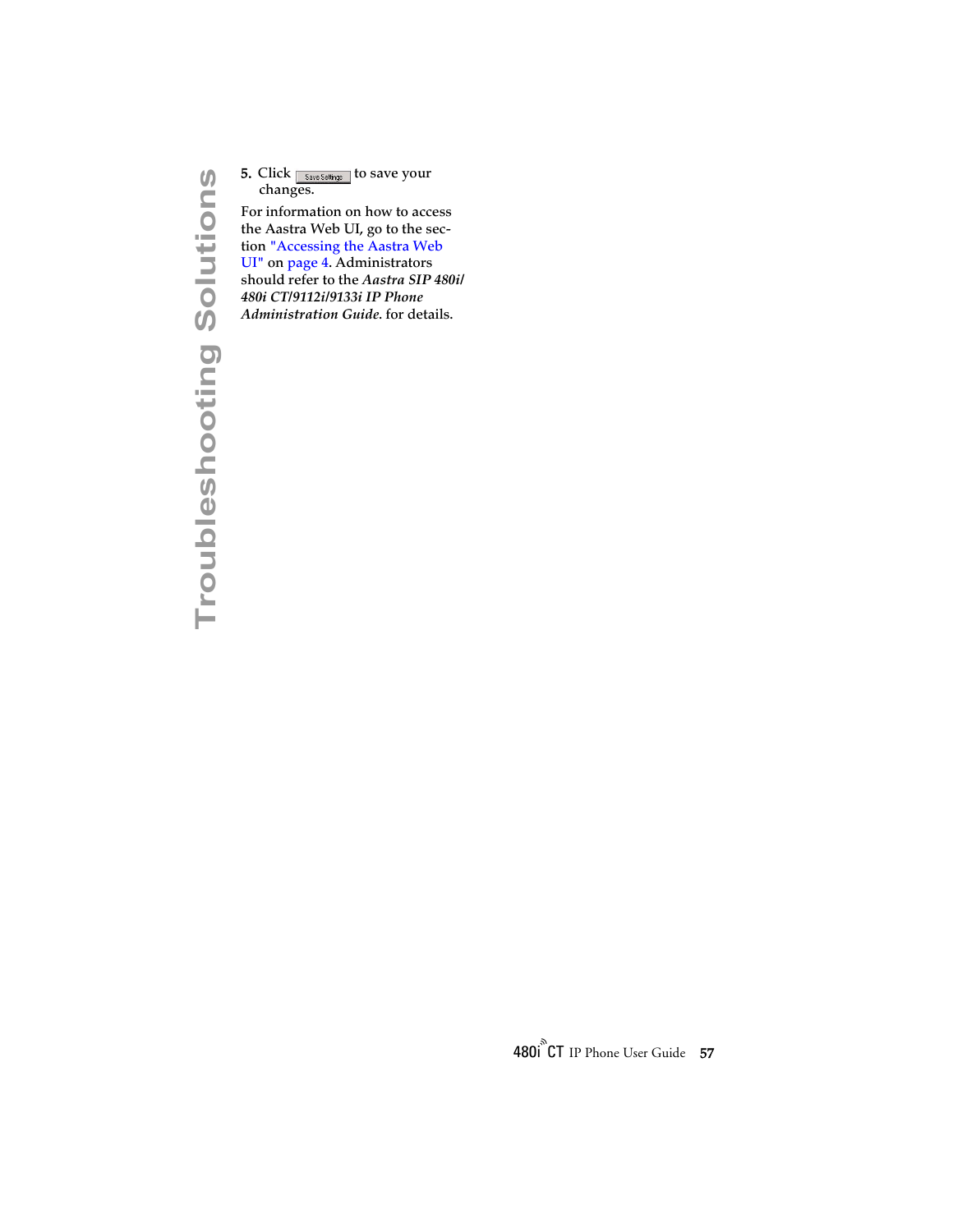5. Click Save Settings to save your changes.

For information on how to access the Aastra Web UI, go to the section "Accessing the Aastra Web UI" on page 4. Administrators should refer to the *Aastra SIP 480i/ 480i CT/9112i/9133i IP Phone Administration Guide.* for details.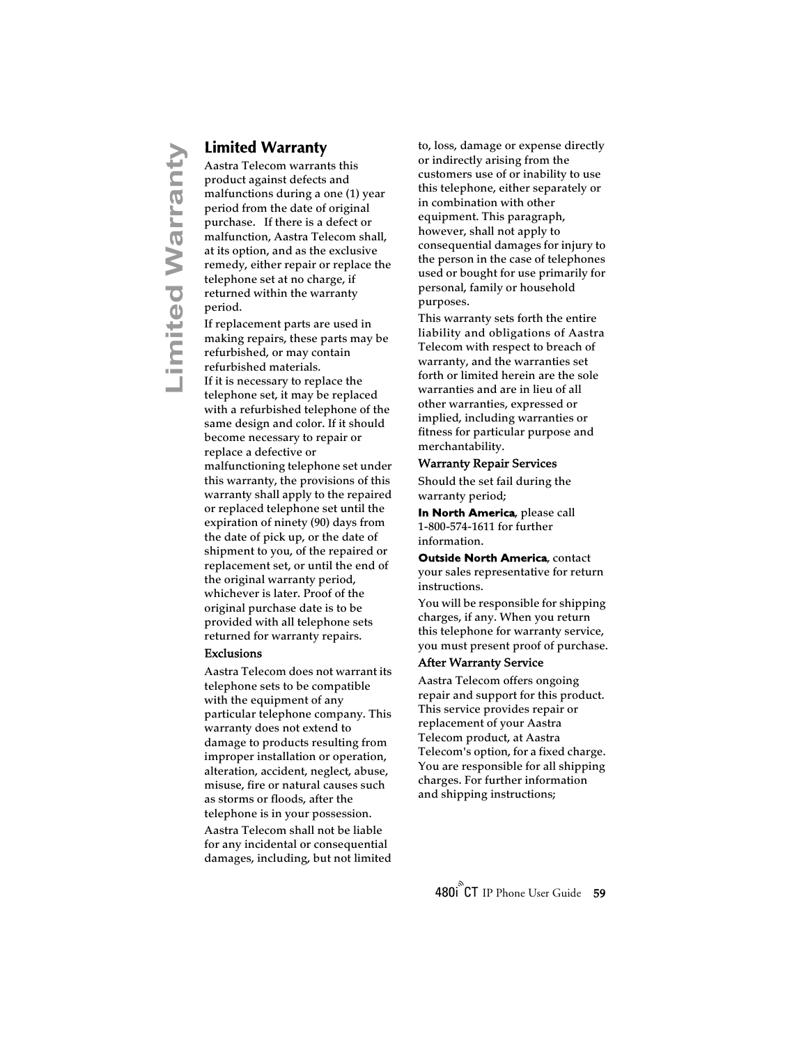## Limited Warranty

Aastra Telecom warrants this product against defects and malfunctions during a one (1) year period from the date of original purchase. If there is a defect or malfunction, Aastra Telecom shall, at its option, and as the exclusive remedy, either repair or replace the telephone set at no charge, if returned within the warranty period.

If replacement parts are used in making repairs, these parts may be refurbished, or may contain refurbished materials.
If it is necessary to replace the telephone set, it may be replaced with a refurbished telephone of the same design and color. If it should become necessary to repair or replace a defective or malfunctioning telephone set under this warranty, the provisions of this warranty shall apply to the repaired or replaced telephone set until the expiration of ninety (90) days from the date of pick up, or the date of shipment to you, of the repaired or replacement set, or until the end of the original warranty period, whichever is later. Proof of the original purchase date is to be provided with all telephone sets returned for warranty repairs.

### Exclusions

Aastra Telecom does not warrant its telephone sets to be compatible with the equipment of any particular telephone company. This warranty does not extend to damage to products resulting from improper installation or operation, alteration, accident, neglect, abuse, misuse, fire or natural causes such as storms or floods, after the telephone is in your possession.

Aastra Telecom shall not be liable for any incidental or consequential damages, including, but not limited to, loss, damage or expense directly or indirectly arising from the customers use of or inability to use this telephone, either separately or in combination with other equipment. This paragraph, however, shall not apply to consequential damages for injury to the person in the case of telephones used or bought for use primarily for personal, family or household purposes.

This warranty sets forth the entire liability and obligations of Aastra Telecom with respect to breach of warranty, and the warranties set forth or limited herein are the sole warranties and are in lieu of all other warranties, expressed or implied, including warranties or fitness for particular purpose and merchantability.

### Warranty Repair Services

Should the set fail during the warranty period;

**In North America**, please call 1-800-574-1611 for further information.

**Outside North America**, contact your sales representative for return instructions.

You will be responsible for shipping charges, if any. When you return this telephone for warranty service, you must present proof of purchase.

### After Warranty Service

Aastra Telecom offers ongoing repair and support for this product. This service provides repair or replacement of your Aastra Telecom product, at Aastra Telecom's option, for a fixed charge. You are responsible for all shipping charges. For further information and shipping instructions;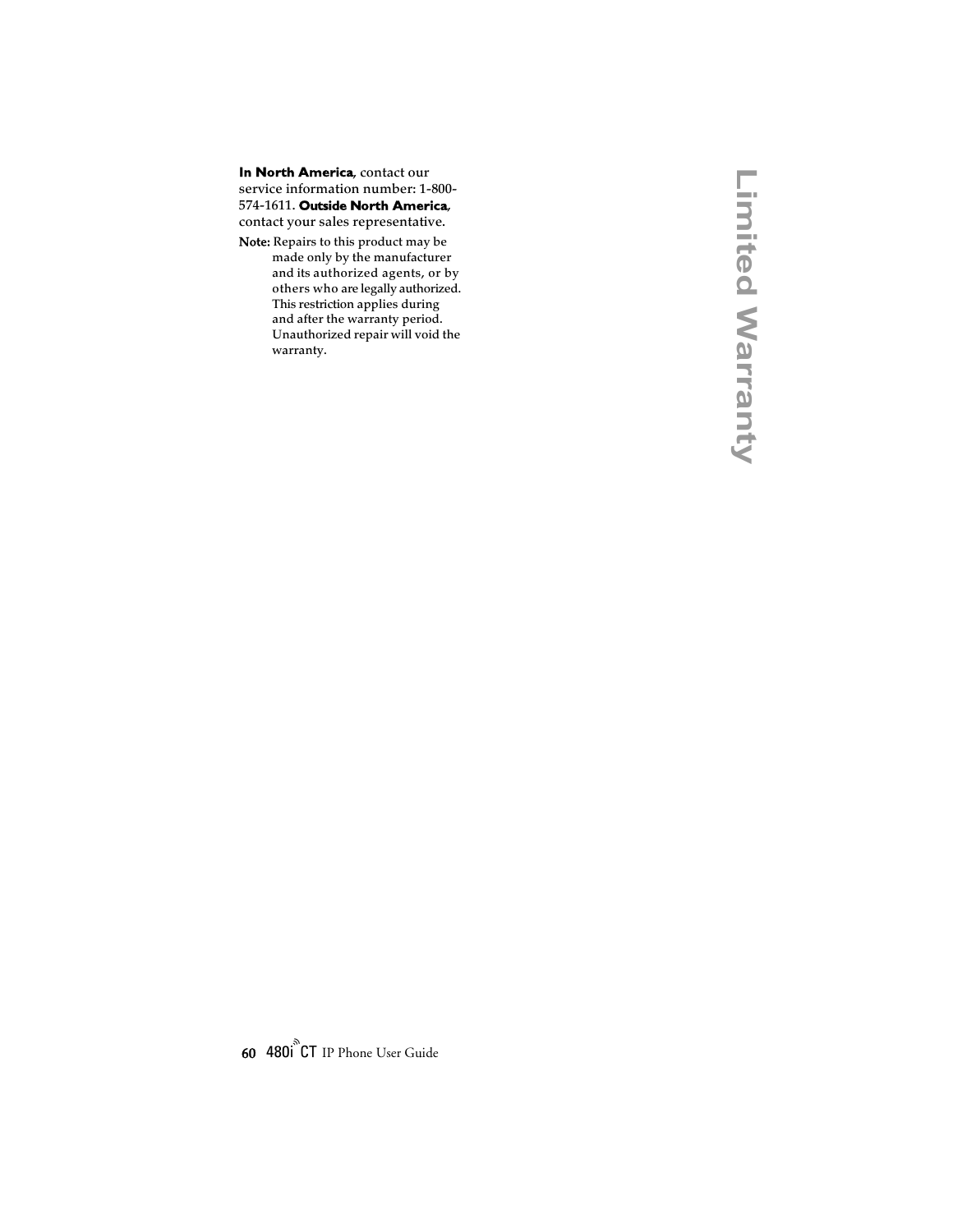**In North America**, contact our service information number: 1-800-574-1611. **Outside North America**, contact your sales representative.

**Note:** Repairs to this product may be made only by the manufacturer and its authorized agents, or by others who are legally authorized. This restriction applies during and after the warranty period. Unauthorized repair will void the warranty.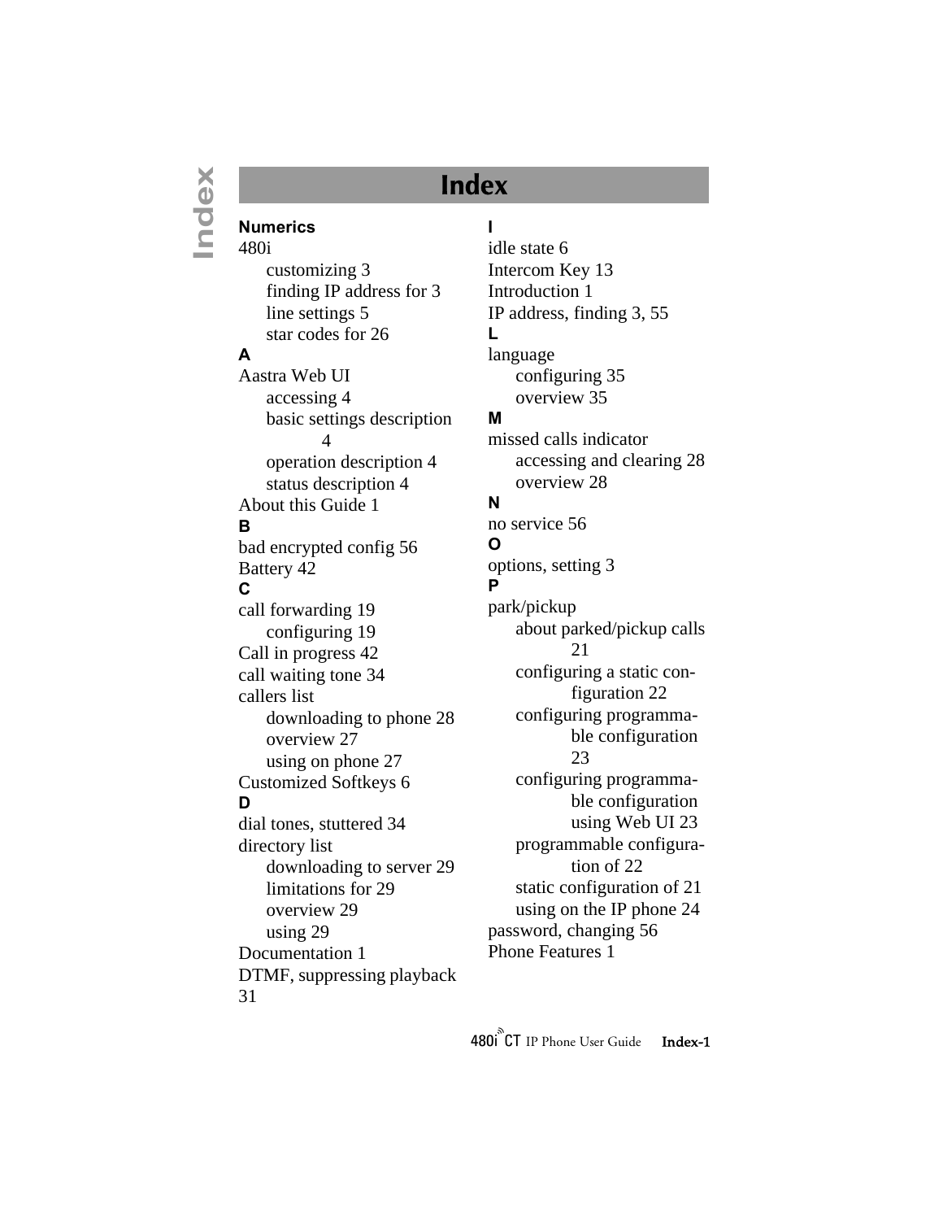# Index

**Numerics**

480i
- customizing 3
- finding IP address for 3
- line settings 5
- star codes for 26

**A**

Aastra Web UI
- accessing 4
- basic settings description 4
- operation description 4
- status description 4

About this Guide 1

**B**

bad encrypted config 56

Battery 42

**C**

call forwarding 19
- configuring 19

Call in progress 42

call waiting tone 34

callers list
- downloading to phone 28
- overview 27
- using on phone 27

Customized Softkeys 6

**D**

dial tones, stuttered 34

directory list
- downloading to server 29
- limitations for 29
- overview 29
- using 29

Documentation 1

DTMF, suppressing playback 31

**I**

idle state 6

Intercom Key 13

Introduction 1

IP address, finding 3, 55

**L**

language
- configuring 35
- overview 35

**M**

missed calls indicator
- accessing and clearing 28
- overview 28

**N**

no service 56

**O**

options, setting 3

**P**

park/pickup
- about parked/pickup calls 21
- configuring a static configuration 22
- configuring programmable configuration 23
- configuring programmable configuration using Web UI 23
- programmable configuration of 22
- static configuration of 21
- using on the IP phone 24

password, changing 56

Phone Features 1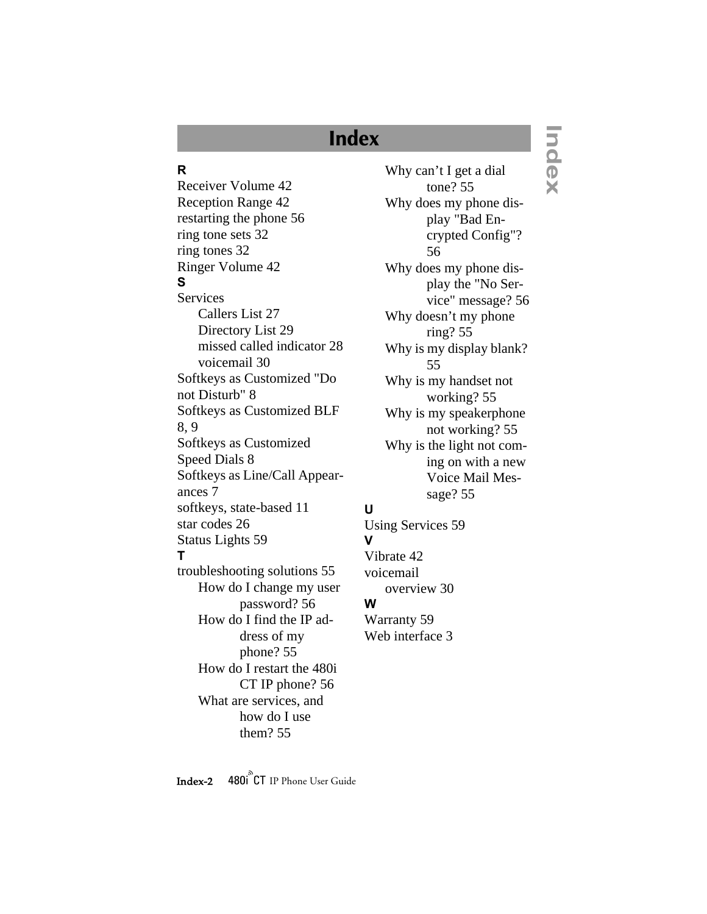# Index

**R**

Receiver Volume 42
Reception Range 42
restarting the phone 56
ring tone sets 32
ring tones 32
Ringer Volume 42

**S**

Services
- Callers List 27
- Directory List 29
- missed called indicator 28
- voicemail 30

Softkeys as Customized "Do not Disturb" 8
Softkeys as Customized BLF 8, 9
Softkeys as Customized Speed Dials 8
Softkeys as Line/Call Appearances 7
softkeys, state-based 11
star codes 26
Status Lights 59

**T**

troubleshooting solutions 55
- How do I change my user password? 56
- How do I find the IP address of my phone? 55
- How do I restart the 480i CT IP phone? 56
- What are services, and how do I use them? 55
- Why can't I get a dial tone? 55
- Why does my phone display "Bad Encrypted Config"? 56
- Why does my phone display the "No Service" message? 56
- Why doesn't my phone ring? 55
- Why is my display blank? 55
- Why is my handset not working? 55
- Why is my speakerphone not working? 55
- Why is the light not coming on with a new Voice Mail Message? 55

**U**

Using Services 59

**V**

Vibrate 42
voicemail
- overview 30

**W**

Warranty 59
Web interface 3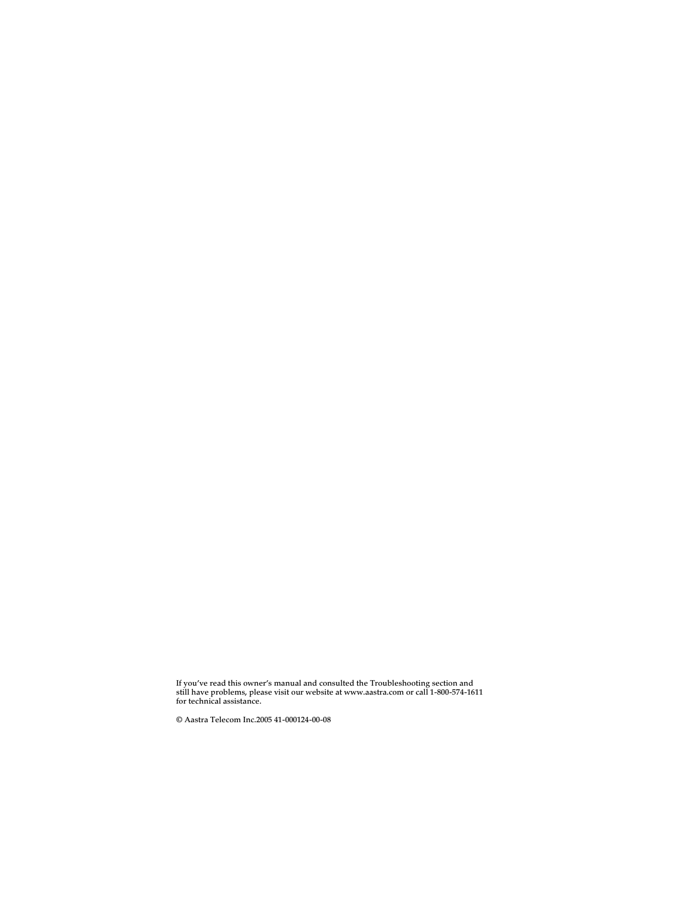If you've read this owner's manual and consulted the Troubleshooting section and still have problems, please visit our website at www.aastra.com or call 1-800-574-1611 for technical assistance.

© Aastra Telecom Inc.2005 41-000124-00-08